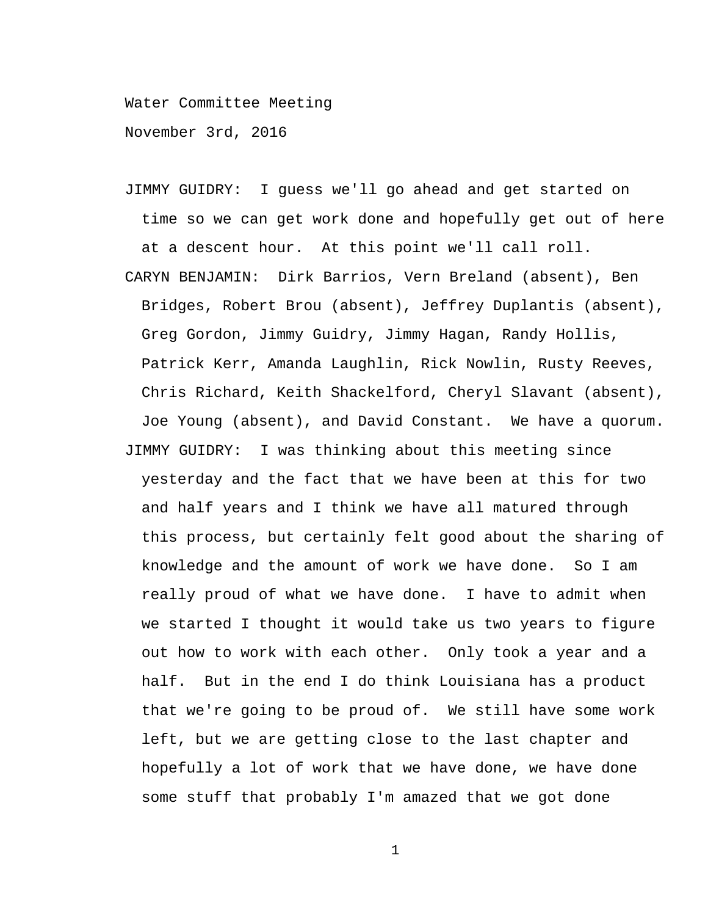Water Committee Meeting

November 3rd, 2016

JIMMY GUIDRY: I guess we'll go ahead and get started on time so we can get work done and hopefully get out of here at a descent hour. At this point we'll call roll.

CARYN BENJAMIN: Dirk Barrios, Vern Breland (absent), Ben Bridges, Robert Brou (absent), Jeffrey Duplantis (absent), Greg Gordon, Jimmy Guidry, Jimmy Hagan, Randy Hollis, Patrick Kerr, Amanda Laughlin, Rick Nowlin, Rusty Reeves, Chris Richard, Keith Shackelford, Cheryl Slavant (absent), Joe Young (absent), and David Constant. We have a quorum.

JIMMY GUIDRY: I was thinking about this meeting since yesterday and the fact that we have been at this for two and half years and I think we have all matured through this process, but certainly felt good about the sharing of knowledge and the amount of work we have done. So I am really proud of what we have done. I have to admit when we started I thought it would take us two years to figure out how to work with each other. Only took a year and a half. But in the end I do think Louisiana has a product that we're going to be proud of. We still have some work left, but we are getting close to the last chapter and hopefully a lot of work that we have done, we have done some stuff that probably I'm amazed that we got done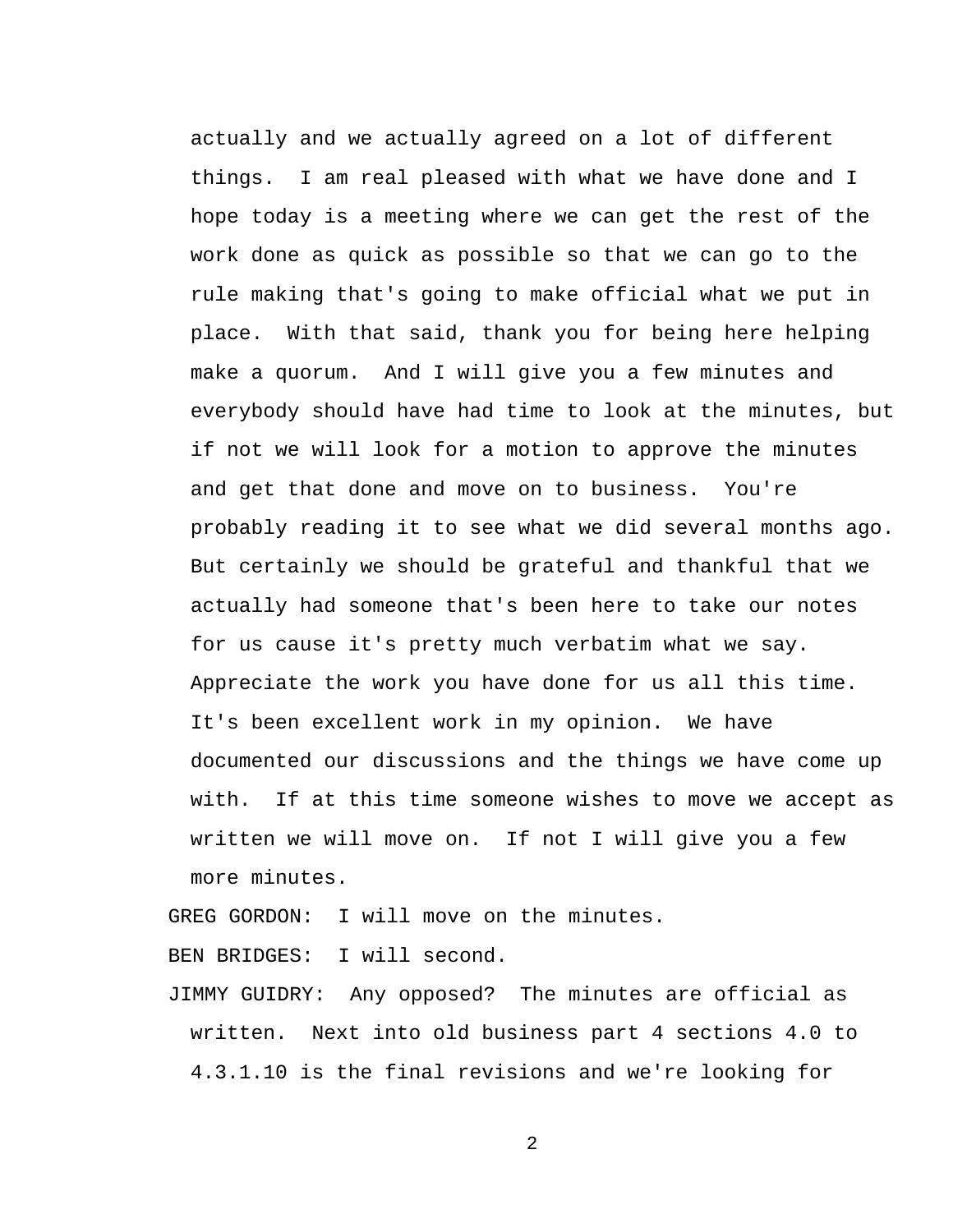actually and we actually agreed on a lot of different things. I am real pleased with what we have done and I hope today is a meeting where we can get the rest of the work done as quick as possible so that we can go to the rule making that's going to make official what we put in place. With that said, thank you for being here helping make a quorum. And I will give you a few minutes and everybody should have had time to look at the minutes, but if not we will look for a motion to approve the minutes and get that done and move on to business. You're probably reading it to see what we did several months ago. But certainly we should be grateful and thankful that we actually had someone that's been here to take our notes for us cause it's pretty much verbatim what we say. Appreciate the work you have done for us all this time. It's been excellent work in my opinion. We have documented our discussions and the things we have come up with. If at this time someone wishes to move we accept as written we will move on. If not I will give you a few more minutes.

GREG GORDON: I will move on the minutes.

BEN BRIDGES: I will second.

JIMMY GUIDRY: Any opposed? The minutes are official as written. Next into old business part 4 sections 4.0 to 4.3.1.10 is the final revisions and we're looking for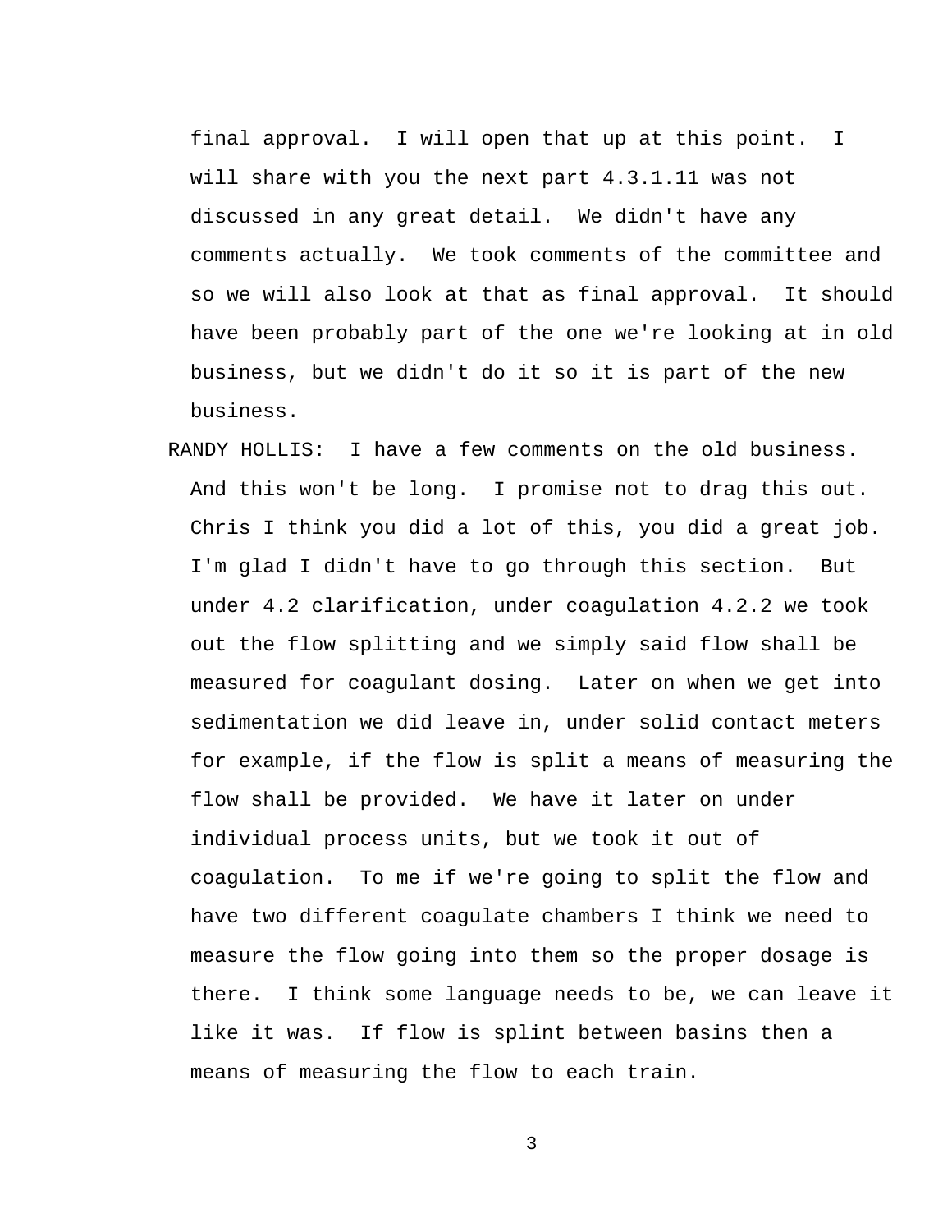final approval. I will open that up at this point. I will share with you the next part 4.3.1.11 was not discussed in any great detail. We didn't have any comments actually. We took comments of the committee and so we will also look at that as final approval. It should have been probably part of the one we're looking at in old business, but we didn't do it so it is part of the new business.

RANDY HOLLIS: I have a few comments on the old business. And this won't be long. I promise not to drag this out. Chris I think you did a lot of this, you did a great job. I'm glad I didn't have to go through this section. But under 4.2 clarification, under coagulation 4.2.2 we took out the flow splitting and we simply said flow shall be measured for coagulant dosing. Later on when we get into sedimentation we did leave in, under solid contact meters for example, if the flow is split a means of measuring the flow shall be provided. We have it later on under individual process units, but we took it out of coagulation. To me if we're going to split the flow and have two different coagulate chambers I think we need to measure the flow going into them so the proper dosage is there. I think some language needs to be, we can leave it like it was. If flow is splint between basins then a means of measuring the flow to each train.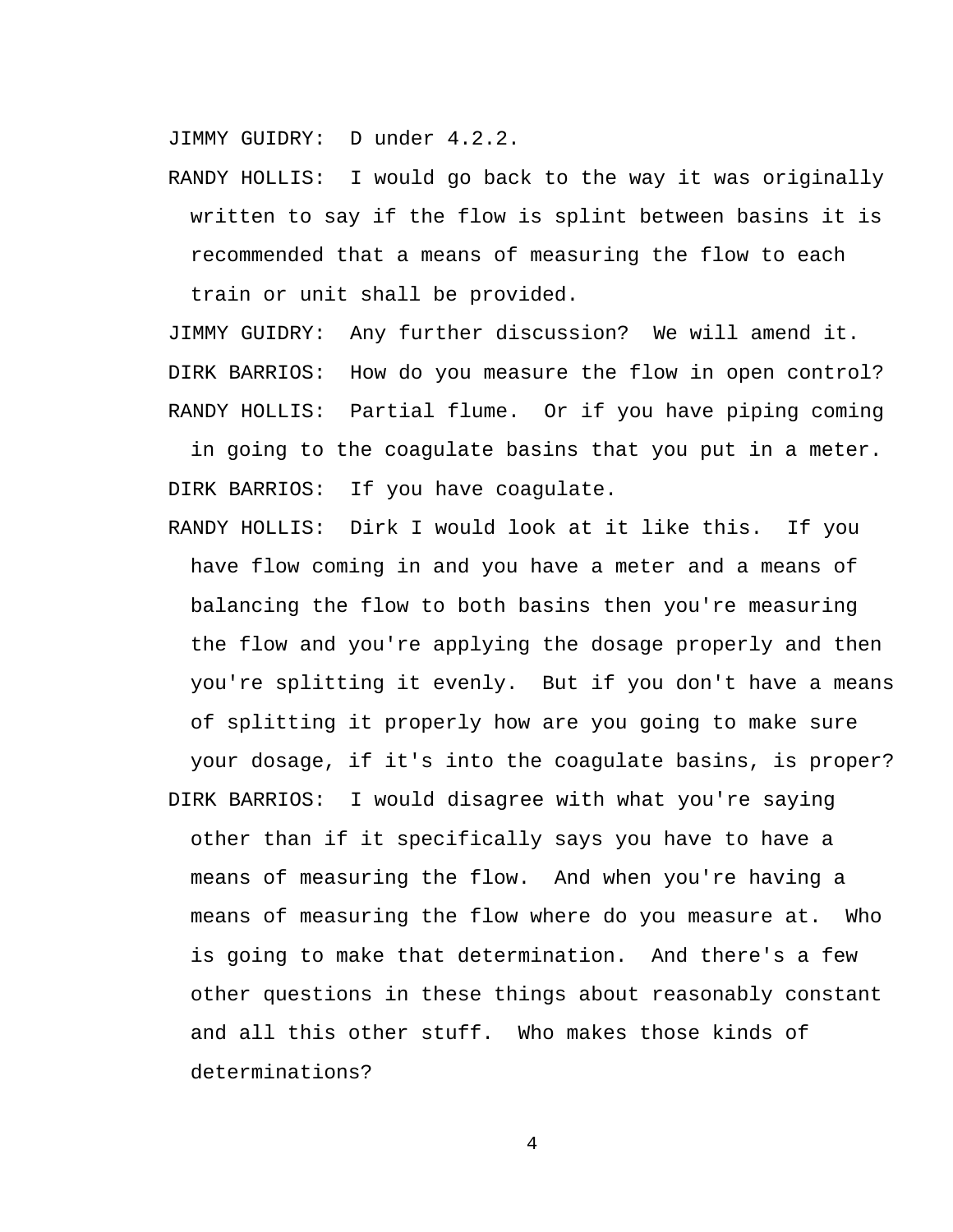JIMMY GUIDRY:  D under 4.2.2.

RANDY HOLLIS:  I would go back to the way it was originally written to say if the flow is splint between basins it is recommended that a means of measuring the flow to each train or unit shall be provided.

JIMMY GUIDRY:  Any further discussion?  We will amend it.

DIRK BARRIOS:  How do you measure the flow in open control?

RANDY HOLLIS:  Partial flume.  Or if you have piping coming in going to the coagulate basins that you put in a meter.

DIRK BARRIOS:  If you have coagulate.

RANDY HOLLIS:  Dirk I would look at it like this.  If you have flow coming in and you have a meter and a means of balancing the flow to both basins then you're measuring the flow and you're applying the dosage properly and then you're splitting it evenly.  But if you don't have a means of splitting it properly how are you going to make sure your dosage, if it's into the coagulate basins, is proper?

DIRK BARRIOS:  I would disagree with what you're saying other than if it specifically says you have to have a means of measuring the flow.  And when you're having a means of measuring the flow where do you measure at.  Who is going to make that determination.  And there's a few other questions in these things about reasonably constant and all this other stuff.  Who makes those kinds of determinations?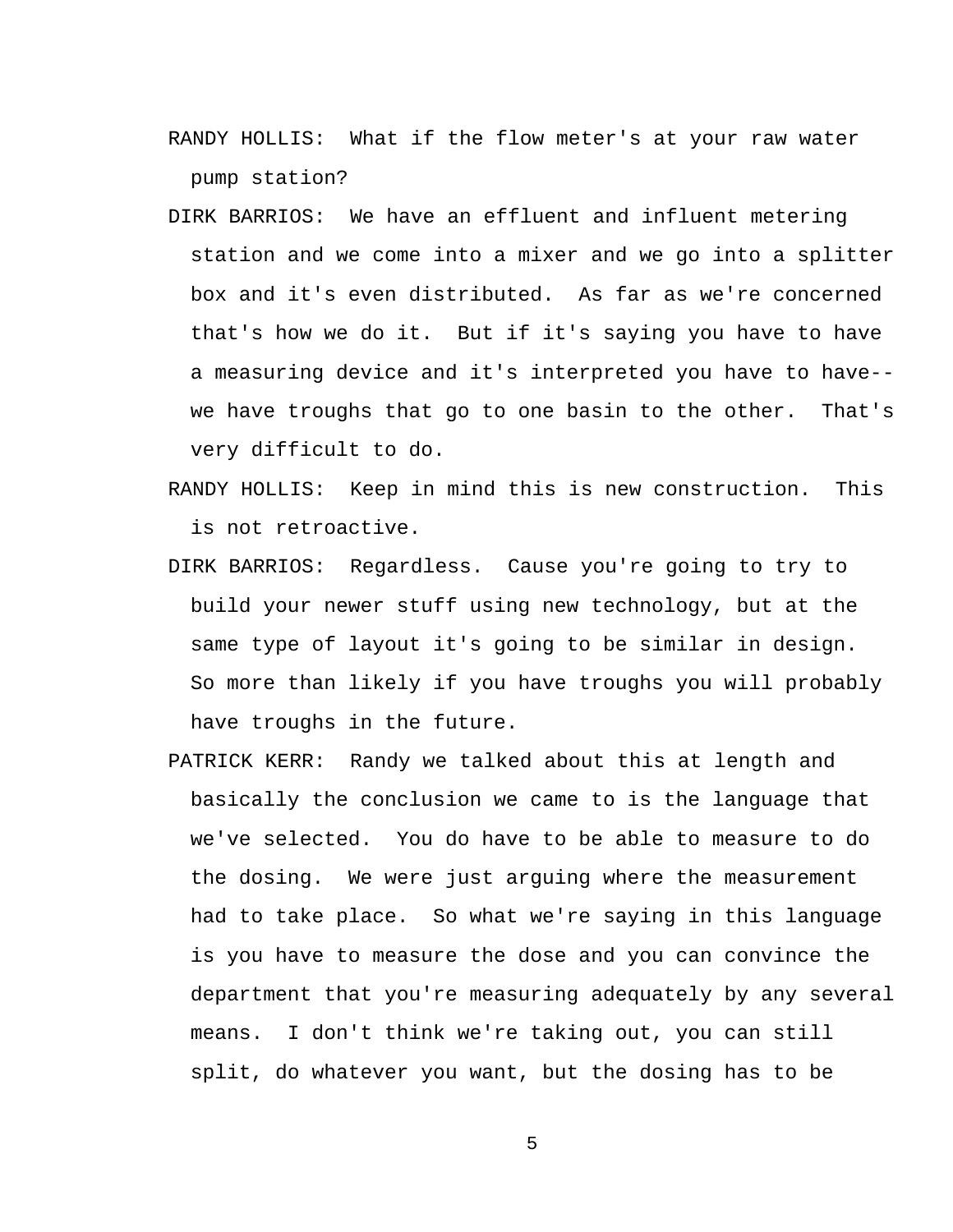RANDY HOLLIS: What if the flow meter's at your raw water pump station?

DIRK BARRIOS: We have an effluent and influent metering station and we come into a mixer and we go into a splitter box and it's even distributed. As far as we're concerned that's how we do it. But if it's saying you have to have a measuring device and it's interpreted you have to have--we have troughs that go to one basin to the other. That's very difficult to do.

RANDY HOLLIS: Keep in mind this is new construction. This is not retroactive.

DIRK BARRIOS: Regardless. Cause you're going to try to build your newer stuff using new technology, but at the same type of layout it's going to be similar in design. So more than likely if you have troughs you will probably have troughs in the future.

PATRICK KERR: Randy we talked about this at length and basically the conclusion we came to is the language that we've selected. You do have to be able to measure to do the dosing. We were just arguing where the measurement had to take place. So what we're saying in this language is you have to measure the dose and you can convince the department that you're measuring adequately by any several means. I don't think we're taking out, you can still split, do whatever you want, but the dosing has to be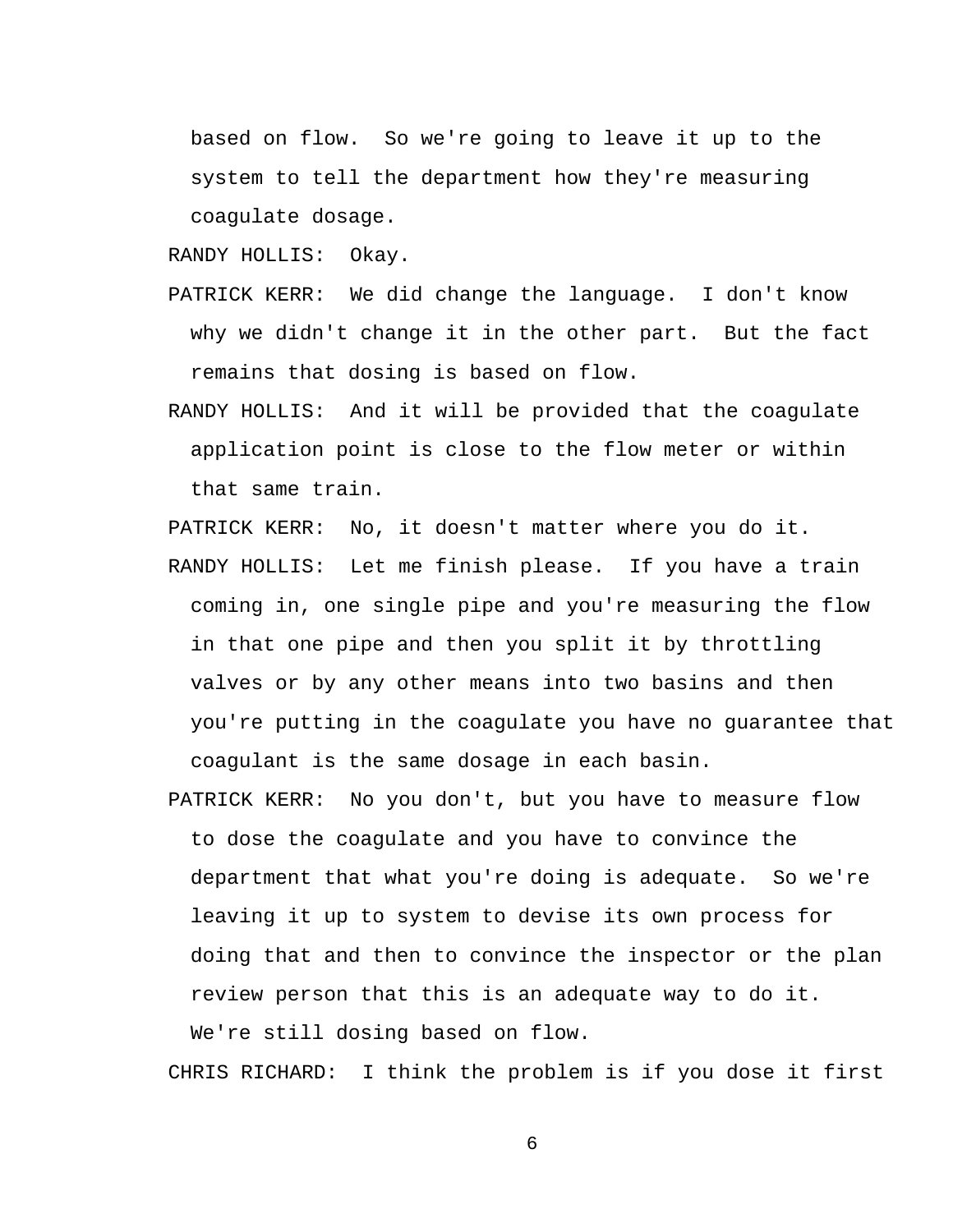based on flow. So we're going to leave it up to the system to tell the department how they're measuring coagulate dosage.

RANDY HOLLIS: Okay.

PATRICK KERR: We did change the language. I don't know why we didn't change it in the other part. But the fact remains that dosing is based on flow.

RANDY HOLLIS: And it will be provided that the coagulate application point is close to the flow meter or within that same train.

PATRICK KERR: No, it doesn't matter where you do it.

RANDY HOLLIS: Let me finish please. If you have a train coming in, one single pipe and you're measuring the flow in that one pipe and then you split it by throttling valves or by any other means into two basins and then you're putting in the coagulate you have no guarantee that coagulant is the same dosage in each basin.

PATRICK KERR: No you don't, but you have to measure flow to dose the coagulate and you have to convince the department that what you're doing is adequate. So we're leaving it up to system to devise its own process for doing that and then to convince the inspector or the plan review person that this is an adequate way to do it. We're still dosing based on flow.

CHRIS RICHARD: I think the problem is if you dose it first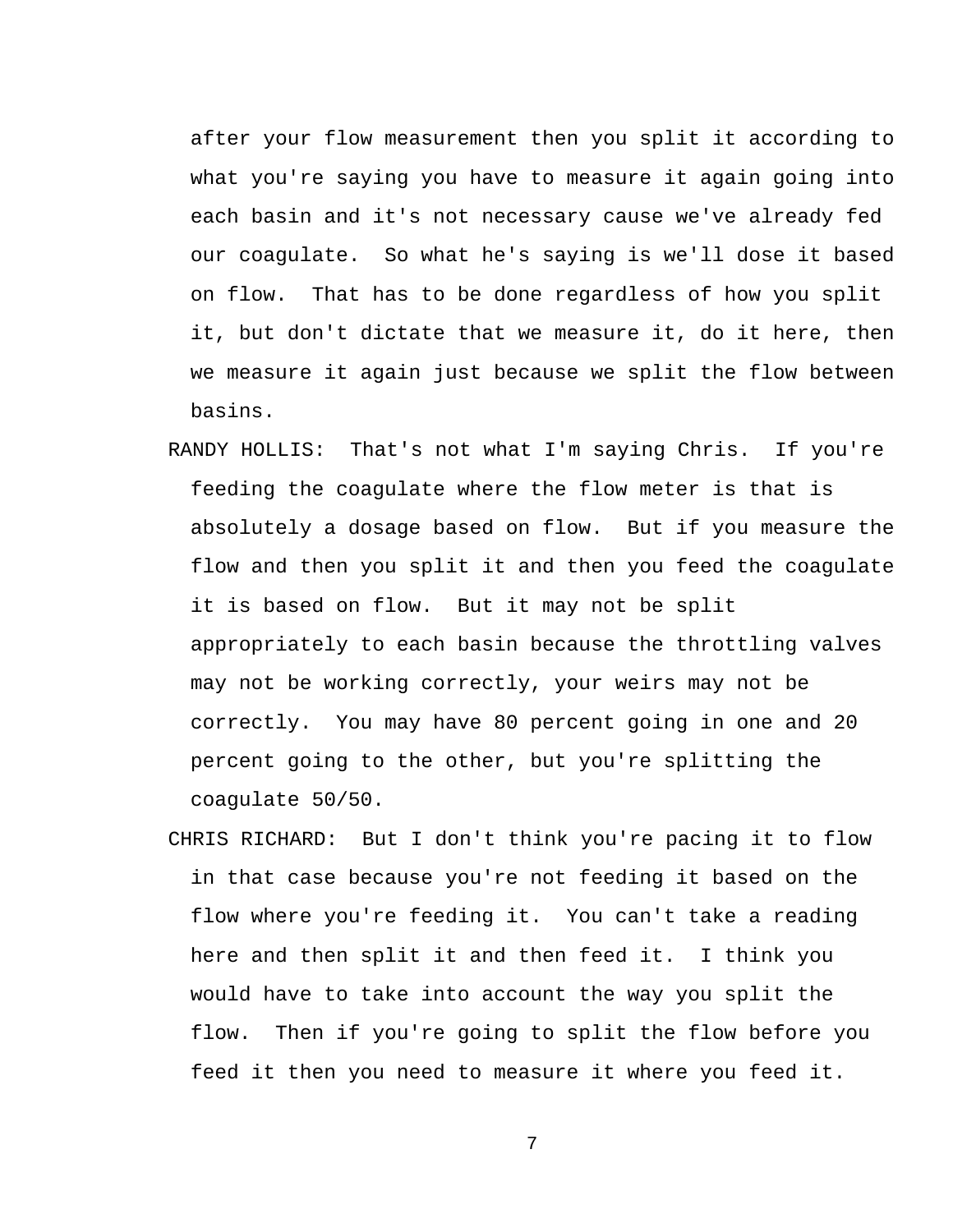after your flow measurement then you split it according to what you're saying you have to measure it again going into each basin and it's not necessary cause we've already fed our coagulate. So what he's saying is we'll dose it based on flow. That has to be done regardless of how you split it, but don't dictate that we measure it, do it here, then we measure it again just because we split the flow between basins.

RANDY HOLLIS: That's not what I'm saying Chris. If you're feeding the coagulate where the flow meter is that is absolutely a dosage based on flow. But if you measure the flow and then you split it and then you feed the coagulate it is based on flow. But it may not be split appropriately to each basin because the throttling valves may not be working correctly, your weirs may not be correctly. You may have 80 percent going in one and 20 percent going to the other, but you're splitting the coagulate 50/50.

CHRIS RICHARD: But I don't think you're pacing it to flow in that case because you're not feeding it based on the flow where you're feeding it. You can't take a reading here and then split it and then feed it. I think you would have to take into account the way you split the flow. Then if you're going to split the flow before you feed it then you need to measure it where you feed it.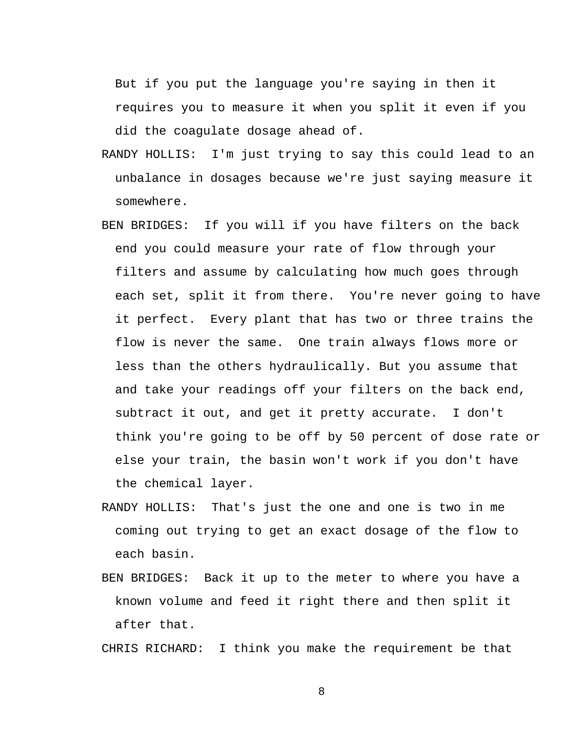But if you put the language you're saying in then it requires you to measure it when you split it even if you did the coagulate dosage ahead of.

RANDY HOLLIS: I'm just trying to say this could lead to an unbalance in dosages because we're just saying measure it somewhere.

BEN BRIDGES: If you will if you have filters on the back end you could measure your rate of flow through your filters and assume by calculating how much goes through each set, split it from there. You're never going to have it perfect. Every plant that has two or three trains the flow is never the same. One train always flows more or less than the others hydraulically. But you assume that and take your readings off your filters on the back end, subtract it out, and get it pretty accurate. I don't think you're going to be off by 50 percent of dose rate or else your train, the basin won't work if you don't have the chemical layer.

RANDY HOLLIS: That's just the one and one is two in me coming out trying to get an exact dosage of the flow to each basin.

BEN BRIDGES: Back it up to the meter to where you have a known volume and feed it right there and then split it after that.

CHRIS RICHARD: I think you make the requirement be that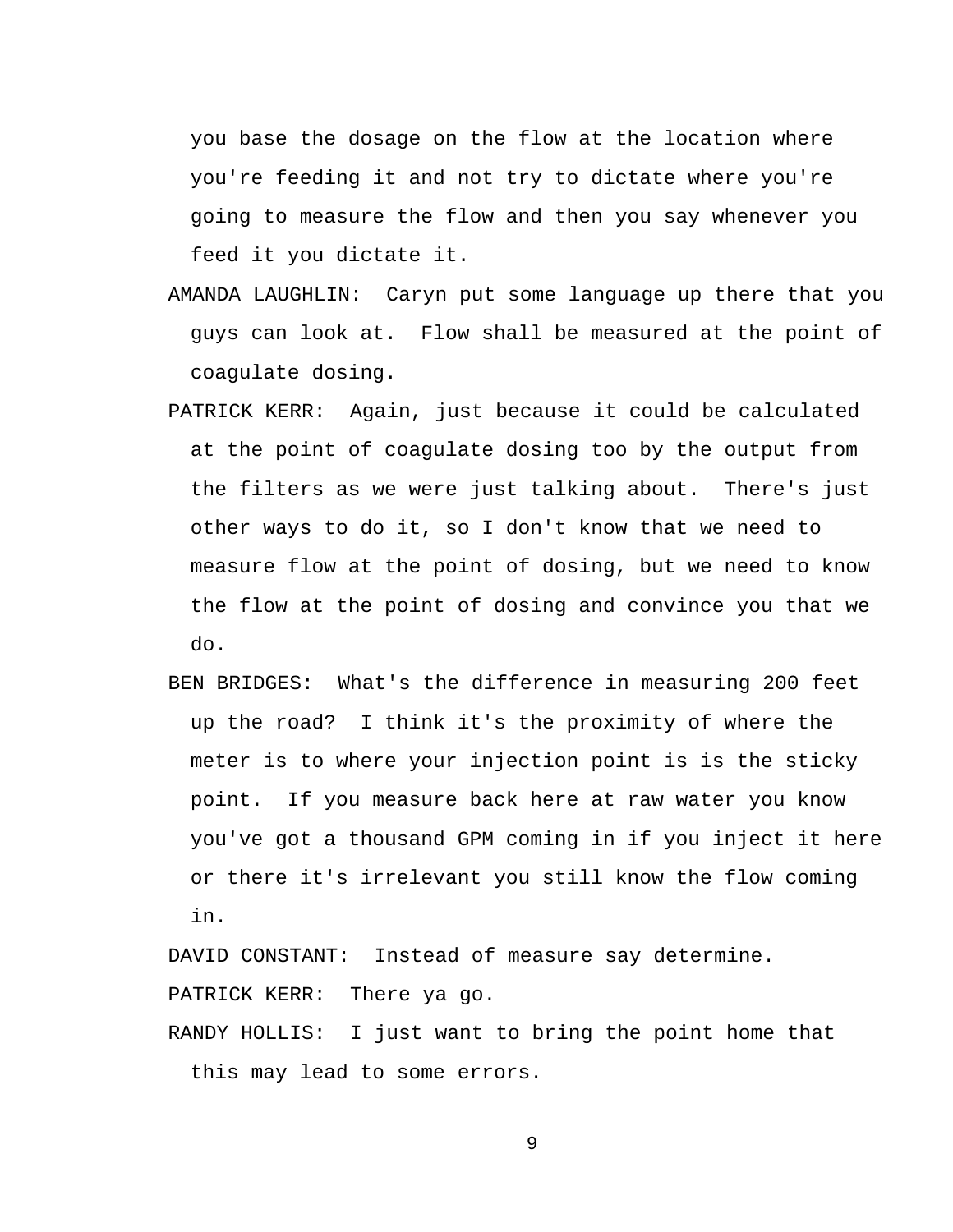you base the dosage on the flow at the location where you're feeding it and not try to dictate where you're going to measure the flow and then you say whenever you feed it you dictate it.

AMANDA LAUGHLIN: Caryn put some language up there that you guys can look at. Flow shall be measured at the point of coagulate dosing.

PATRICK KERR: Again, just because it could be calculated at the point of coagulate dosing too by the output from the filters as we were just talking about. There's just other ways to do it, so I don't know that we need to measure flow at the point of dosing, but we need to know the flow at the point of dosing and convince you that we do.

BEN BRIDGES: What's the difference in measuring 200 feet up the road? I think it's the proximity of where the meter is to where your injection point is is the sticky point. If you measure back here at raw water you know you've got a thousand GPM coming in if you inject it here or there it's irrelevant you still know the flow coming in.

DAVID CONSTANT: Instead of measure say determine.

PATRICK KERR: There ya go.

RANDY HOLLIS: I just want to bring the point home that this may lead to some errors.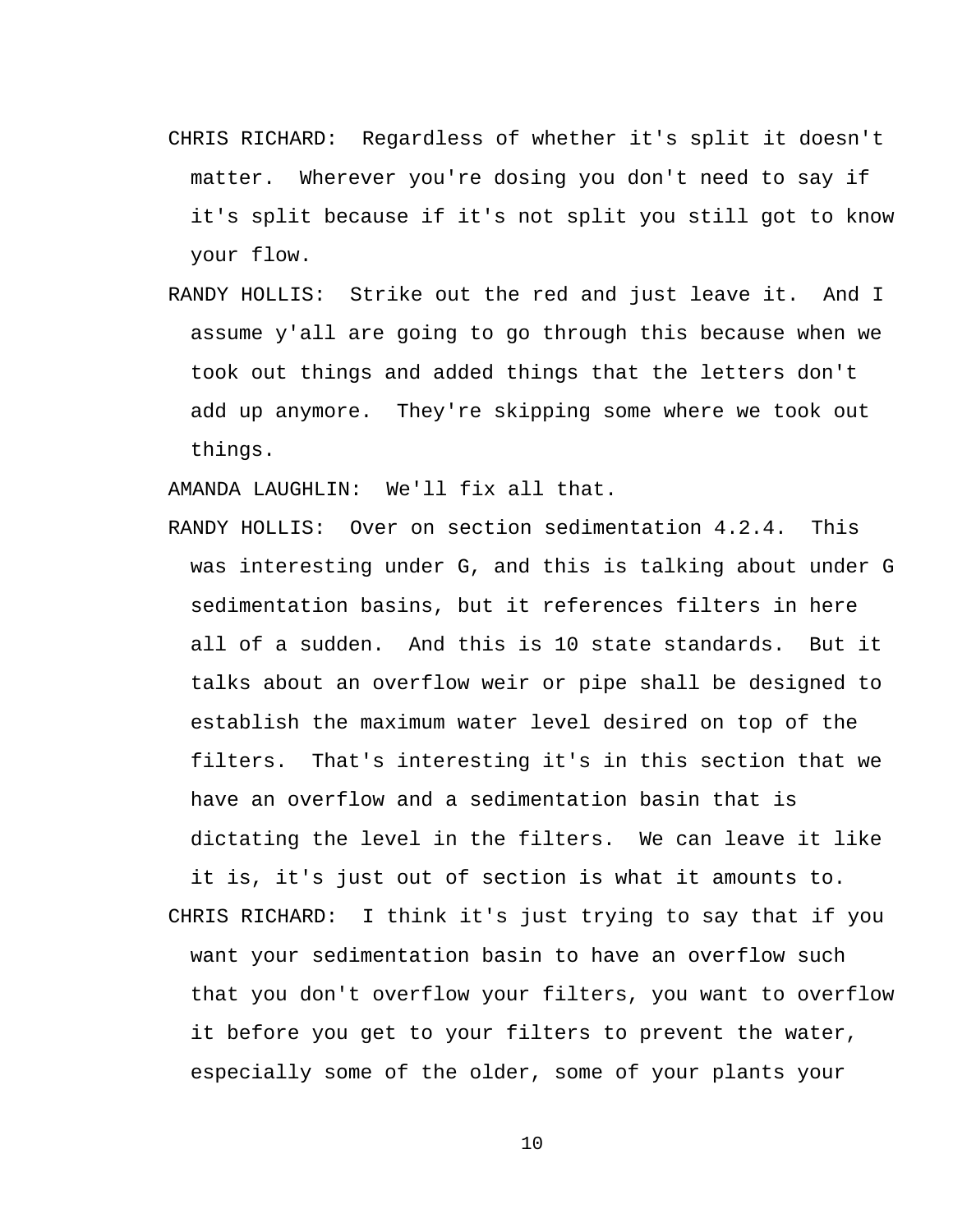CHRIS RICHARD: Regardless of whether it's split it doesn't matter. Wherever you're dosing you don't need to say if it's split because if it's not split you still got to know your flow.

RANDY HOLLIS: Strike out the red and just leave it. And I assume y'all are going to go through this because when we took out things and added things that the letters don't add up anymore. They're skipping some where we took out things.

AMANDA LAUGHLIN: We'll fix all that.

RANDY HOLLIS: Over on section sedimentation 4.2.4. This was interesting under G, and this is talking about under G sedimentation basins, but it references filters in here all of a sudden. And this is 10 state standards. But it talks about an overflow weir or pipe shall be designed to establish the maximum water level desired on top of the filters. That's interesting it's in this section that we have an overflow and a sedimentation basin that is dictating the level in the filters. We can leave it like it is, it's just out of section is what it amounts to.

CHRIS RICHARD: I think it's just trying to say that if you want your sedimentation basin to have an overflow such that you don't overflow your filters, you want to overflow it before you get to your filters to prevent the water, especially some of the older, some of your plants your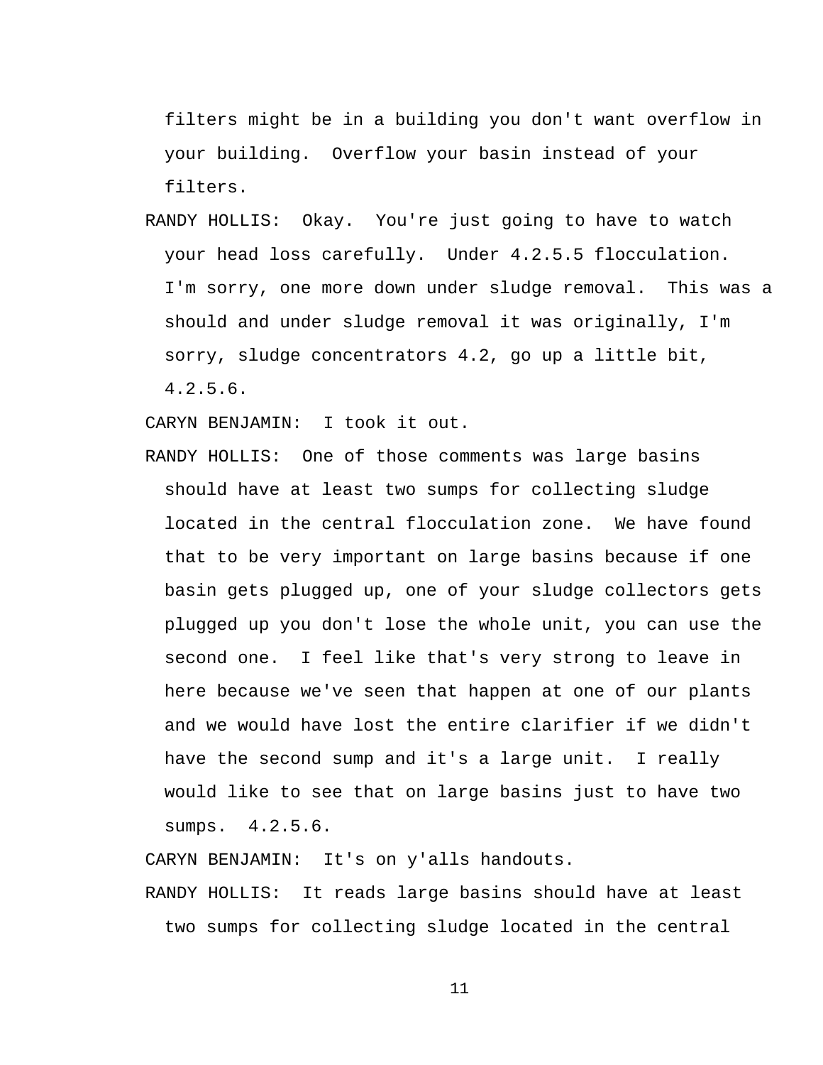filters might be in a building you don't want overflow in your building.  Overflow your basin instead of your filters.

RANDY HOLLIS:  Okay.  You're just going to have to watch your head loss carefully.  Under 4.2.5.5 flocculation.  I'm sorry, one more down under sludge removal.  This was a should and under sludge removal it was originally, I'm sorry, sludge concentrators 4.2, go up a little bit, 4.2.5.6.

CARYN BENJAMIN:  I took it out.

RANDY HOLLIS:  One of those comments was large basins should have at least two sumps for collecting sludge located in the central flocculation zone.  We have found that to be very important on large basins because if one basin gets plugged up, one of your sludge collectors gets plugged up you don't lose the whole unit, you can use the second one.  I feel like that's very strong to leave in here because we've seen that happen at one of our plants and we would have lost the entire clarifier if we didn't have the second sump and it's a large unit.  I really would like to see that on large basins just to have two sumps.  4.2.5.6.

CARYN BENJAMIN:  It's on y'alls handouts.

RANDY HOLLIS:  It reads large basins should have at least two sumps for collecting sludge located in the central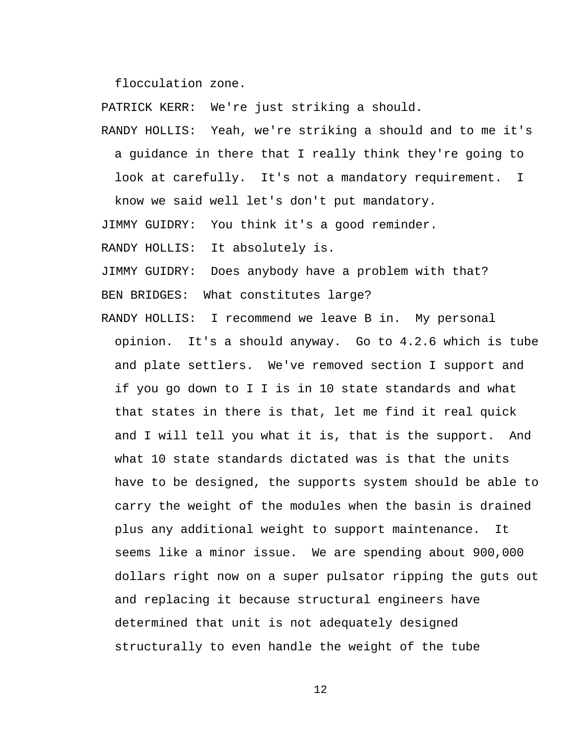flocculation zone.

PATRICK KERR: We're just striking a should.

RANDY HOLLIS: Yeah, we're striking a should and to me it's a guidance in there that I really think they're going to look at carefully. It's not a mandatory requirement. I know we said well let's don't put mandatory.

JIMMY GUIDRY: You think it's a good reminder.

RANDY HOLLIS: It absolutely is.

JIMMY GUIDRY: Does anybody have a problem with that?

BEN BRIDGES: What constitutes large?

RANDY HOLLIS: I recommend we leave B in. My personal opinion. It's a should anyway. Go to 4.2.6 which is tube and plate settlers. We've removed section I support and if you go down to I I is in 10 state standards and what that states in there is that, let me find it real quick and I will tell you what it is, that is the support. And what 10 state standards dictated was is that the units have to be designed, the supports system should be able to carry the weight of the modules when the basin is drained plus any additional weight to support maintenance. It seems like a minor issue. We are spending about 900,000 dollars right now on a super pulsator ripping the guts out and replacing it because structural engineers have determined that unit is not adequately designed structurally to even handle the weight of the tube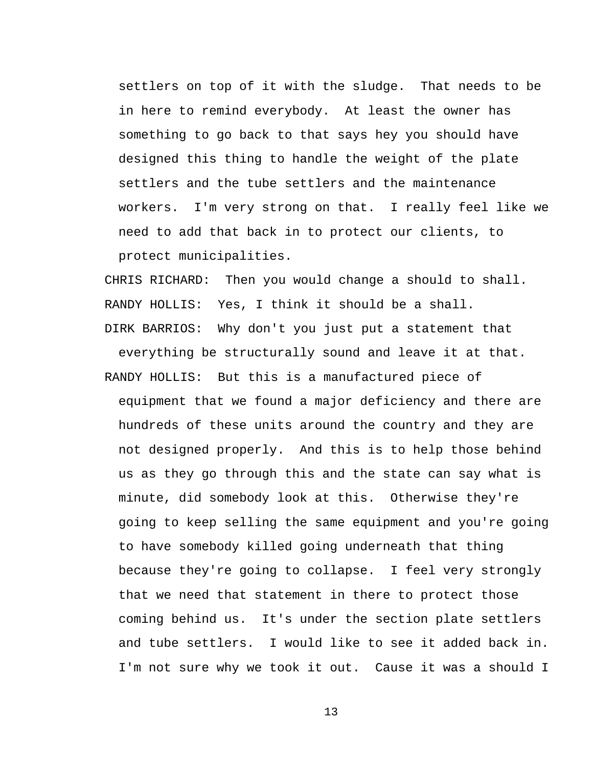settlers on top of it with the sludge. That needs to be in here to remind everybody. At least the owner has something to go back to that says hey you should have designed this thing to handle the weight of the plate settlers and the tube settlers and the maintenance workers. I'm very strong on that. I really feel like we need to add that back in to protect our clients, to protect municipalities.

CHRIS RICHARD: Then you would change a should to shall.

RANDY HOLLIS: Yes, I think it should be a shall.

DIRK BARRIOS: Why don't you just put a statement that everything be structurally sound and leave it at that.

RANDY HOLLIS: But this is a manufactured piece of equipment that we found a major deficiency and there are hundreds of these units around the country and they are not designed properly. And this is to help those behind us as they go through this and the state can say what is minute, did somebody look at this. Otherwise they're going to keep selling the same equipment and you're going to have somebody killed going underneath that thing because they're going to collapse. I feel very strongly that we need that statement in there to protect those coming behind us. It's under the section plate settlers and tube settlers. I would like to see it added back in. I'm not sure why we took it out. Cause it was a should I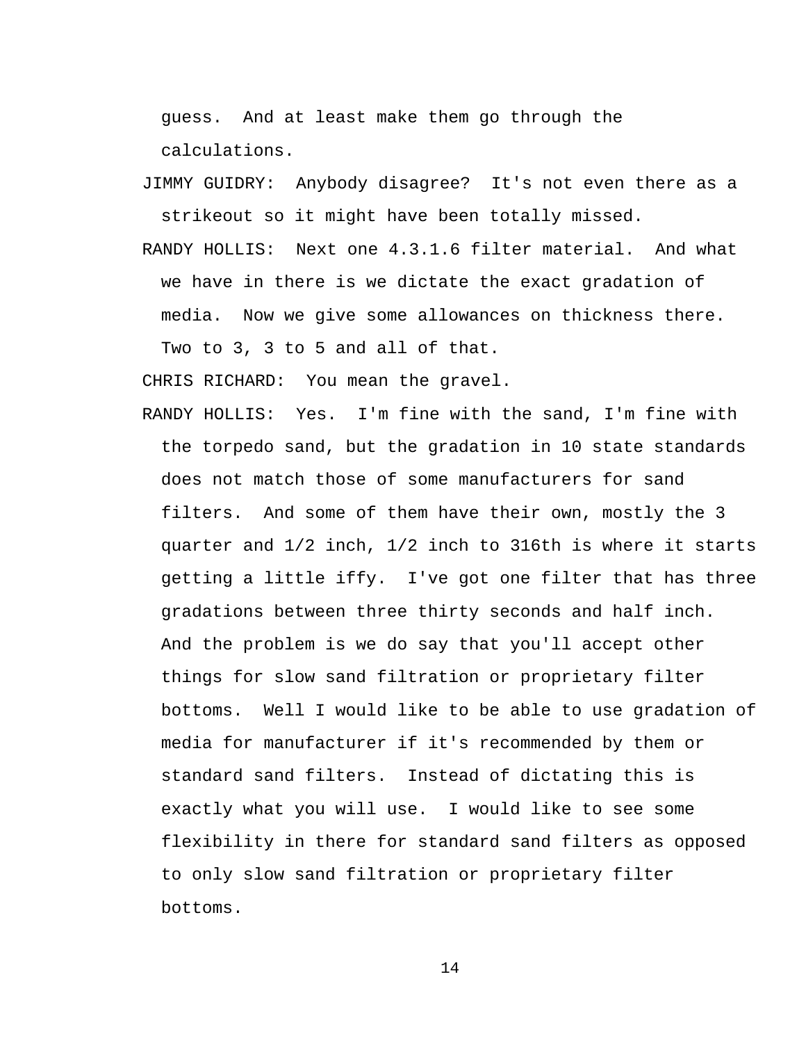guess. And at least make them go through the calculations.

JIMMY GUIDRY: Anybody disagree? It's not even there as a strikeout so it might have been totally missed.

RANDY HOLLIS: Next one 4.3.1.6 filter material. And what we have in there is we dictate the exact gradation of media. Now we give some allowances on thickness there. Two to 3, 3 to 5 and all of that.

CHRIS RICHARD: You mean the gravel.

RANDY HOLLIS: Yes. I'm fine with the sand, I'm fine with the torpedo sand, but the gradation in 10 state standards does not match those of some manufacturers for sand filters. And some of them have their own, mostly the 3 quarter and 1/2 inch, 1/2 inch to 316th is where it starts getting a little iffy. I've got one filter that has three gradations between three thirty seconds and half inch. And the problem is we do say that you'll accept other things for slow sand filtration or proprietary filter bottoms. Well I would like to be able to use gradation of media for manufacturer if it's recommended by them or standard sand filters. Instead of dictating this is exactly what you will use. I would like to see some flexibility in there for standard sand filters as opposed to only slow sand filtration or proprietary filter bottoms.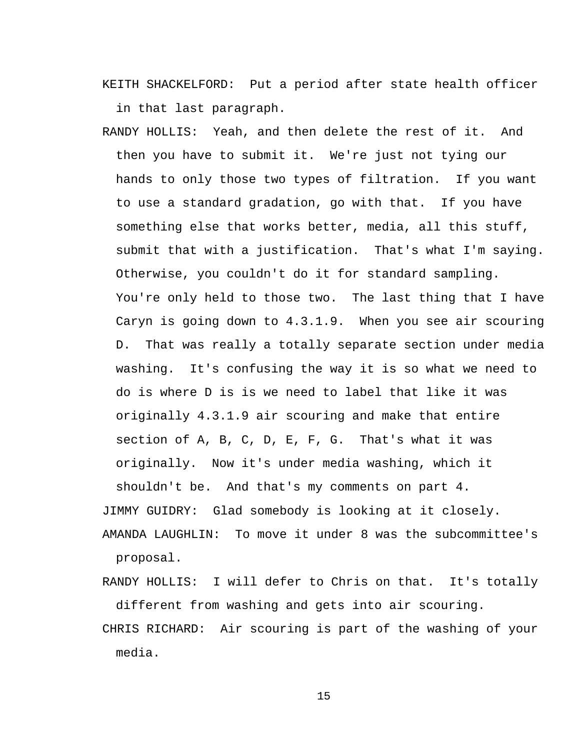KEITH SHACKELFORD: Put a period after state health officer in that last paragraph.

RANDY HOLLIS: Yeah, and then delete the rest of it. And then you have to submit it. We're just not tying our hands to only those two types of filtration. If you want to use a standard gradation, go with that. If you have something else that works better, media, all this stuff, submit that with a justification. That's what I'm saying. Otherwise, you couldn't do it for standard sampling. You're only held to those two. The last thing that I have Caryn is going down to 4.3.1.9. When you see air scouring D. That was really a totally separate section under media washing. It's confusing the way it is so what we need to do is where D is is we need to label that like it was originally 4.3.1.9 air scouring and make that entire section of A, B, C, D, E, F, G. That's what it was originally. Now it's under media washing, which it shouldn't be. And that's my comments on part 4.

JIMMY GUIDRY: Glad somebody is looking at it closely.

AMANDA LAUGHLIN: To move it under 8 was the subcommittee's proposal.

RANDY HOLLIS: I will defer to Chris on that. It's totally different from washing and gets into air scouring.

CHRIS RICHARD: Air scouring is part of the washing of your media.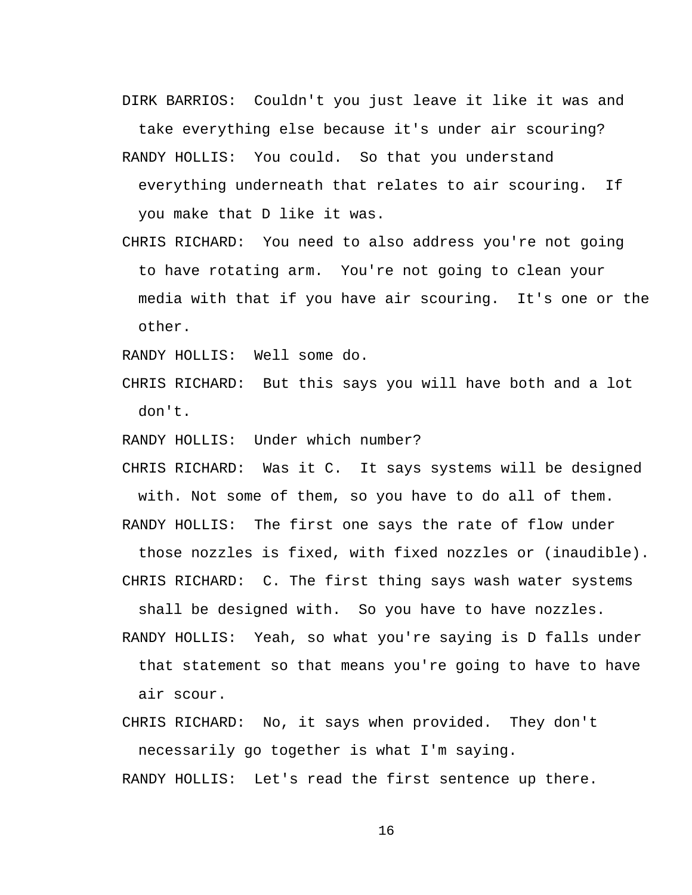DIRK BARRIOS: Couldn't you just leave it like it was and take everything else because it's under air scouring?

RANDY HOLLIS: You could. So that you understand everything underneath that relates to air scouring. If you make that D like it was.

CHRIS RICHARD: You need to also address you're not going to have rotating arm. You're not going to clean your media with that if you have air scouring. It's one or the other.

RANDY HOLLIS: Well some do.

CHRIS RICHARD: But this says you will have both and a lot don't.

RANDY HOLLIS: Under which number?

CHRIS RICHARD: Was it C. It says systems will be designed with. Not some of them, so you have to do all of them.

RANDY HOLLIS: The first one says the rate of flow under those nozzles is fixed, with fixed nozzles or (inaudible).

CHRIS RICHARD: C. The first thing says wash water systems shall be designed with. So you have to have nozzles.

RANDY HOLLIS: Yeah, so what you're saying is D falls under that statement so that means you're going to have to have air scour.

CHRIS RICHARD: No, it says when provided. They don't necessarily go together is what I'm saying.

RANDY HOLLIS: Let's read the first sentence up there.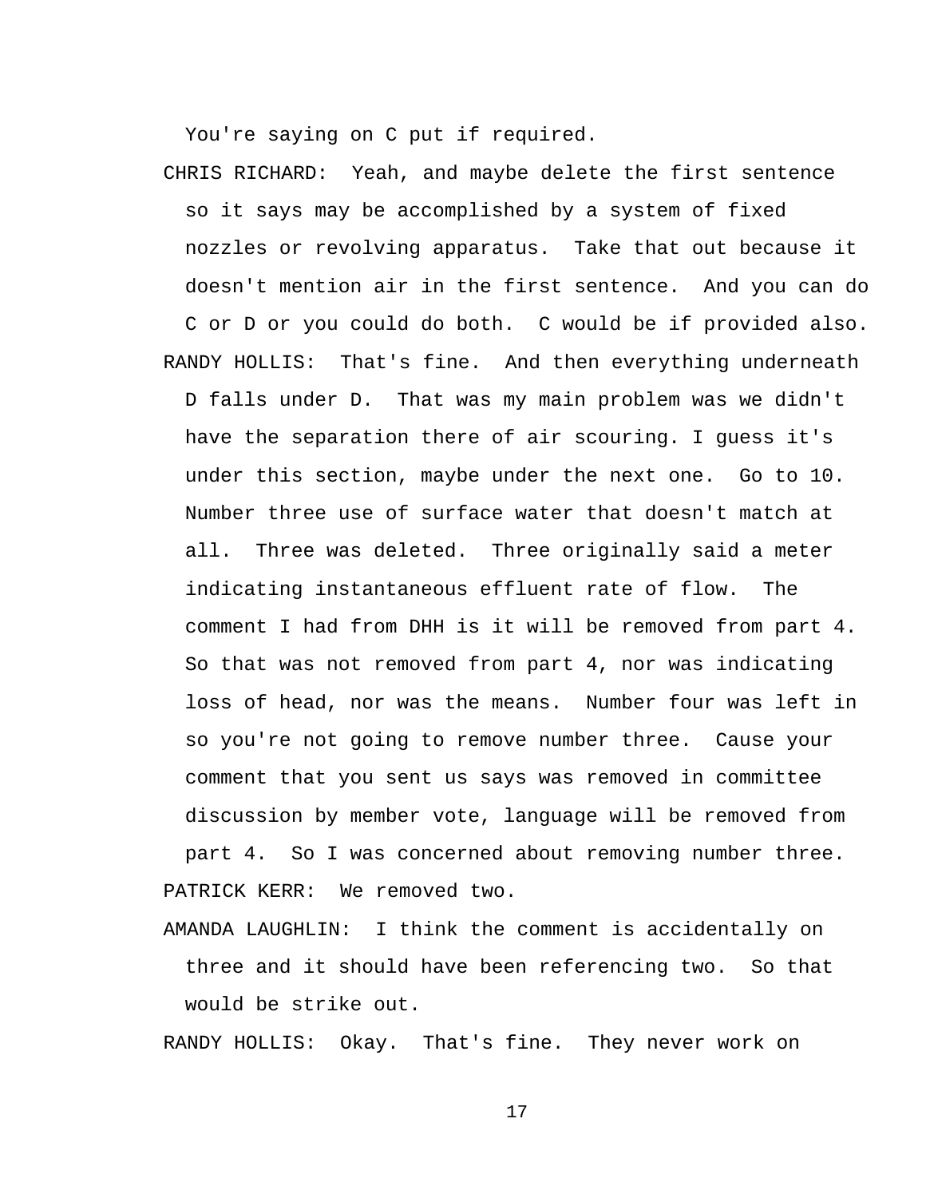You're saying on C put if required.

CHRIS RICHARD: Yeah, and maybe delete the first sentence so it says may be accomplished by a system of fixed nozzles or revolving apparatus. Take that out because it doesn't mention air in the first sentence. And you can do C or D or you could do both. C would be if provided also.

RANDY HOLLIS: That's fine. And then everything underneath D falls under D. That was my main problem was we didn't have the separation there of air scouring. I guess it's under this section, maybe under the next one. Go to 10. Number three use of surface water that doesn't match at all. Three was deleted. Three originally said a meter indicating instantaneous effluent rate of flow. The comment I had from DHH is it will be removed from part 4. So that was not removed from part 4, nor was indicating loss of head, nor was the means. Number four was left in so you're not going to remove number three. Cause your comment that you sent us says was removed in committee discussion by member vote, language will be removed from part 4. So I was concerned about removing number three.

PATRICK KERR: We removed two.

AMANDA LAUGHLIN: I think the comment is accidentally on three and it should have been referencing two. So that would be strike out.

RANDY HOLLIS: Okay. That's fine. They never work on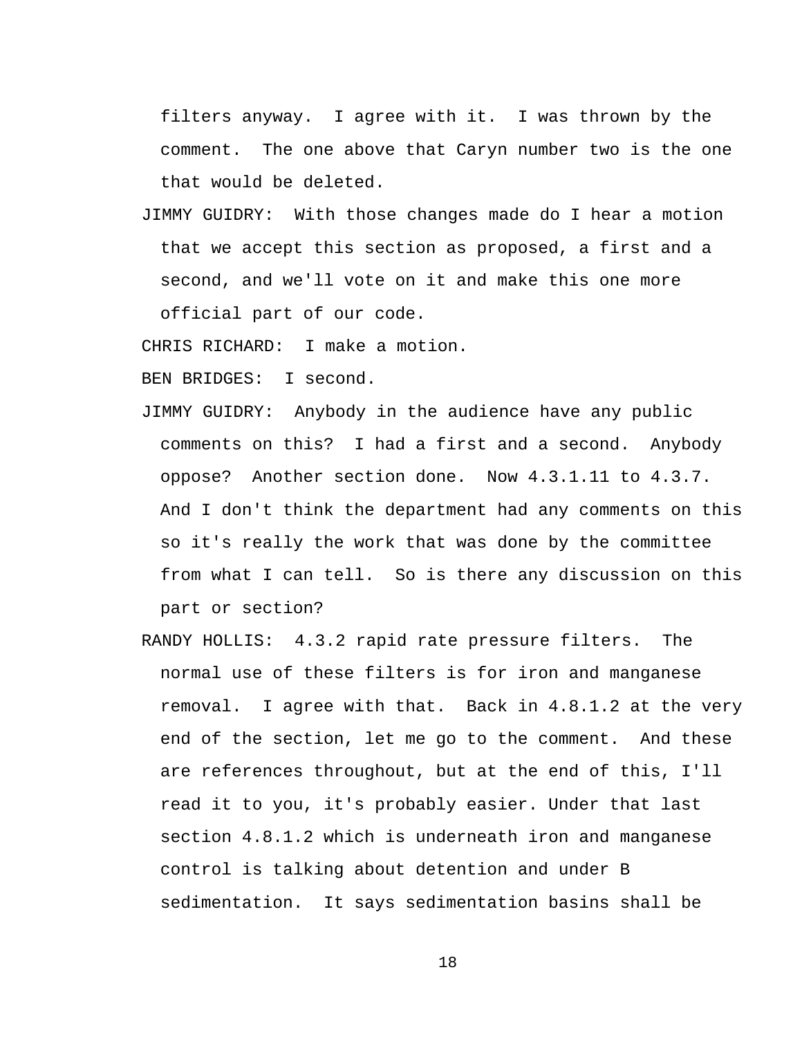filters anyway. I agree with it. I was thrown by the comment. The one above that Caryn number two is the one that would be deleted.

JIMMY GUIDRY: With those changes made do I hear a motion that we accept this section as proposed, a first and a second, and we'll vote on it and make this one more official part of our code.

CHRIS RICHARD: I make a motion.

BEN BRIDGES: I second.

JIMMY GUIDRY: Anybody in the audience have any public comments on this? I had a first and a second. Anybody oppose? Another section done. Now 4.3.1.11 to 4.3.7. And I don't think the department had any comments on this so it's really the work that was done by the committee from what I can tell. So is there any discussion on this part or section?

RANDY HOLLIS: 4.3.2 rapid rate pressure filters. The normal use of these filters is for iron and manganese removal. I agree with that. Back in 4.8.1.2 at the very end of the section, let me go to the comment. And these are references throughout, but at the end of this, I'll read it to you, it's probably easier. Under that last section 4.8.1.2 which is underneath iron and manganese control is talking about detention and under B sedimentation. It says sedimentation basins shall be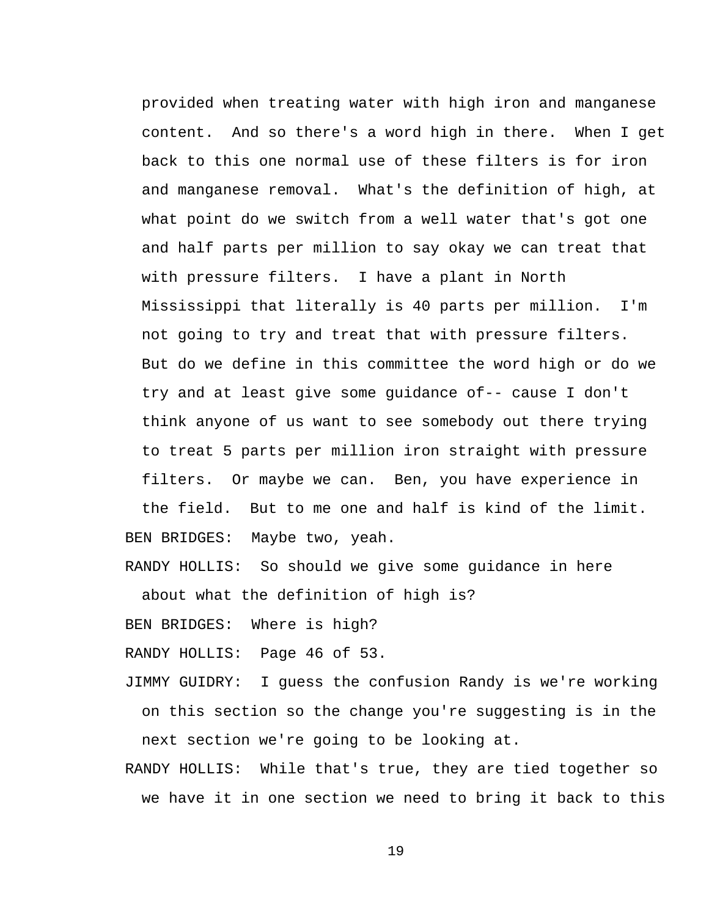provided when treating water with high iron and manganese content. And so there's a word high in there. When I get back to this one normal use of these filters is for iron and manganese removal. What's the definition of high, at what point do we switch from a well water that's got one and half parts per million to say okay we can treat that with pressure filters. I have a plant in North Mississippi that literally is 40 parts per million. I'm not going to try and treat that with pressure filters. But do we define in this committee the word high or do we try and at least give some guidance of-- cause I don't think anyone of us want to see somebody out there trying to treat 5 parts per million iron straight with pressure filters. Or maybe we can. Ben, you have experience in the field. But to me one and half is kind of the limit.

BEN BRIDGES: Maybe two, yeah.

RANDY HOLLIS: So should we give some guidance in here about what the definition of high is?

BEN BRIDGES: Where is high?

RANDY HOLLIS: Page 46 of 53.

JIMMY GUIDRY: I guess the confusion Randy is we're working on this section so the change you're suggesting is in the next section we're going to be looking at.

RANDY HOLLIS: While that's true, they are tied together so we have it in one section we need to bring it back to this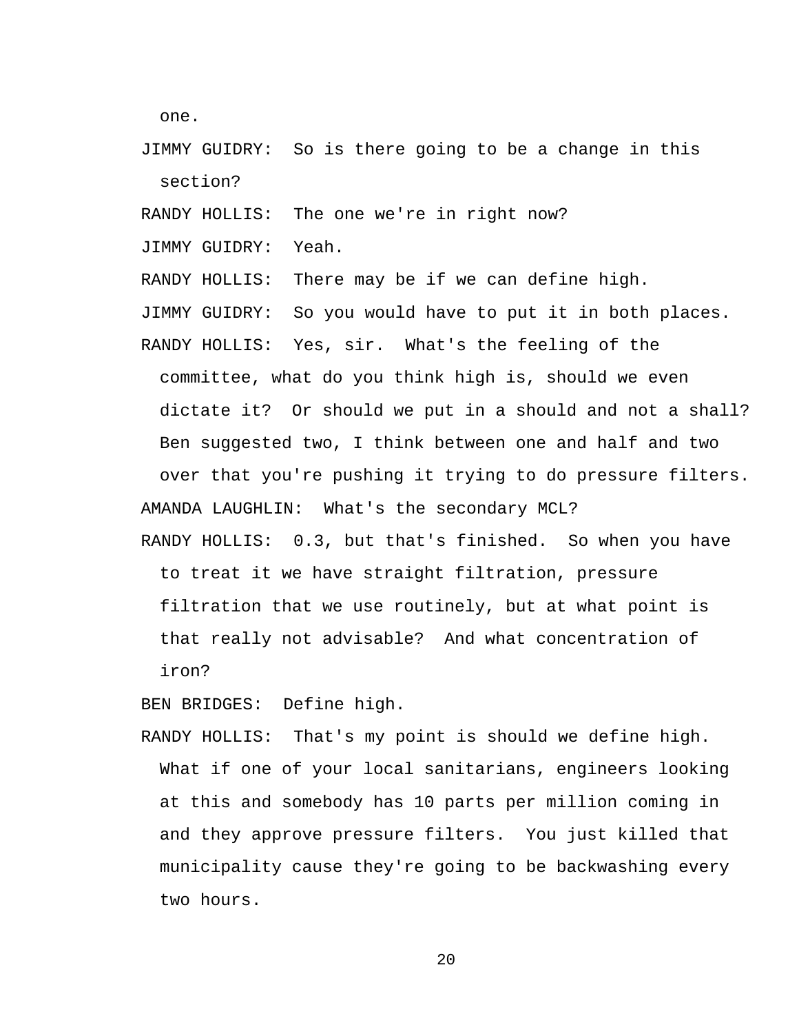one.

JIMMY GUIDRY: So is there going to be a change in this section?

RANDY HOLLIS: The one we're in right now?

JIMMY GUIDRY: Yeah.

RANDY HOLLIS: There may be if we can define high.

JIMMY GUIDRY: So you would have to put it in both places.

RANDY HOLLIS: Yes, sir. What's the feeling of the committee, what do you think high is, should we even dictate it? Or should we put in a should and not a shall? Ben suggested two, I think between one and half and two over that you're pushing it trying to do pressure filters.

AMANDA LAUGHLIN: What's the secondary MCL?

RANDY HOLLIS: 0.3, but that's finished. So when you have to treat it we have straight filtration, pressure filtration that we use routinely, but at what point is that really not advisable? And what concentration of iron?

BEN BRIDGES: Define high.

RANDY HOLLIS: That's my point is should we define high. What if one of your local sanitarians, engineers looking at this and somebody has 10 parts per million coming in and they approve pressure filters. You just killed that municipality cause they're going to be backwashing every two hours.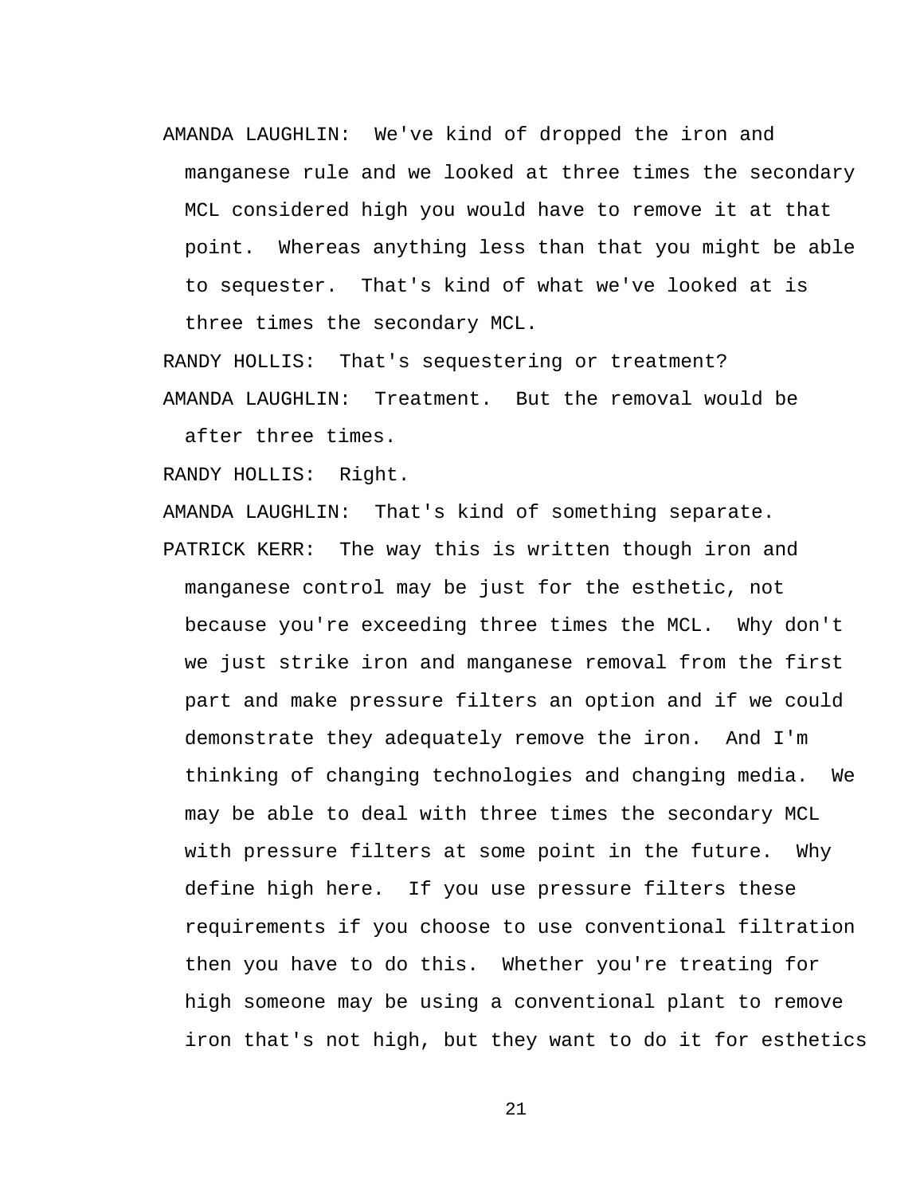AMANDA LAUGHLIN: We've kind of dropped the iron and manganese rule and we looked at three times the secondary MCL considered high you would have to remove it at that point. Whereas anything less than that you might be able to sequester. That's kind of what we've looked at is three times the secondary MCL.

RANDY HOLLIS: That's sequestering or treatment?

AMANDA LAUGHLIN: Treatment. But the removal would be after three times.

RANDY HOLLIS: Right.

AMANDA LAUGHLIN: That's kind of something separate.

PATRICK KERR: The way this is written though iron and manganese control may be just for the esthetic, not because you're exceeding three times the MCL. Why don't we just strike iron and manganese removal from the first part and make pressure filters an option and if we could demonstrate they adequately remove the iron. And I'm thinking of changing technologies and changing media. We may be able to deal with three times the secondary MCL with pressure filters at some point in the future. Why define high here. If you use pressure filters these requirements if you choose to use conventional filtration then you have to do this. Whether you're treating for high someone may be using a conventional plant to remove iron that's not high, but they want to do it for esthetics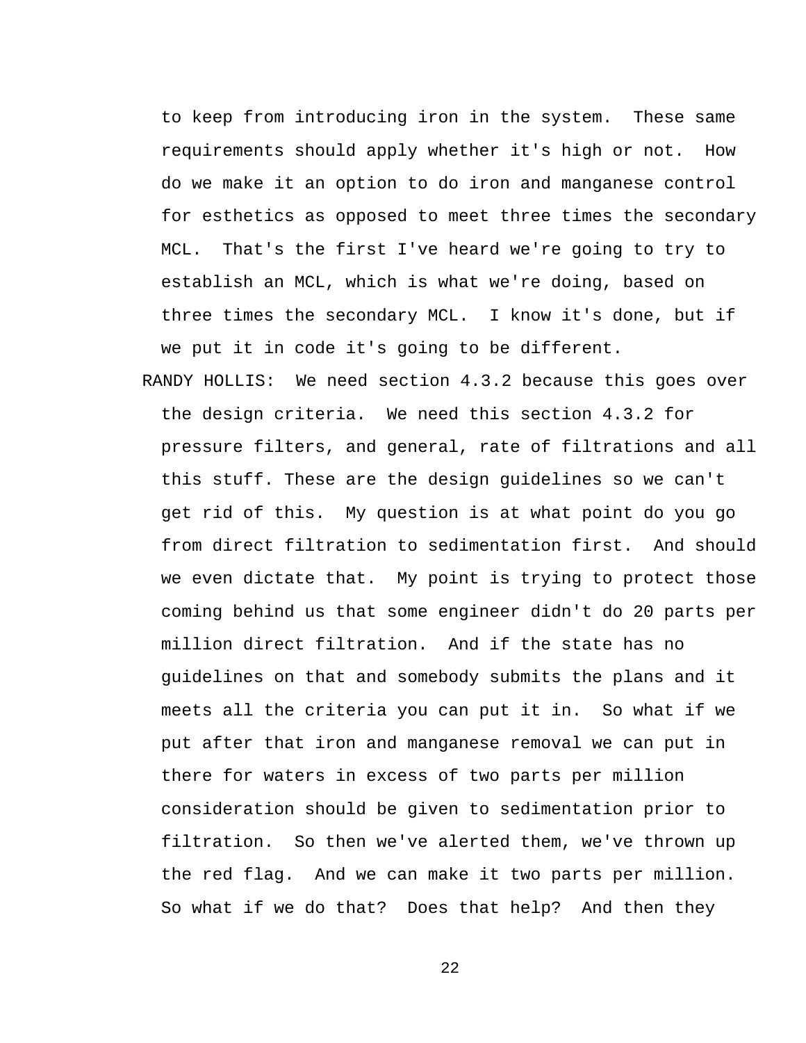to keep from introducing iron in the system. These same requirements should apply whether it's high or not. How do we make it an option to do iron and manganese control for esthetics as opposed to meet three times the secondary MCL. That's the first I've heard we're going to try to establish an MCL, which is what we're doing, based on three times the secondary MCL. I know it's done, but if we put it in code it's going to be different.

RANDY HOLLIS: We need section 4.3.2 because this goes over the design criteria. We need this section 4.3.2 for pressure filters, and general, rate of filtrations and all this stuff. These are the design guidelines so we can't get rid of this. My question is at what point do you go from direct filtration to sedimentation first. And should we even dictate that. My point is trying to protect those coming behind us that some engineer didn't do 20 parts per million direct filtration. And if the state has no guidelines on that and somebody submits the plans and it meets all the criteria you can put it in. So what if we put after that iron and manganese removal we can put in there for waters in excess of two parts per million consideration should be given to sedimentation prior to filtration. So then we've alerted them, we've thrown up the red flag. And we can make it two parts per million. So what if we do that? Does that help? And then they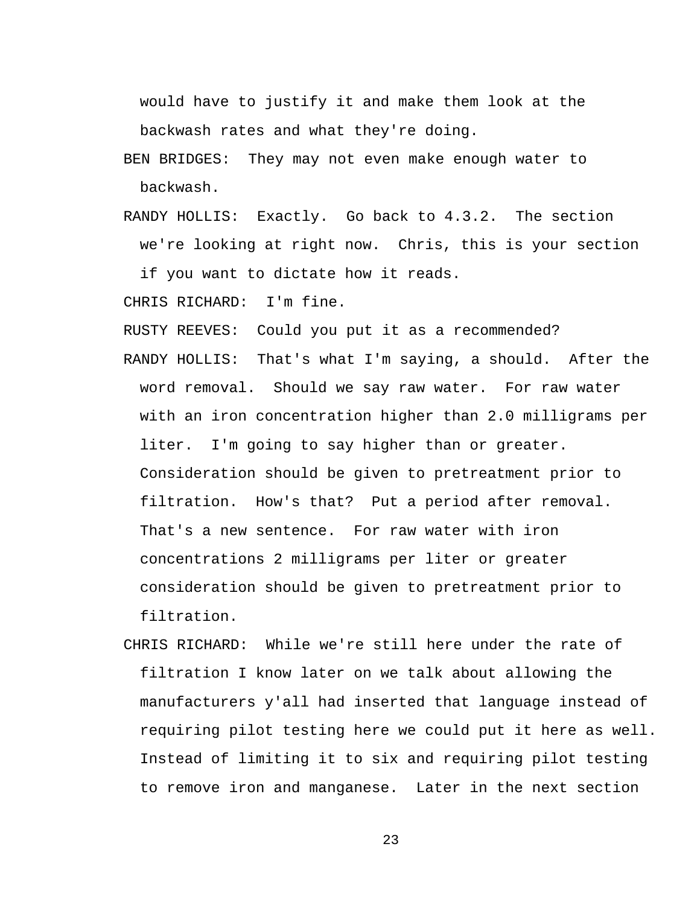would have to justify it and make them look at the backwash rates and what they're doing.

BEN BRIDGES: They may not even make enough water to backwash.

RANDY HOLLIS: Exactly. Go back to 4.3.2. The section we're looking at right now. Chris, this is your section if you want to dictate how it reads.

CHRIS RICHARD: I'm fine.

RUSTY REEVES: Could you put it as a recommended?

RANDY HOLLIS: That's what I'm saying, a should. After the word removal. Should we say raw water. For raw water with an iron concentration higher than 2.0 milligrams per liter. I'm going to say higher than or greater. Consideration should be given to pretreatment prior to filtration. How's that? Put a period after removal. That's a new sentence. For raw water with iron concentrations 2 milligrams per liter or greater consideration should be given to pretreatment prior to filtration.

CHRIS RICHARD: While we're still here under the rate of filtration I know later on we talk about allowing the manufacturers y'all had inserted that language instead of requiring pilot testing here we could put it here as well. Instead of limiting it to six and requiring pilot testing to remove iron and manganese. Later in the next section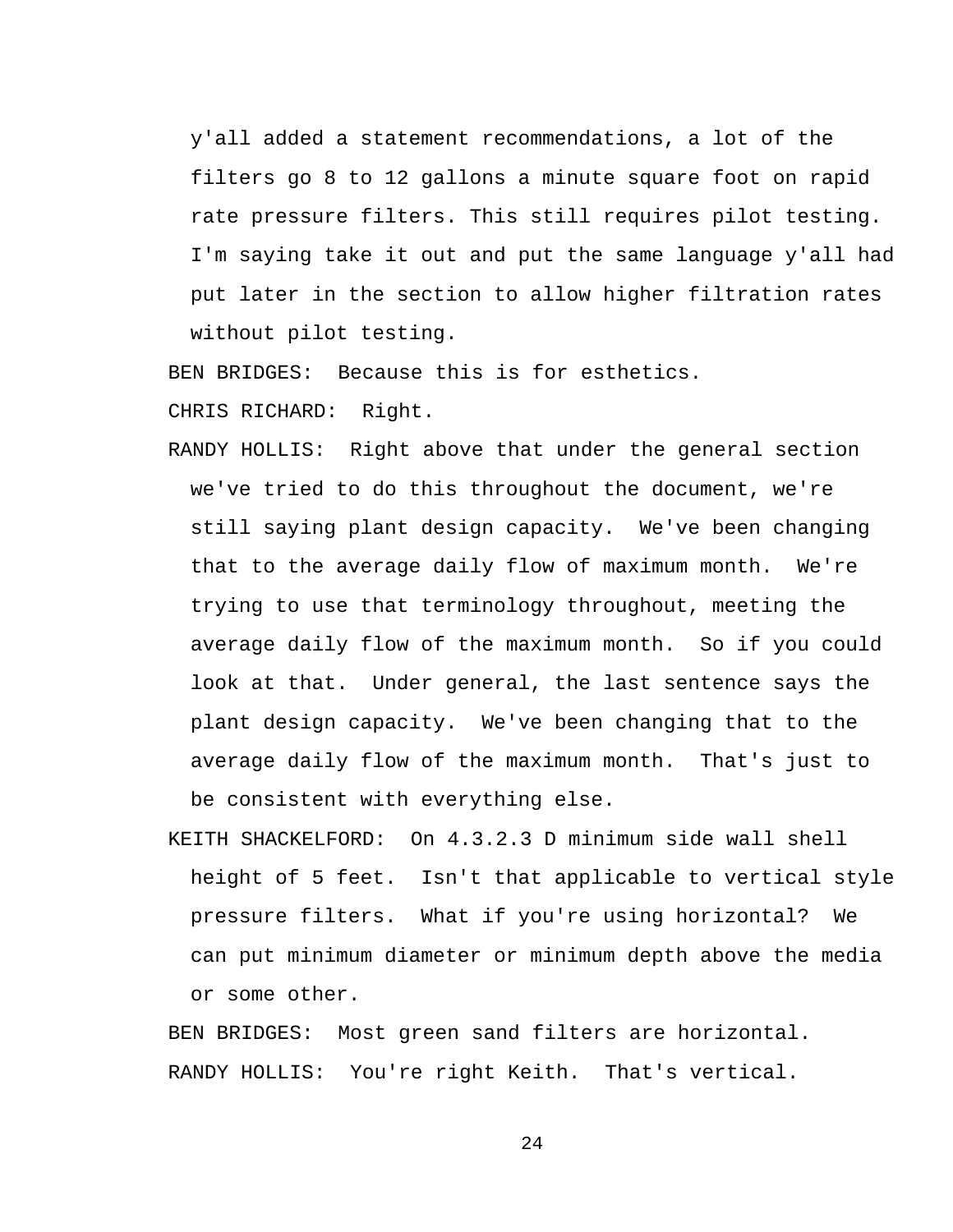y'all added a statement recommendations, a lot of the filters go 8 to 12 gallons a minute square foot on rapid rate pressure filters. This still requires pilot testing. I'm saying take it out and put the same language y'all had put later in the section to allow higher filtration rates without pilot testing.

BEN BRIDGES: Because this is for esthetics.

CHRIS RICHARD: Right.

RANDY HOLLIS: Right above that under the general section we've tried to do this throughout the document, we're still saying plant design capacity. We've been changing that to the average daily flow of maximum month. We're trying to use that terminology throughout, meeting the average daily flow of the maximum month. So if you could look at that. Under general, the last sentence says the plant design capacity. We've been changing that to the average daily flow of the maximum month. That's just to be consistent with everything else.

KEITH SHACKELFORD: On 4.3.2.3 D minimum side wall shell height of 5 feet. Isn't that applicable to vertical style pressure filters. What if you're using horizontal? We can put minimum diameter or minimum depth above the media or some other.

BEN BRIDGES: Most green sand filters are horizontal.

RANDY HOLLIS: You're right Keith. That's vertical.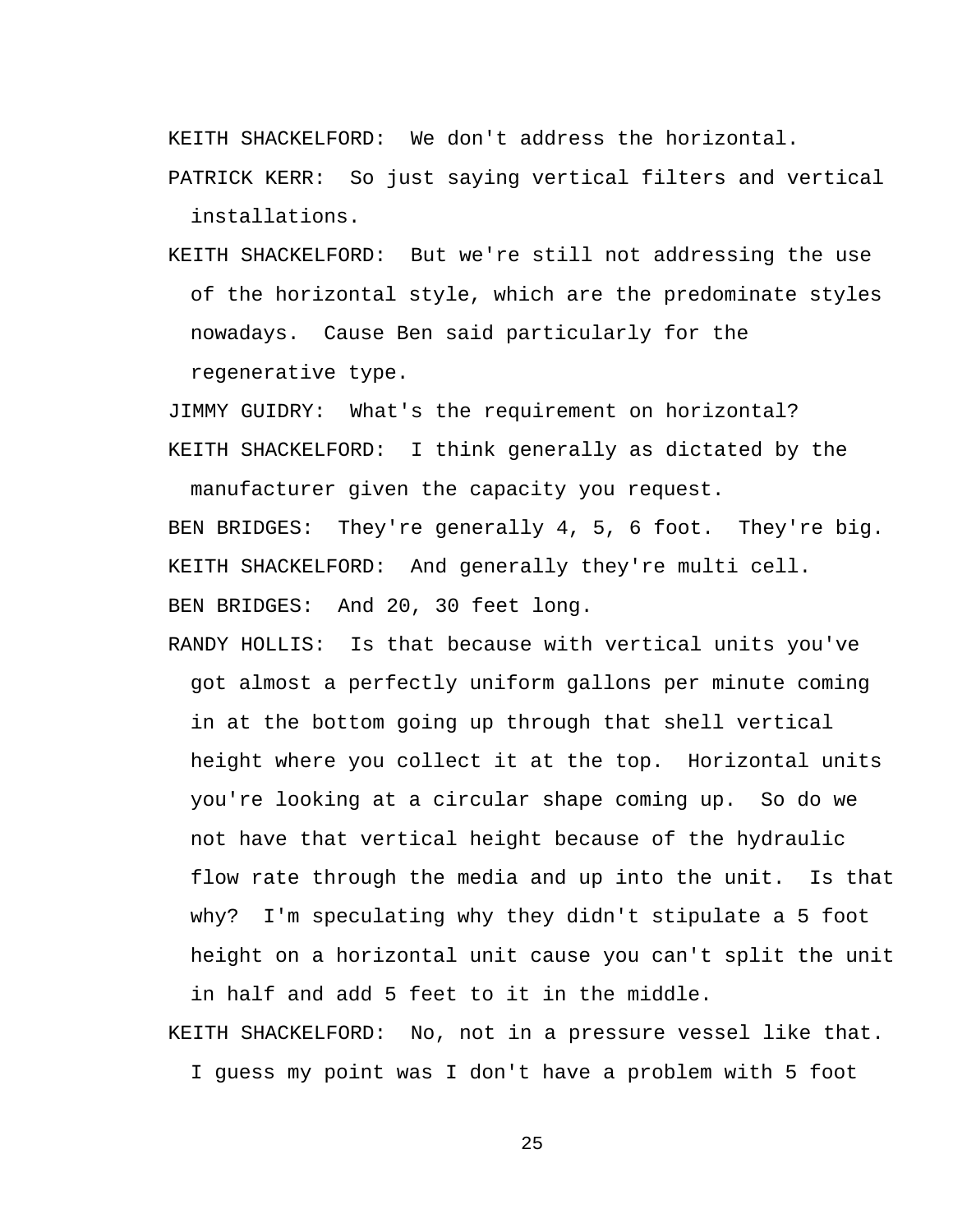KEITH SHACKELFORD: We don't address the horizontal.

PATRICK KERR: So just saying vertical filters and vertical installations.

KEITH SHACKELFORD: But we're still not addressing the use of the horizontal style, which are the predominate styles nowadays. Cause Ben said particularly for the regenerative type.

JIMMY GUIDRY: What's the requirement on horizontal?

KEITH SHACKELFORD: I think generally as dictated by the manufacturer given the capacity you request.

BEN BRIDGES: They're generally 4, 5, 6 foot. They're big.

KEITH SHACKELFORD: And generally they're multi cell.

BEN BRIDGES: And 20, 30 feet long.

RANDY HOLLIS: Is that because with vertical units you've got almost a perfectly uniform gallons per minute coming in at the bottom going up through that shell vertical height where you collect it at the top. Horizontal units you're looking at a circular shape coming up. So do we not have that vertical height because of the hydraulic flow rate through the media and up into the unit. Is that why? I'm speculating why they didn't stipulate a 5 foot height on a horizontal unit cause you can't split the unit in half and add 5 feet to it in the middle.

KEITH SHACKELFORD: No, not in a pressure vessel like that. I guess my point was I don't have a problem with 5 foot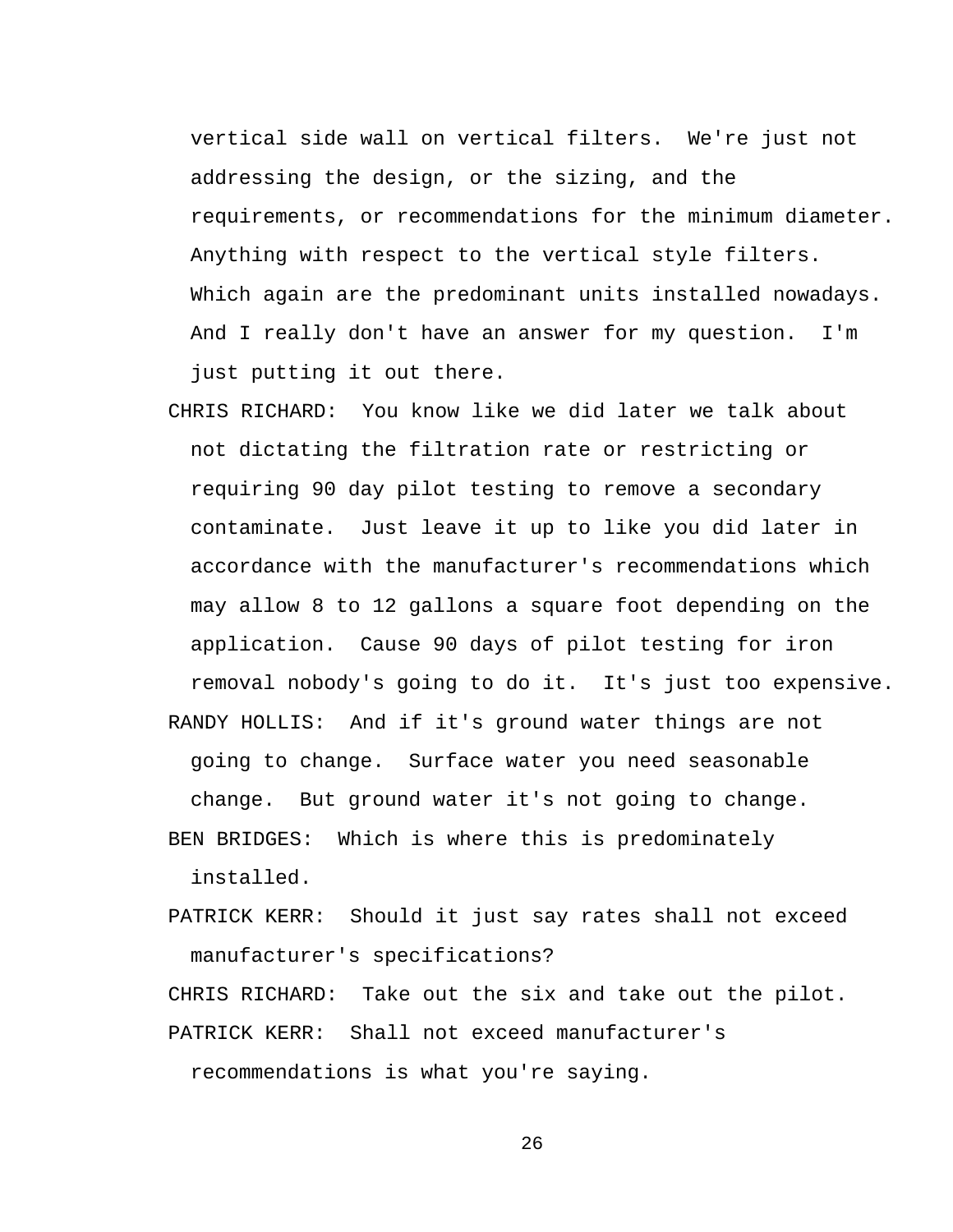vertical side wall on vertical filters. We're just not addressing the design, or the sizing, and the requirements, or recommendations for the minimum diameter. Anything with respect to the vertical style filters. Which again are the predominant units installed nowadays. And I really don't have an answer for my question. I'm just putting it out there.

CHRIS RICHARD: You know like we did later we talk about not dictating the filtration rate or restricting or requiring 90 day pilot testing to remove a secondary contaminate. Just leave it up to like you did later in accordance with the manufacturer's recommendations which may allow 8 to 12 gallons a square foot depending on the application. Cause 90 days of pilot testing for iron removal nobody's going to do it. It's just too expensive.

RANDY HOLLIS: And if it's ground water things are not going to change. Surface water you need seasonable change. But ground water it's not going to change.

BEN BRIDGES: Which is where this is predominately installed.

PATRICK KERR: Should it just say rates shall not exceed manufacturer's specifications?

CHRIS RICHARD: Take out the six and take out the pilot.

PATRICK KERR: Shall not exceed manufacturer's recommendations is what you're saying.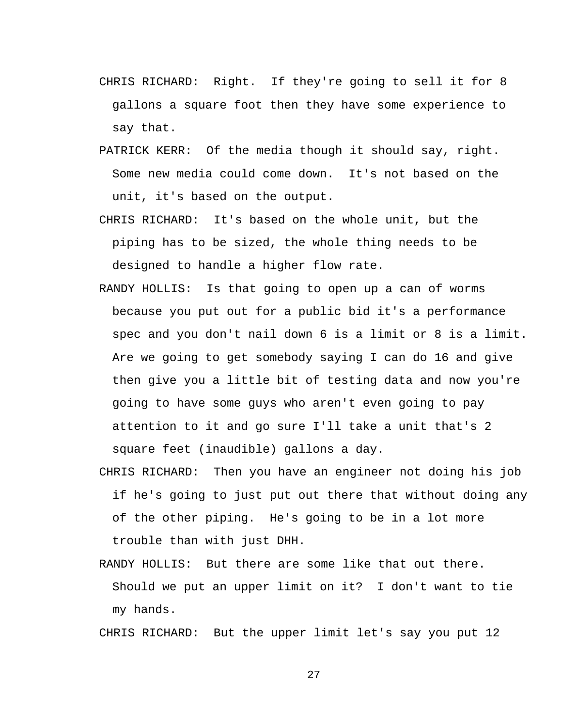CHRIS RICHARD: Right. If they're going to sell it for 8 gallons a square foot then they have some experience to say that.

PATRICK KERR: Of the media though it should say, right. Some new media could come down. It's not based on the unit, it's based on the output.

CHRIS RICHARD: It's based on the whole unit, but the piping has to be sized, the whole thing needs to be designed to handle a higher flow rate.

RANDY HOLLIS: Is that going to open up a can of worms because you put out for a public bid it's a performance spec and you don't nail down 6 is a limit or 8 is a limit. Are we going to get somebody saying I can do 16 and give then give you a little bit of testing data and now you're going to have some guys who aren't even going to pay attention to it and go sure I'll take a unit that's 2 square feet (inaudible) gallons a day.

CHRIS RICHARD: Then you have an engineer not doing his job if he's going to just put out there that without doing any of the other piping. He's going to be in a lot more trouble than with just DHH.

RANDY HOLLIS: But there are some like that out there. Should we put an upper limit on it? I don't want to tie my hands.

CHRIS RICHARD: But the upper limit let's say you put 12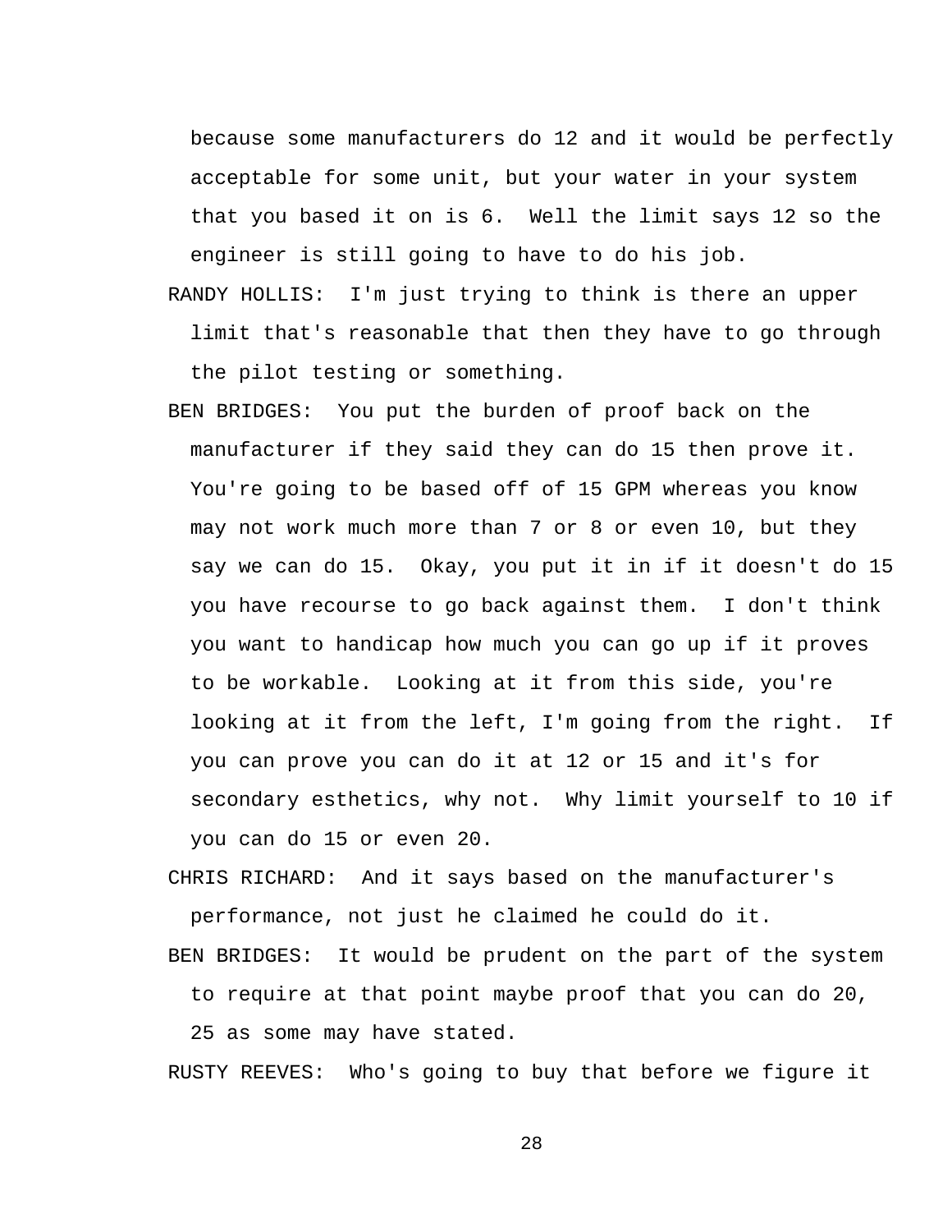because some manufacturers do 12 and it would be perfectly acceptable for some unit, but your water in your system that you based it on is 6. Well the limit says 12 so the engineer is still going to have to do his job.

RANDY HOLLIS: I'm just trying to think is there an upper limit that's reasonable that then they have to go through the pilot testing or something.

BEN BRIDGES: You put the burden of proof back on the manufacturer if they said they can do 15 then prove it. You're going to be based off of 15 GPM whereas you know may not work much more than 7 or 8 or even 10, but they say we can do 15. Okay, you put it in if it doesn't do 15 you have recourse to go back against them. I don't think you want to handicap how much you can go up if it proves to be workable. Looking at it from this side, you're looking at it from the left, I'm going from the right. If you can prove you can do it at 12 or 15 and it's for secondary esthetics, why not. Why limit yourself to 10 if you can do 15 or even 20.

CHRIS RICHARD: And it says based on the manufacturer's performance, not just he claimed he could do it.

BEN BRIDGES: It would be prudent on the part of the system to require at that point maybe proof that you can do 20, 25 as some may have stated.

RUSTY REEVES: Who's going to buy that before we figure it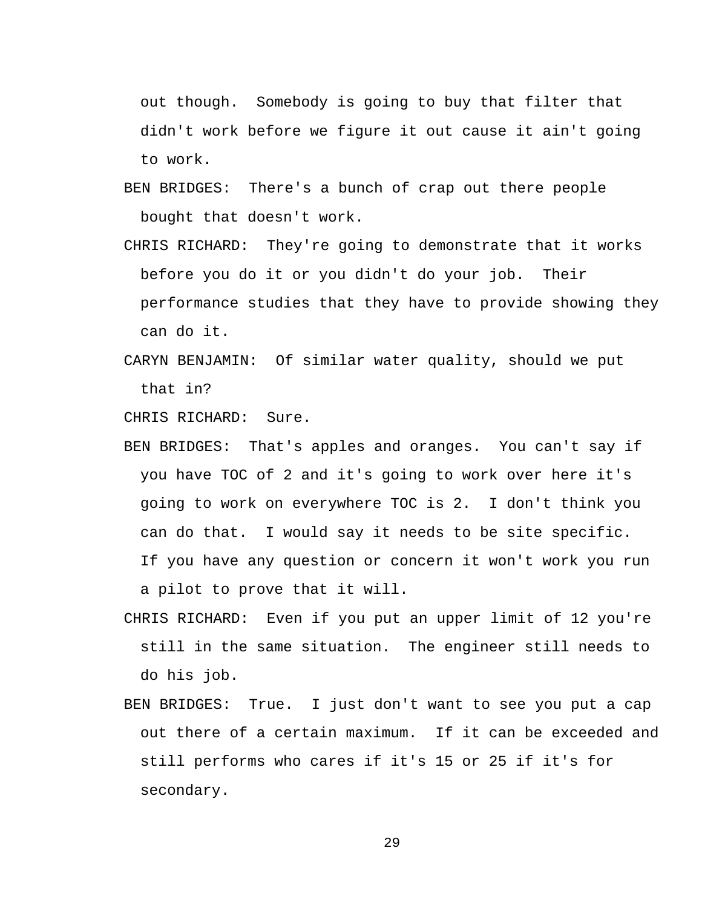out though. Somebody is going to buy that filter that didn't work before we figure it out cause it ain't going to work.

BEN BRIDGES: There's a bunch of crap out there people bought that doesn't work.

CHRIS RICHARD: They're going to demonstrate that it works before you do it or you didn't do your job. Their performance studies that they have to provide showing they can do it.

CARYN BENJAMIN: Of similar water quality, should we put that in?

CHRIS RICHARD: Sure.

BEN BRIDGES: That's apples and oranges. You can't say if you have TOC of 2 and it's going to work over here it's going to work on everywhere TOC is 2. I don't think you can do that. I would say it needs to be site specific. If you have any question or concern it won't work you run a pilot to prove that it will.

CHRIS RICHARD: Even if you put an upper limit of 12 you're still in the same situation. The engineer still needs to do his job.

BEN BRIDGES: True. I just don't want to see you put a cap out there of a certain maximum. If it can be exceeded and still performs who cares if it's 15 or 25 if it's for secondary.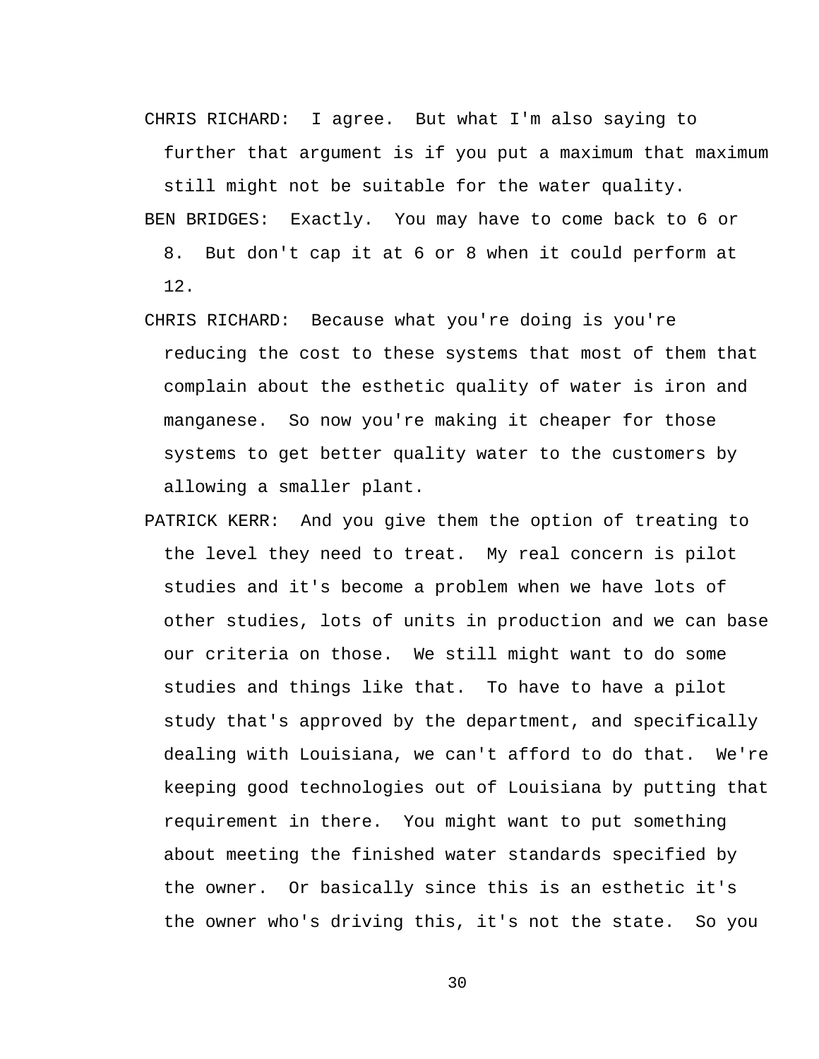CHRIS RICHARD: I agree. But what I'm also saying to further that argument is if you put a maximum that maximum still might not be suitable for the water quality.

BEN BRIDGES: Exactly. You may have to come back to 6 or 8. But don't cap it at 6 or 8 when it could perform at 12.

CHRIS RICHARD: Because what you're doing is you're reducing the cost to these systems that most of them that complain about the esthetic quality of water is iron and manganese. So now you're making it cheaper for those systems to get better quality water to the customers by allowing a smaller plant.

PATRICK KERR: And you give them the option of treating to the level they need to treat. My real concern is pilot studies and it's become a problem when we have lots of other studies, lots of units in production and we can base our criteria on those. We still might want to do some studies and things like that. To have to have a pilot study that's approved by the department, and specifically dealing with Louisiana, we can't afford to do that. We're keeping good technologies out of Louisiana by putting that requirement in there. You might want to put something about meeting the finished water standards specified by the owner. Or basically since this is an esthetic it's the owner who's driving this, it's not the state. So you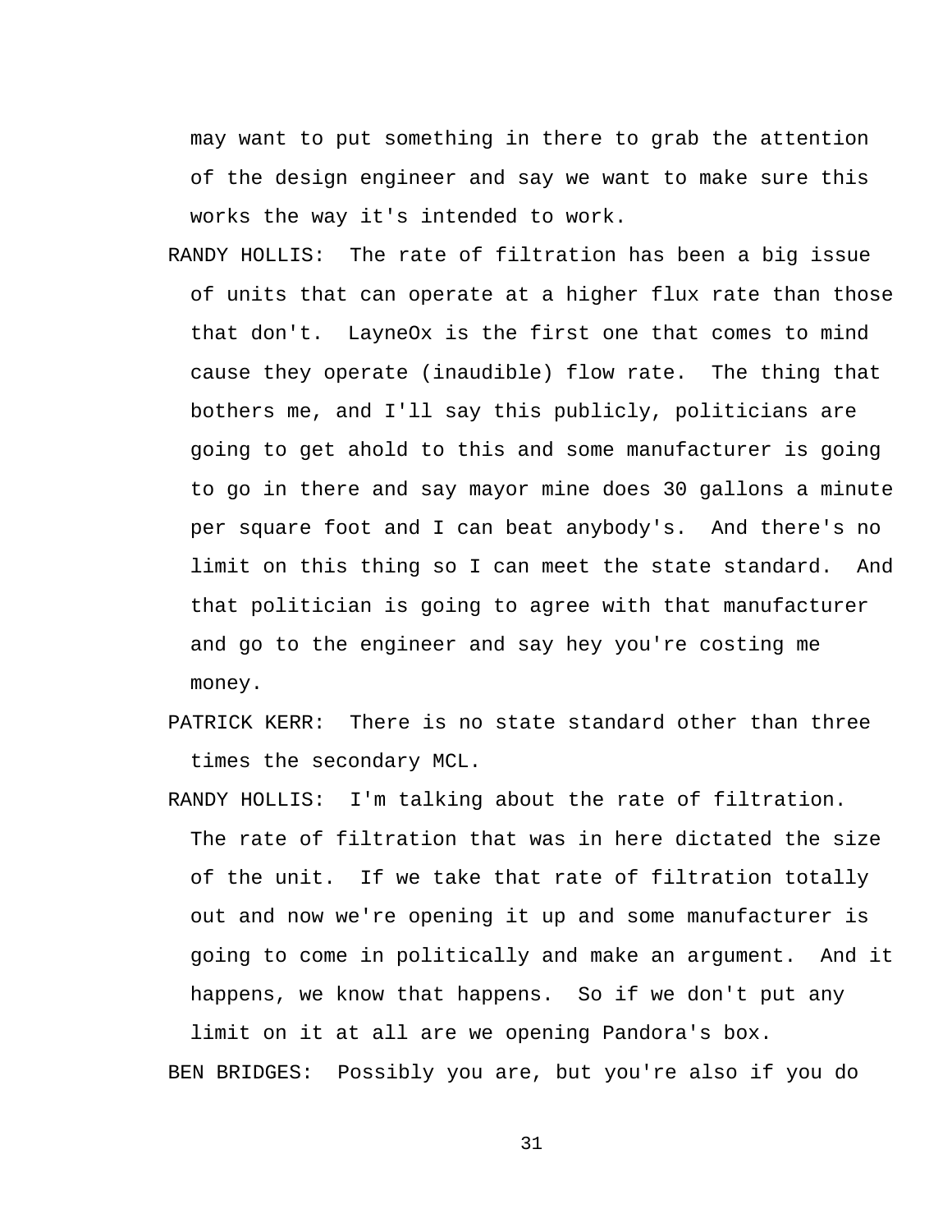may want to put something in there to grab the attention of the design engineer and say we want to make sure this works the way it's intended to work.

RANDY HOLLIS: The rate of filtration has been a big issue of units that can operate at a higher flux rate than those that don't. LayneOx is the first one that comes to mind cause they operate (inaudible) flow rate. The thing that bothers me, and I'll say this publicly, politicians are going to get ahold to this and some manufacturer is going to go in there and say mayor mine does 30 gallons a minute per square foot and I can beat anybody's. And there's no limit on this thing so I can meet the state standard. And that politician is going to agree with that manufacturer and go to the engineer and say hey you're costing me money.

PATRICK KERR: There is no state standard other than three times the secondary MCL.

RANDY HOLLIS: I'm talking about the rate of filtration. The rate of filtration that was in here dictated the size of the unit. If we take that rate of filtration totally out and now we're opening it up and some manufacturer is going to come in politically and make an argument. And it happens, we know that happens. So if we don't put any limit on it at all are we opening Pandora's box.

BEN BRIDGES: Possibly you are, but you're also if you do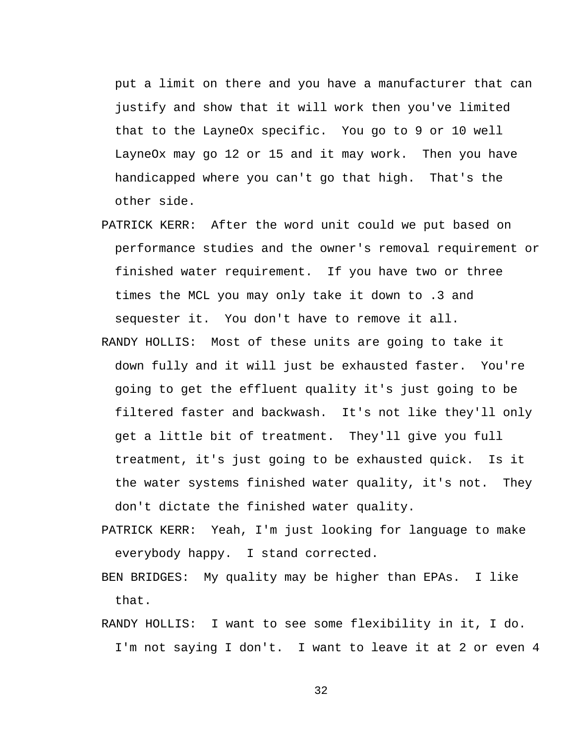put a limit on there and you have a manufacturer that can justify and show that it will work then you've limited that to the LayneOx specific. You go to 9 or 10 well LayneOx may go 12 or 15 and it may work. Then you have handicapped where you can't go that high. That's the other side.

PATRICK KERR: After the word unit could we put based on performance studies and the owner's removal requirement or finished water requirement. If you have two or three times the MCL you may only take it down to .3 and sequester it. You don't have to remove it all.

RANDY HOLLIS: Most of these units are going to take it down fully and it will just be exhausted faster. You're going to get the effluent quality it's just going to be filtered faster and backwash. It's not like they'll only get a little bit of treatment. They'll give you full treatment, it's just going to be exhausted quick. Is it the water systems finished water quality, it's not. They don't dictate the finished water quality.

PATRICK KERR: Yeah, I'm just looking for language to make everybody happy. I stand corrected.

BEN BRIDGES: My quality may be higher than EPAs. I like that.

RANDY HOLLIS: I want to see some flexibility in it, I do. I'm not saying I don't. I want to leave it at 2 or even 4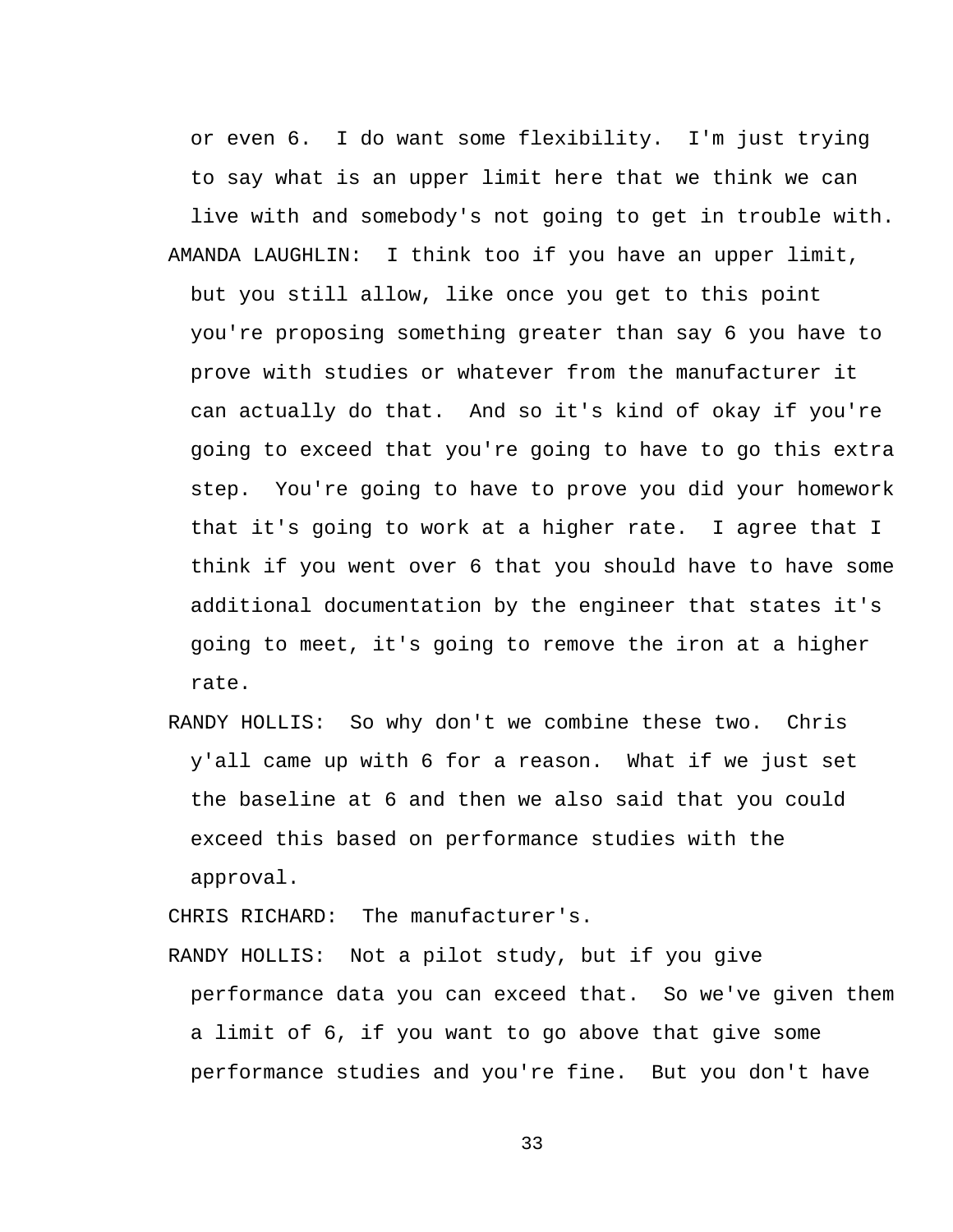or even 6. I do want some flexibility. I'm just trying to say what is an upper limit here that we think we can live with and somebody's not going to get in trouble with.

AMANDA LAUGHLIN: I think too if you have an upper limit, but you still allow, like once you get to this point you're proposing something greater than say 6 you have to prove with studies or whatever from the manufacturer it can actually do that. And so it's kind of okay if you're going to exceed that you're going to have to go this extra step. You're going to have to prove you did your homework that it's going to work at a higher rate. I agree that I think if you went over 6 that you should have to have some additional documentation by the engineer that states it's going to meet, it's going to remove the iron at a higher rate.

RANDY HOLLIS: So why don't we combine these two. Chris y'all came up with 6 for a reason. What if we just set the baseline at 6 and then we also said that you could exceed this based on performance studies with the approval.

CHRIS RICHARD: The manufacturer's.

RANDY HOLLIS: Not a pilot study, but if you give performance data you can exceed that. So we've given them a limit of 6, if you want to go above that give some performance studies and you're fine. But you don't have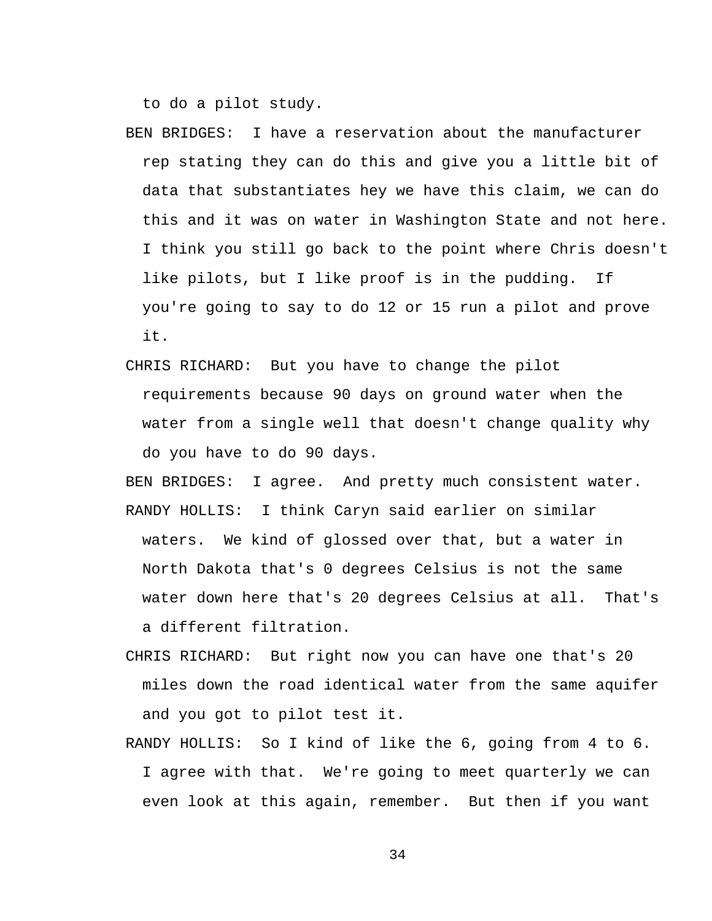to do a pilot study.

BEN BRIDGES: I have a reservation about the manufacturer rep stating they can do this and give you a little bit of data that substantiates hey we have this claim, we can do this and it was on water in Washington State and not here. I think you still go back to the point where Chris doesn't like pilots, but I like proof is in the pudding. If you're going to say to do 12 or 15 run a pilot and prove it.

CHRIS RICHARD: But you have to change the pilot requirements because 90 days on ground water when the water from a single well that doesn't change quality why do you have to do 90 days.

BEN BRIDGES: I agree. And pretty much consistent water.

RANDY HOLLIS: I think Caryn said earlier on similar waters. We kind of glossed over that, but a water in North Dakota that's 0 degrees Celsius is not the same water down here that's 20 degrees Celsius at all. That's a different filtration.

CHRIS RICHARD: But right now you can have one that's 20 miles down the road identical water from the same aquifer and you got to pilot test it.

RANDY HOLLIS: So I kind of like the 6, going from 4 to 6. I agree with that. We're going to meet quarterly we can even look at this again, remember. But then if you want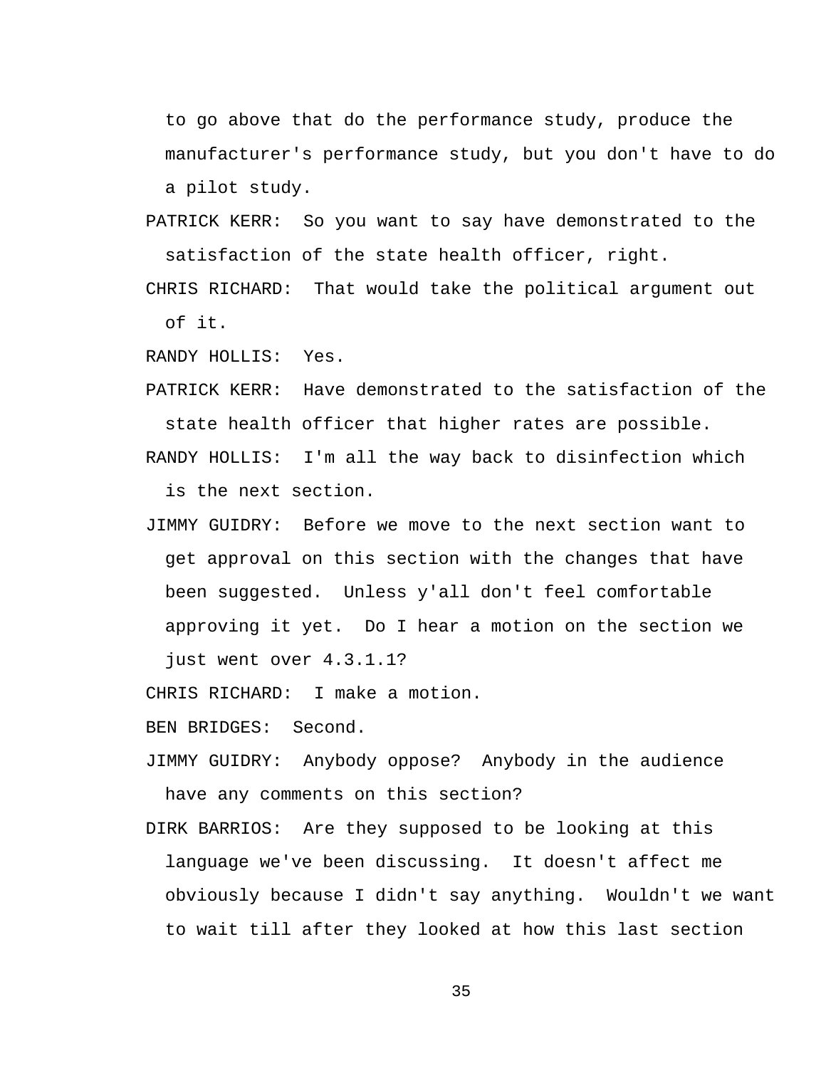to go above that do the performance study, produce the manufacturer's performance study, but you don't have to do a pilot study.

PATRICK KERR: So you want to say have demonstrated to the satisfaction of the state health officer, right.

CHRIS RICHARD: That would take the political argument out of it.

RANDY HOLLIS: Yes.

PATRICK KERR: Have demonstrated to the satisfaction of the state health officer that higher rates are possible.

RANDY HOLLIS: I'm all the way back to disinfection which is the next section.

JIMMY GUIDRY: Before we move to the next section want to get approval on this section with the changes that have been suggested. Unless y'all don't feel comfortable approving it yet. Do I hear a motion on the section we just went over 4.3.1.1?

CHRIS RICHARD: I make a motion.

BEN BRIDGES: Second.

JIMMY GUIDRY: Anybody oppose? Anybody in the audience have any comments on this section?

DIRK BARRIOS: Are they supposed to be looking at this language we've been discussing. It doesn't affect me obviously because I didn't say anything. Wouldn't we want to wait till after they looked at how this last section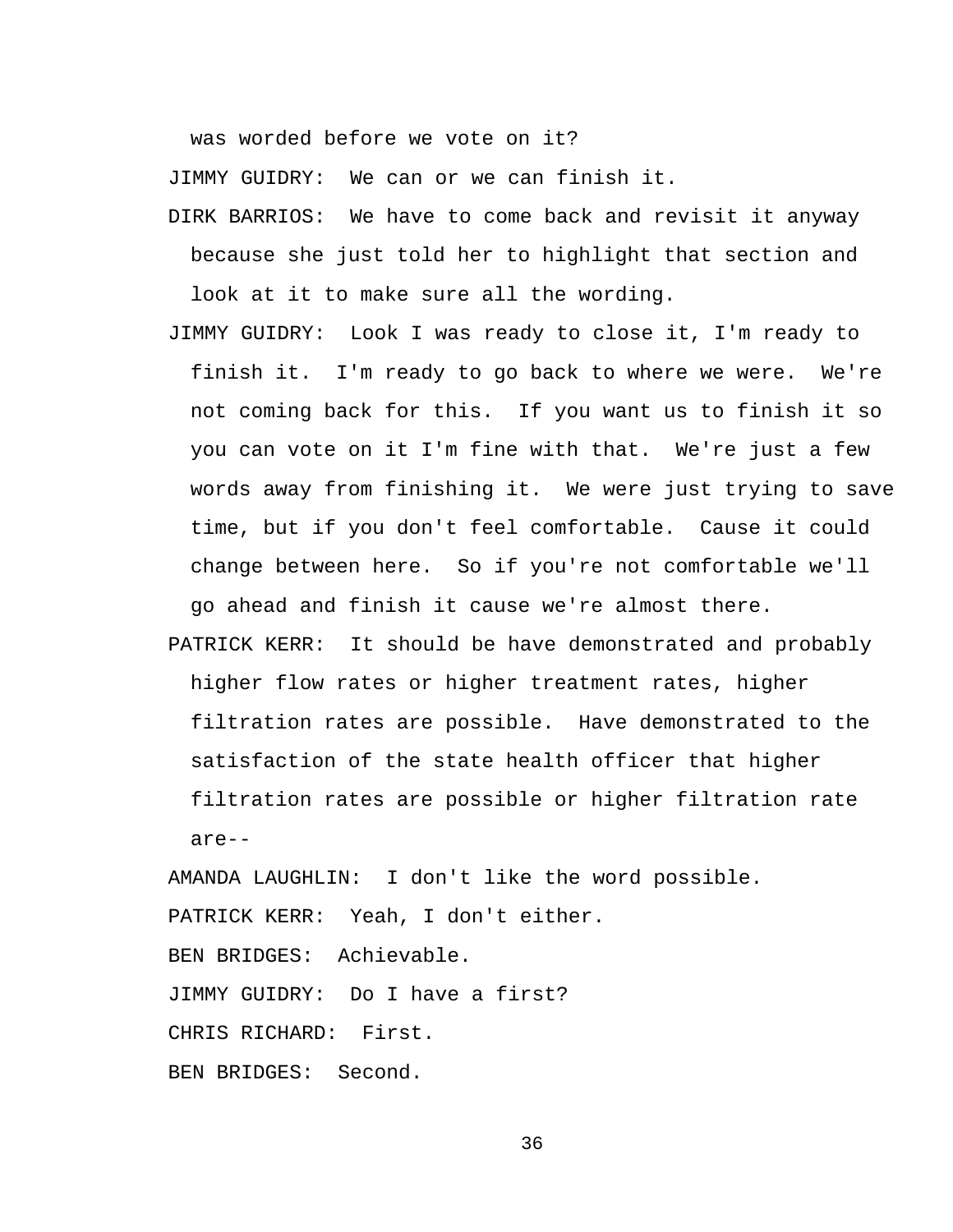was worded before we vote on it?

JIMMY GUIDRY: We can or we can finish it.

DIRK BARRIOS: We have to come back and revisit it anyway because she just told her to highlight that section and look at it to make sure all the wording.

JIMMY GUIDRY: Look I was ready to close it, I'm ready to finish it. I'm ready to go back to where we were. We're not coming back for this. If you want us to finish it so you can vote on it I'm fine with that. We're just a few words away from finishing it. We were just trying to save time, but if you don't feel comfortable. Cause it could change between here. So if you're not comfortable we'll go ahead and finish it cause we're almost there.

PATRICK KERR: It should be have demonstrated and probably higher flow rates or higher treatment rates, higher filtration rates are possible. Have demonstrated to the satisfaction of the state health officer that higher filtration rates are possible or higher filtration rate are--

AMANDA LAUGHLIN: I don't like the word possible.

PATRICK KERR: Yeah, I don't either.

BEN BRIDGES: Achievable.

JIMMY GUIDRY: Do I have a first?

CHRIS RICHARD: First.

BEN BRIDGES: Second.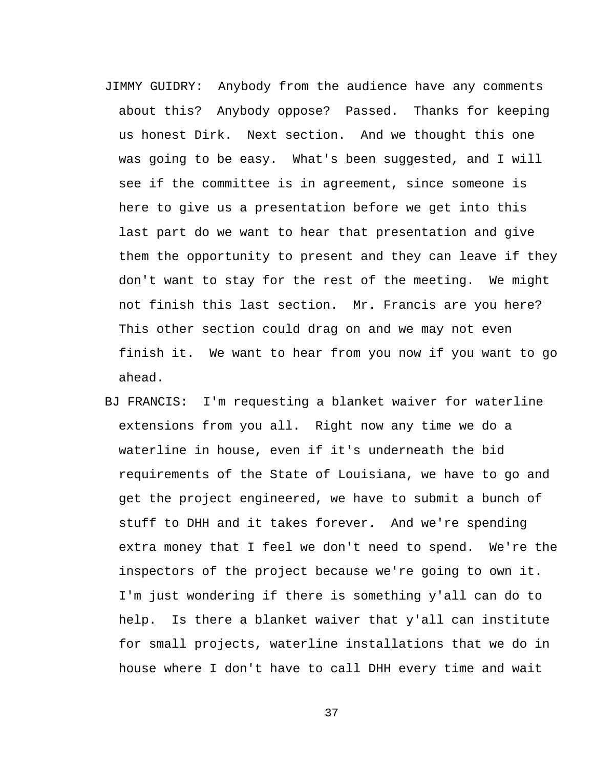JIMMY GUIDRY: Anybody from the audience have any comments about this? Anybody oppose? Passed. Thanks for keeping us honest Dirk. Next section. And we thought this one was going to be easy. What's been suggested, and I will see if the committee is in agreement, since someone is here to give us a presentation before we get into this last part do we want to hear that presentation and give them the opportunity to present and they can leave if they don't want to stay for the rest of the meeting. We might not finish this last section. Mr. Francis are you here? This other section could drag on and we may not even finish it. We want to hear from you now if you want to go ahead.

BJ FRANCIS: I'm requesting a blanket waiver for waterline extensions from you all. Right now any time we do a waterline in house, even if it's underneath the bid requirements of the State of Louisiana, we have to go and get the project engineered, we have to submit a bunch of stuff to DHH and it takes forever. And we're spending extra money that I feel we don't need to spend. We're the inspectors of the project because we're going to own it. I'm just wondering if there is something y'all can do to help. Is there a blanket waiver that y'all can institute for small projects, waterline installations that we do in house where I don't have to call DHH every time and wait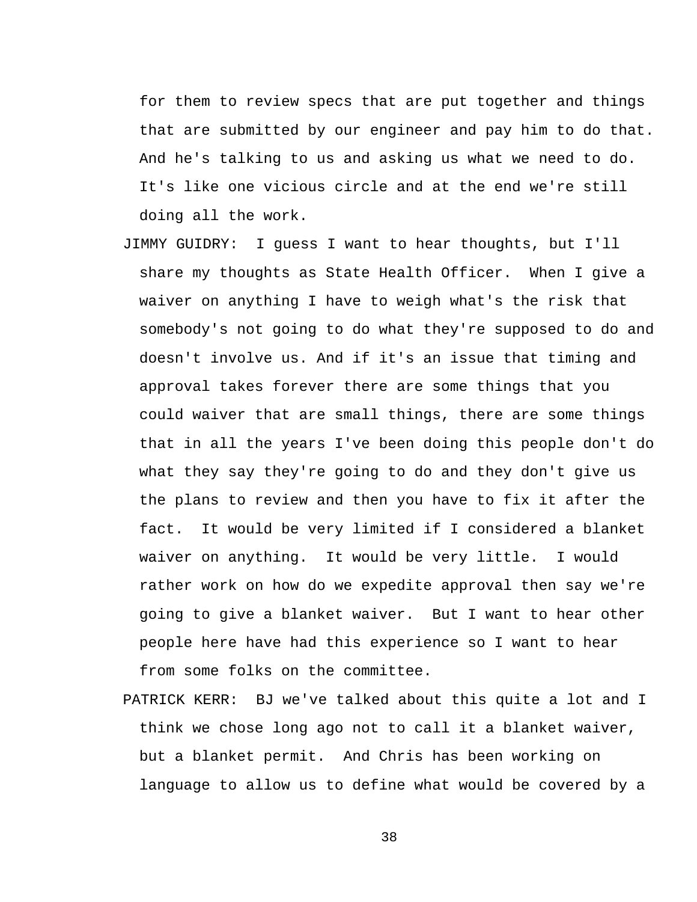for them to review specs that are put together and things that are submitted by our engineer and pay him to do that. And he's talking to us and asking us what we need to do. It's like one vicious circle and at the end we're still doing all the work.

JIMMY GUIDRY: I guess I want to hear thoughts, but I'll share my thoughts as State Health Officer. When I give a waiver on anything I have to weigh what's the risk that somebody's not going to do what they're supposed to do and doesn't involve us. And if it's an issue that timing and approval takes forever there are some things that you could waiver that are small things, there are some things that in all the years I've been doing this people don't do what they say they're going to do and they don't give us the plans to review and then you have to fix it after the fact. It would be very limited if I considered a blanket waiver on anything. It would be very little. I would rather work on how do we expedite approval then say we're going to give a blanket waiver. But I want to hear other people here have had this experience so I want to hear from some folks on the committee.

PATRICK KERR: BJ we've talked about this quite a lot and I think we chose long ago not to call it a blanket waiver, but a blanket permit. And Chris has been working on language to allow us to define what would be covered by a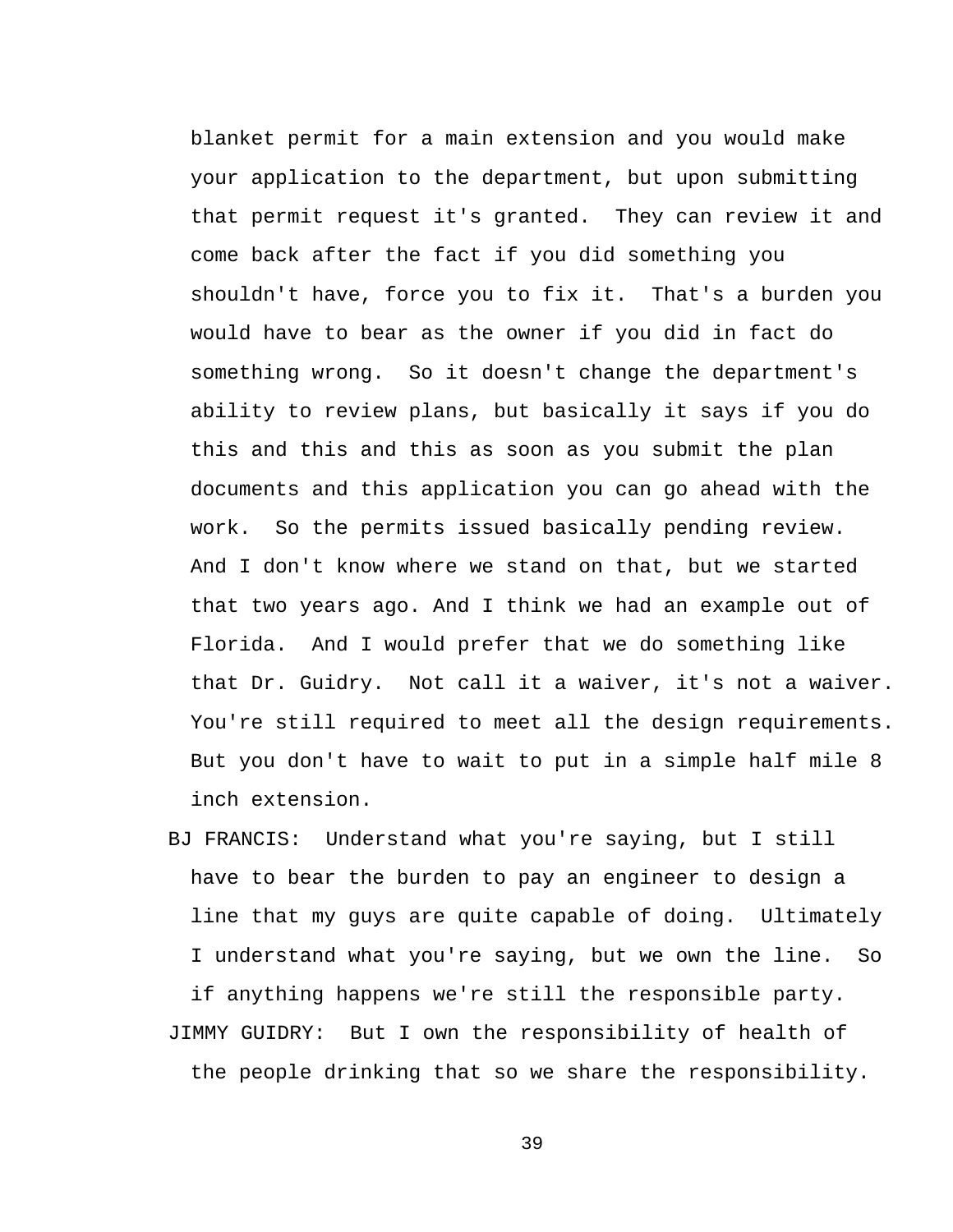blanket permit for a main extension and you would make your application to the department, but upon submitting that permit request it's granted. They can review it and come back after the fact if you did something you shouldn't have, force you to fix it. That's a burden you would have to bear as the owner if you did in fact do something wrong. So it doesn't change the department's ability to review plans, but basically it says if you do this and this and this as soon as you submit the plan documents and this application you can go ahead with the work. So the permits issued basically pending review. And I don't know where we stand on that, but we started that two years ago. And I think we had an example out of Florida. And I would prefer that we do something like that Dr. Guidry. Not call it a waiver, it's not a waiver. You're still required to meet all the design requirements. But you don't have to wait to put in a simple half mile 8 inch extension.

BJ FRANCIS: Understand what you're saying, but I still have to bear the burden to pay an engineer to design a line that my guys are quite capable of doing. Ultimately I understand what you're saying, but we own the line. So if anything happens we're still the responsible party.

JIMMY GUIDRY: But I own the responsibility of health of the people drinking that so we share the responsibility.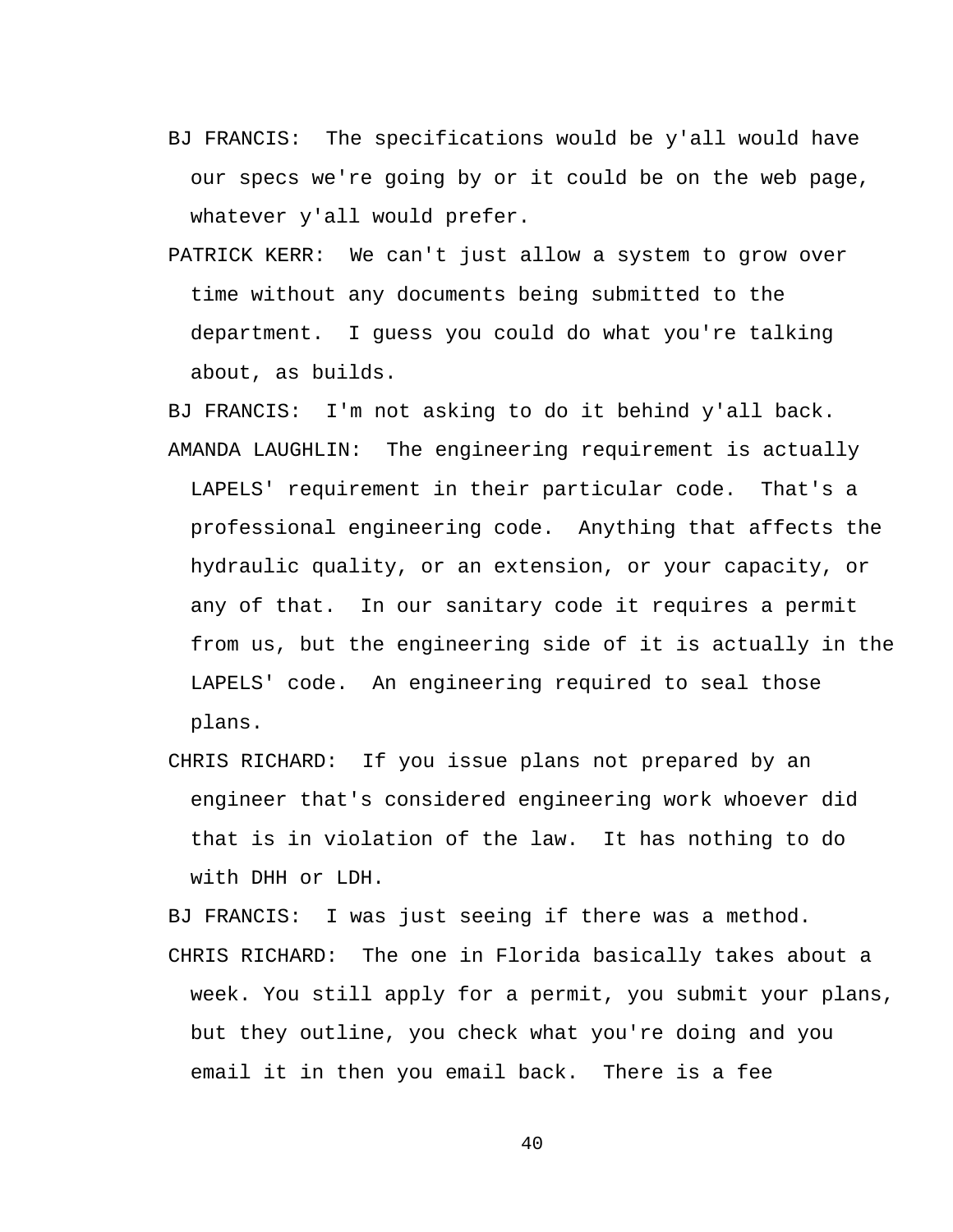BJ FRANCIS: The specifications would be y'all would have our specs we're going by or it could be on the web page, whatever y'all would prefer.

PATRICK KERR: We can't just allow a system to grow over time without any documents being submitted to the department. I guess you could do what you're talking about, as builds.

BJ FRANCIS: I'm not asking to do it behind y'all back.

AMANDA LAUGHLIN: The engineering requirement is actually LAPELS' requirement in their particular code. That's a professional engineering code. Anything that affects the hydraulic quality, or an extension, or your capacity, or any of that. In our sanitary code it requires a permit from us, but the engineering side of it is actually in the LAPELS' code. An engineering required to seal those plans.

CHRIS RICHARD: If you issue plans not prepared by an engineer that's considered engineering work whoever did that is in violation of the law. It has nothing to do with DHH or LDH.

BJ FRANCIS: I was just seeing if there was a method.

CHRIS RICHARD: The one in Florida basically takes about a week. You still apply for a permit, you submit your plans, but they outline, you check what you're doing and you email it in then you email back. There is a fee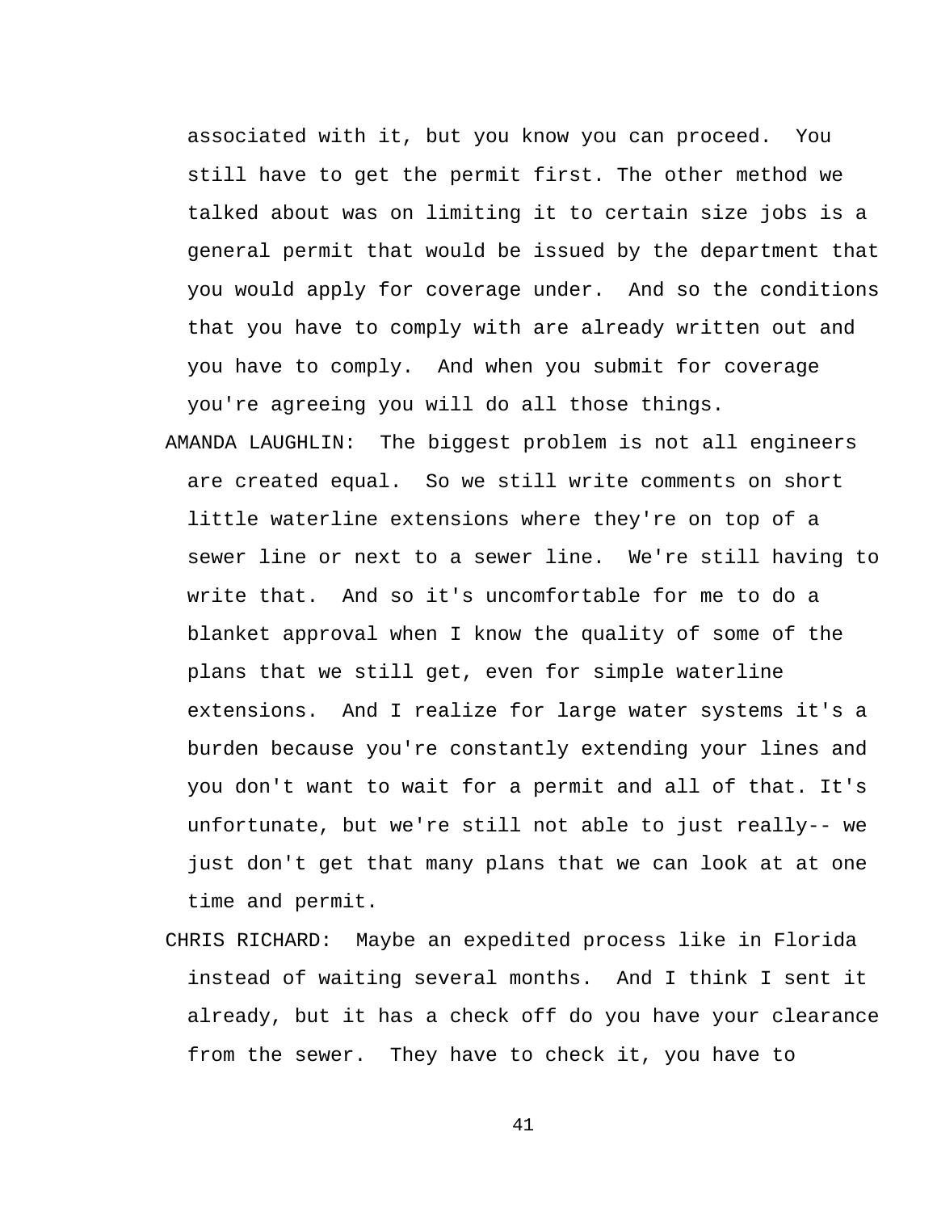associated with it, but you know you can proceed. You still have to get the permit first. The other method we talked about was on limiting it to certain size jobs is a general permit that would be issued by the department that you would apply for coverage under. And so the conditions that you have to comply with are already written out and you have to comply. And when you submit for coverage you're agreeing you will do all those things.

AMANDA LAUGHLIN: The biggest problem is not all engineers are created equal. So we still write comments on short little waterline extensions where they're on top of a sewer line or next to a sewer line. We're still having to write that. And so it's uncomfortable for me to do a blanket approval when I know the quality of some of the plans that we still get, even for simple waterline extensions. And I realize for large water systems it's a burden because you're constantly extending your lines and you don't want to wait for a permit and all of that. It's unfortunate, but we're still not able to just really-- we just don't get that many plans that we can look at at one time and permit.

CHRIS RICHARD: Maybe an expedited process like in Florida instead of waiting several months. And I think I sent it already, but it has a check off do you have your clearance from the sewer. They have to check it, you have to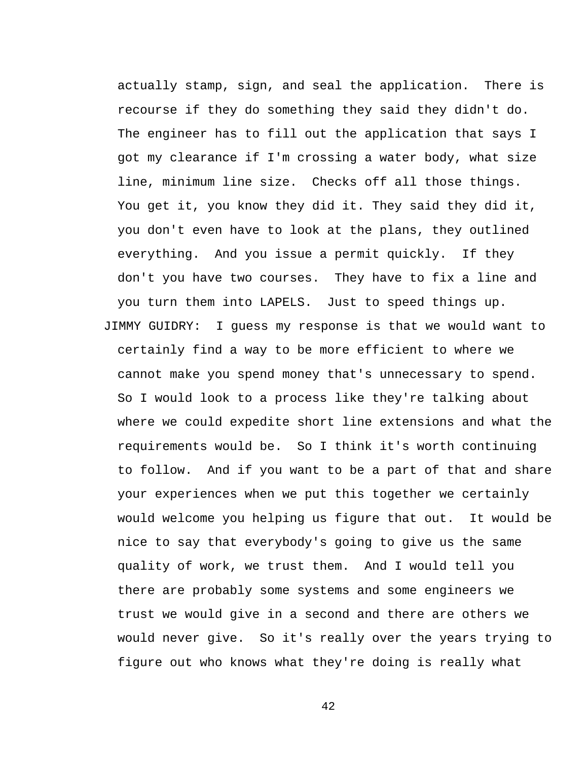actually stamp, sign, and seal the application. There is recourse if they do something they said they didn't do. The engineer has to fill out the application that says I got my clearance if I'm crossing a water body, what size line, minimum line size. Checks off all those things. You get it, you know they did it. They said they did it, you don't even have to look at the plans, they outlined everything. And you issue a permit quickly. If they don't you have two courses. They have to fix a line and you turn them into LAPELS. Just to speed things up.

JIMMY GUIDRY: I guess my response is that we would want to certainly find a way to be more efficient to where we cannot make you spend money that's unnecessary to spend. So I would look to a process like they're talking about where we could expedite short line extensions and what the requirements would be. So I think it's worth continuing to follow. And if you want to be a part of that and share your experiences when we put this together we certainly would welcome you helping us figure that out. It would be nice to say that everybody's going to give us the same quality of work, we trust them. And I would tell you there are probably some systems and some engineers we trust we would give in a second and there are others we would never give. So it's really over the years trying to figure out who knows what they're doing is really what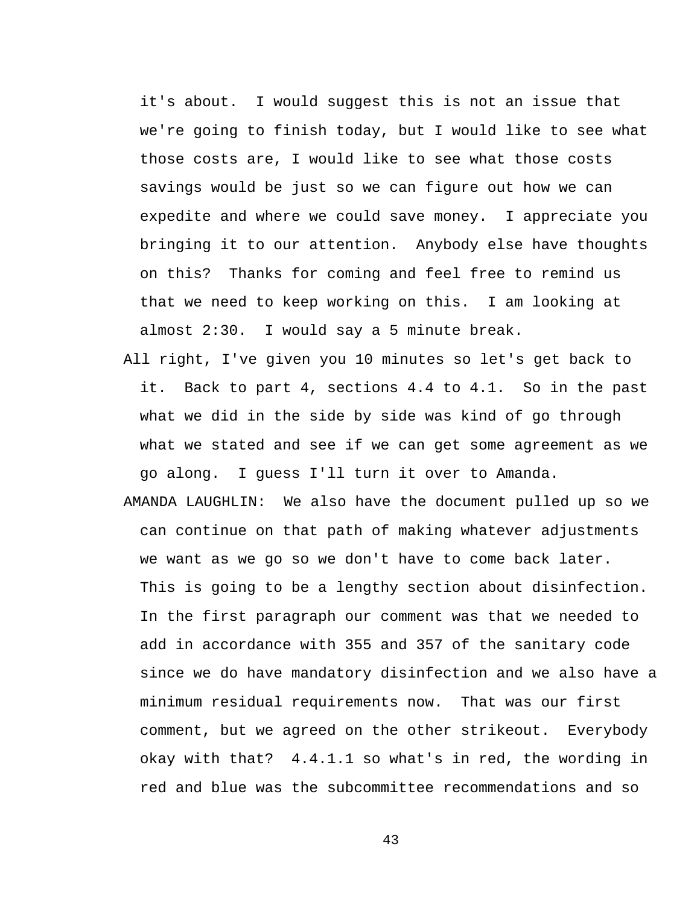it's about. I would suggest this is not an issue that we're going to finish today, but I would like to see what those costs are, I would like to see what those costs savings would be just so we can figure out how we can expedite and where we could save money. I appreciate you bringing it to our attention. Anybody else have thoughts on this? Thanks for coming and feel free to remind us that we need to keep working on this. I am looking at almost 2:30. I would say a 5 minute break.

All right, I've given you 10 minutes so let's get back to it. Back to part 4, sections 4.4 to 4.1. So in the past what we did in the side by side was kind of go through what we stated and see if we can get some agreement as we go along. I guess I'll turn it over to Amanda.

AMANDA LAUGHLIN: We also have the document pulled up so we can continue on that path of making whatever adjustments we want as we go so we don't have to come back later. This is going to be a lengthy section about disinfection. In the first paragraph our comment was that we needed to add in accordance with 355 and 357 of the sanitary code since we do have mandatory disinfection and we also have a minimum residual requirements now. That was our first comment, but we agreed on the other strikeout. Everybody okay with that? 4.4.1.1 so what's in red, the wording in red and blue was the subcommittee recommendations and so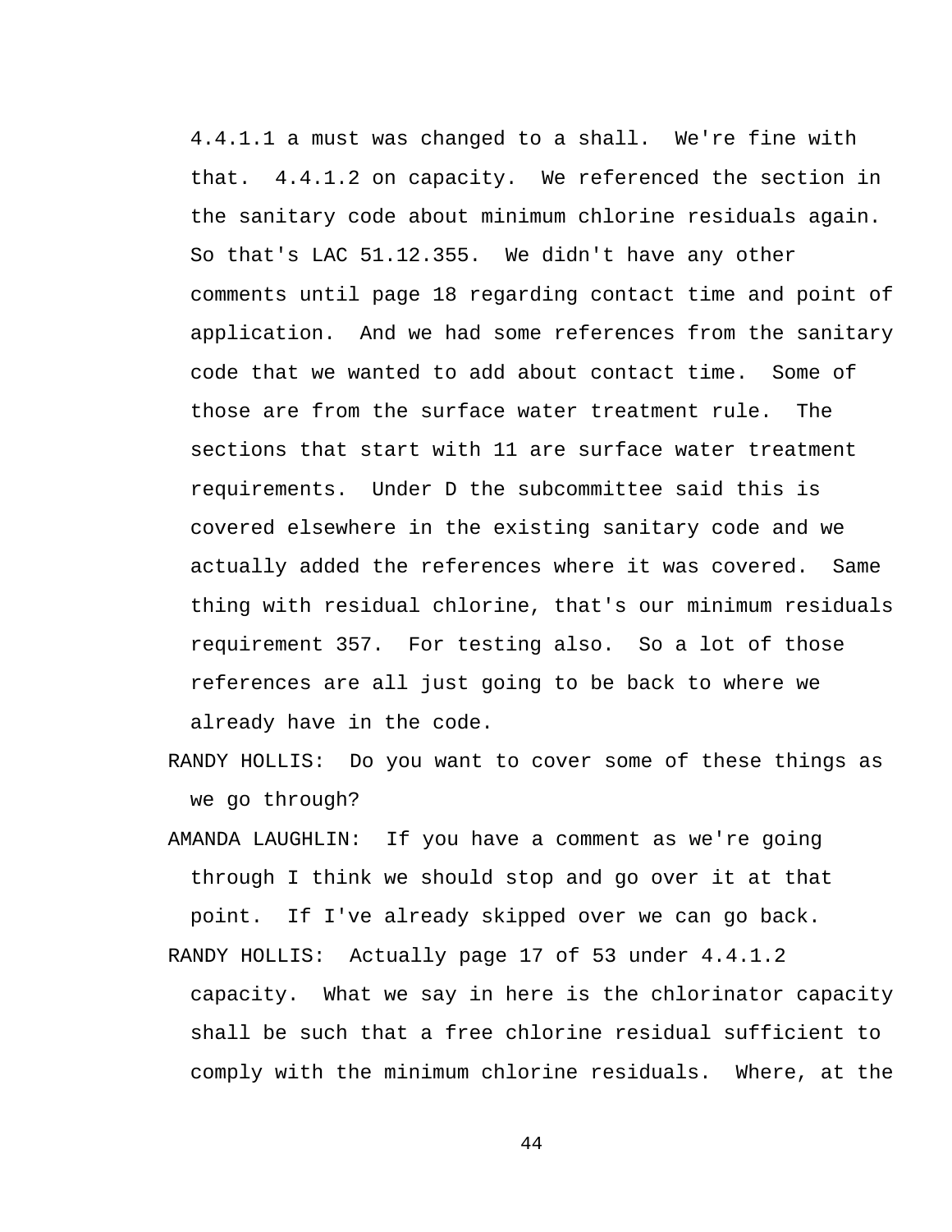4.4.1.1 a must was changed to a shall. We're fine with that. 4.4.1.2 on capacity. We referenced the section in the sanitary code about minimum chlorine residuals again. So that's LAC 51.12.355. We didn't have any other comments until page 18 regarding contact time and point of application. And we had some references from the sanitary code that we wanted to add about contact time. Some of those are from the surface water treatment rule. The sections that start with 11 are surface water treatment requirements. Under D the subcommittee said this is covered elsewhere in the existing sanitary code and we actually added the references where it was covered. Same thing with residual chlorine, that's our minimum residuals requirement 357. For testing also. So a lot of those references are all just going to be back to where we already have in the code.

RANDY HOLLIS: Do you want to cover some of these things as we go through?

AMANDA LAUGHLIN: If you have a comment as we're going through I think we should stop and go over it at that point. If I've already skipped over we can go back.

RANDY HOLLIS: Actually page 17 of 53 under 4.4.1.2 capacity. What we say in here is the chlorinator capacity shall be such that a free chlorine residual sufficient to comply with the minimum chlorine residuals. Where, at the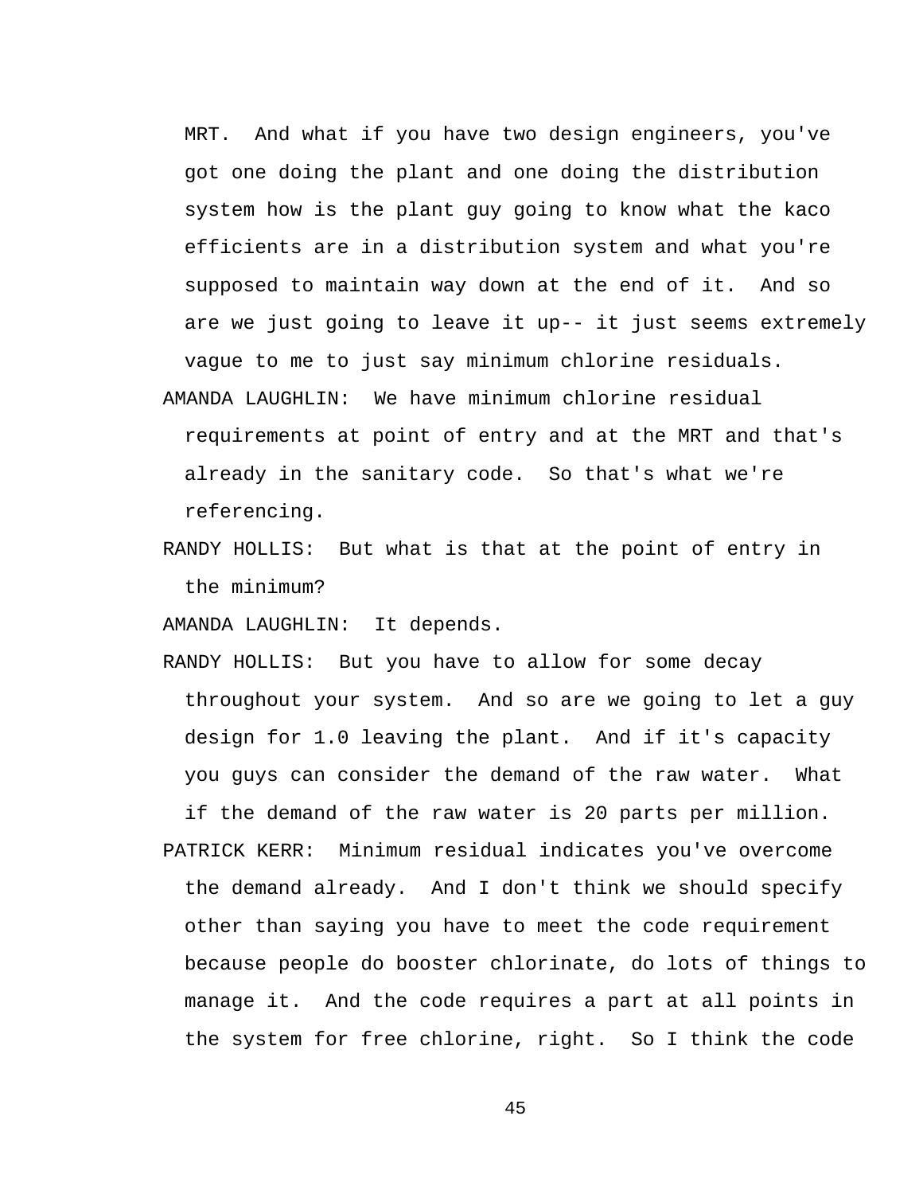MRT. And what if you have two design engineers, you've got one doing the plant and one doing the distribution system how is the plant guy going to know what the kaco efficients are in a distribution system and what you're supposed to maintain way down at the end of it. And so are we just going to leave it up-- it just seems extremely vague to me to just say minimum chlorine residuals.

AMANDA LAUGHLIN: We have minimum chlorine residual requirements at point of entry and at the MRT and that's already in the sanitary code. So that's what we're referencing.

RANDY HOLLIS: But what is that at the point of entry in the minimum?

AMANDA LAUGHLIN: It depends.

RANDY HOLLIS: But you have to allow for some decay throughout your system. And so are we going to let a guy design for 1.0 leaving the plant. And if it's capacity you guys can consider the demand of the raw water. What if the demand of the raw water is 20 parts per million.

PATRICK KERR: Minimum residual indicates you've overcome the demand already. And I don't think we should specify other than saying you have to meet the code requirement because people do booster chlorinate, do lots of things to manage it. And the code requires a part at all points in the system for free chlorine, right. So I think the code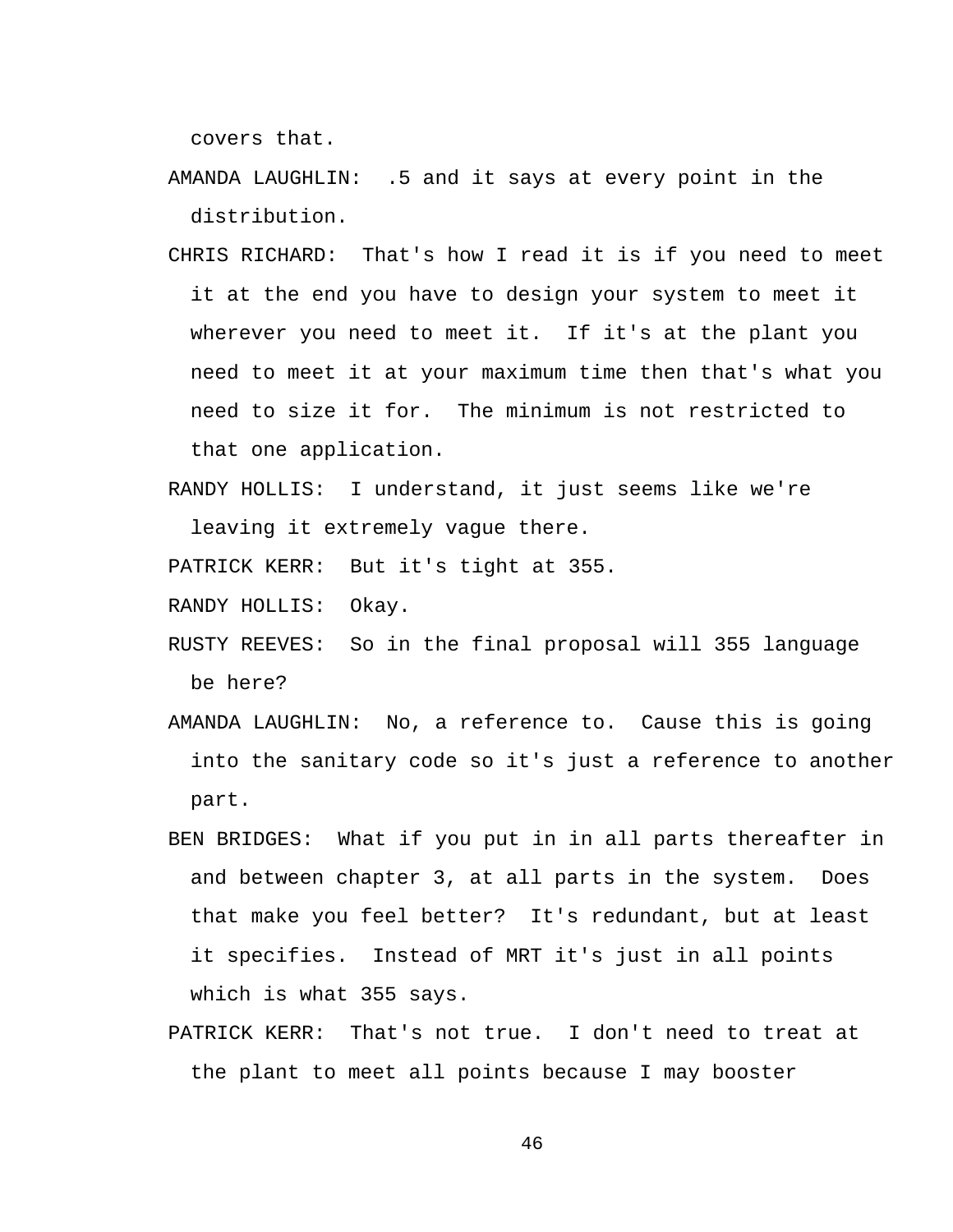covers that.

AMANDA LAUGHLIN: .5 and it says at every point in the distribution.

CHRIS RICHARD: That's how I read it is if you need to meet it at the end you have to design your system to meet it wherever you need to meet it. If it's at the plant you need to meet it at your maximum time then that's what you need to size it for. The minimum is not restricted to that one application.

RANDY HOLLIS: I understand, it just seems like we're leaving it extremely vague there.

PATRICK KERR: But it's tight at 355.

RANDY HOLLIS: Okay.

RUSTY REEVES: So in the final proposal will 355 language be here?

AMANDA LAUGHLIN: No, a reference to. Cause this is going into the sanitary code so it's just a reference to another part.

BEN BRIDGES: What if you put in in all parts thereafter in and between chapter 3, at all parts in the system. Does that make you feel better? It's redundant, but at least it specifies. Instead of MRT it's just in all points which is what 355 says.

PATRICK KERR: That's not true. I don't need to treat at the plant to meet all points because I may booster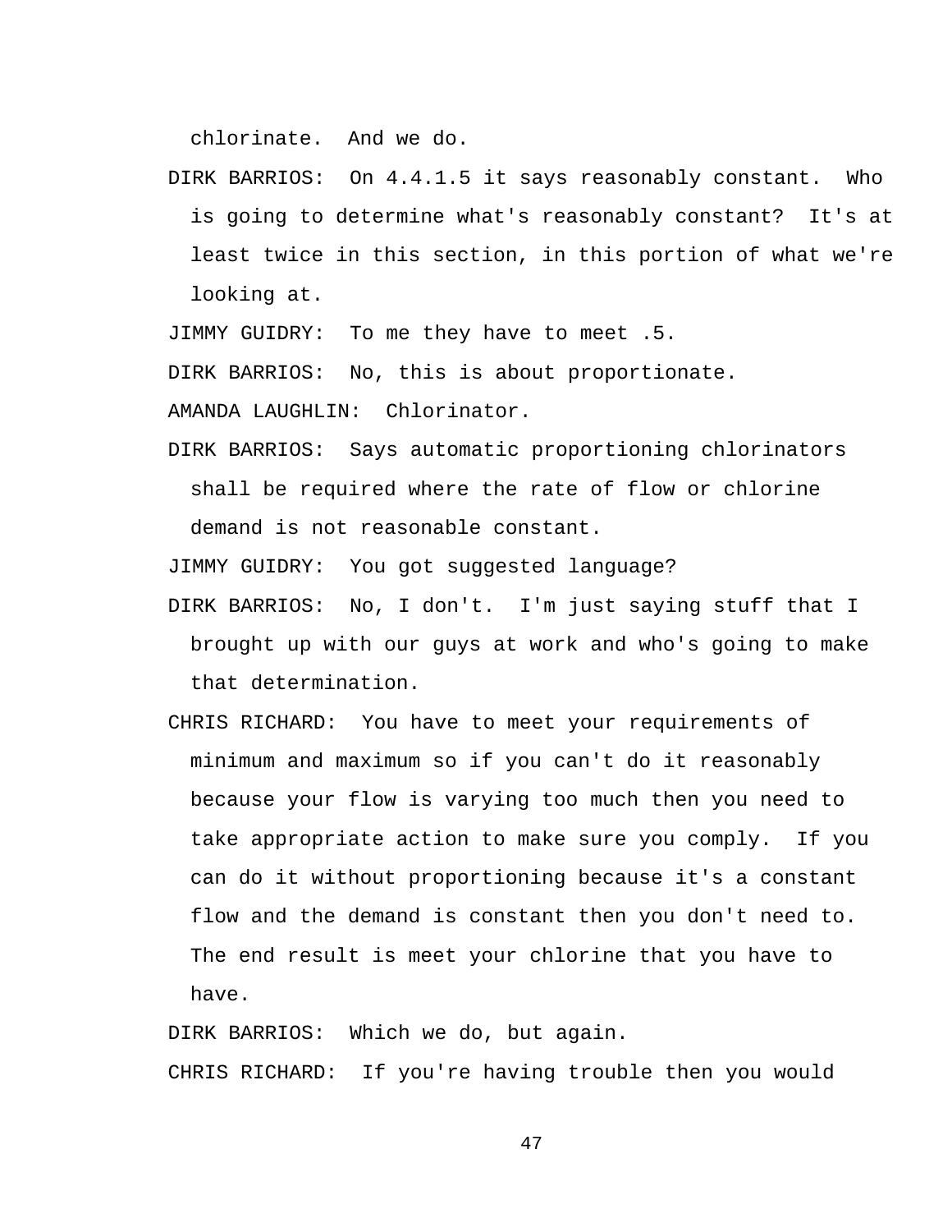chlorinate. And we do.

DIRK BARRIOS: On 4.4.1.5 it says reasonably constant. Who is going to determine what's reasonably constant? It's at least twice in this section, in this portion of what we're looking at.

JIMMY GUIDRY: To me they have to meet .5.

DIRK BARRIOS: No, this is about proportionate.

AMANDA LAUGHLIN: Chlorinator.

DIRK BARRIOS: Says automatic proportioning chlorinators shall be required where the rate of flow or chlorine demand is not reasonable constant.

JIMMY GUIDRY: You got suggested language?

DIRK BARRIOS: No, I don't. I'm just saying stuff that I brought up with our guys at work and who's going to make that determination.

CHRIS RICHARD: You have to meet your requirements of minimum and maximum so if you can't do it reasonably because your flow is varying too much then you need to take appropriate action to make sure you comply. If you can do it without proportioning because it's a constant flow and the demand is constant then you don't need to. The end result is meet your chlorine that you have to have.

DIRK BARRIOS: Which we do, but again.

CHRIS RICHARD: If you're having trouble then you would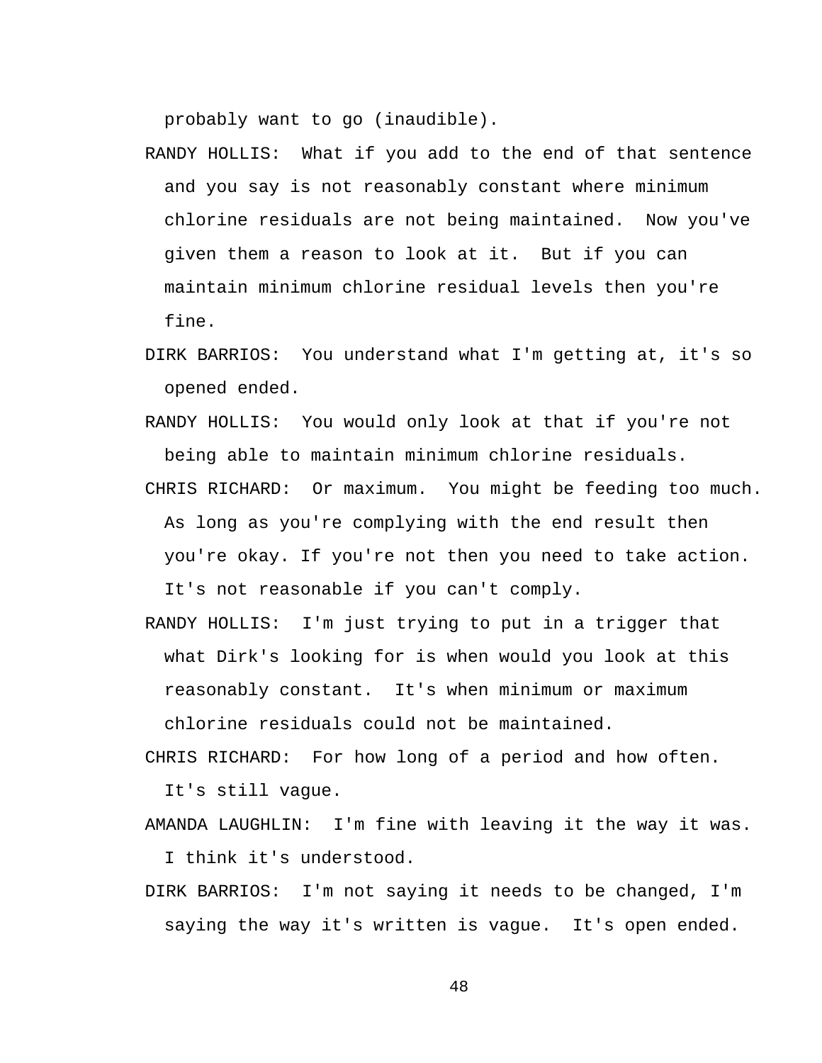probably want to go (inaudible).

RANDY HOLLIS: What if you add to the end of that sentence and you say is not reasonably constant where minimum chlorine residuals are not being maintained. Now you've given them a reason to look at it. But if you can maintain minimum chlorine residual levels then you're fine.

DIRK BARRIOS: You understand what I'm getting at, it's so opened ended.

RANDY HOLLIS: You would only look at that if you're not being able to maintain minimum chlorine residuals.

CHRIS RICHARD: Or maximum. You might be feeding too much. As long as you're complying with the end result then you're okay. If you're not then you need to take action. It's not reasonable if you can't comply.

RANDY HOLLIS: I'm just trying to put in a trigger that what Dirk's looking for is when would you look at this reasonably constant. It's when minimum or maximum chlorine residuals could not be maintained.

CHRIS RICHARD: For how long of a period and how often. It's still vague.

AMANDA LAUGHLIN: I'm fine with leaving it the way it was. I think it's understood.

DIRK BARRIOS: I'm not saying it needs to be changed, I'm saying the way it's written is vague. It's open ended.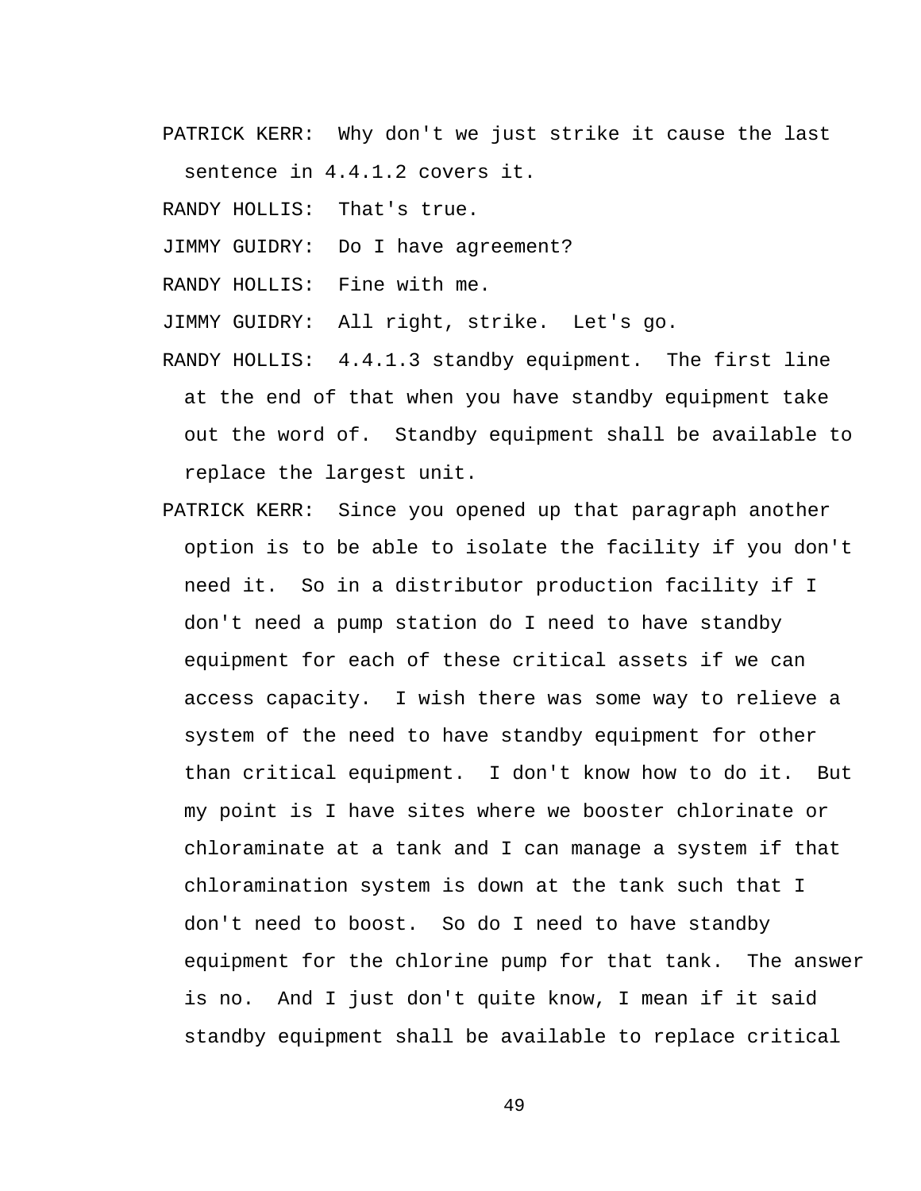PATRICK KERR: Why don't we just strike it cause the last sentence in 4.4.1.2 covers it.

RANDY HOLLIS: That's true.

JIMMY GUIDRY: Do I have agreement?

RANDY HOLLIS: Fine with me.

JIMMY GUIDRY: All right, strike. Let's go.

RANDY HOLLIS: 4.4.1.3 standby equipment. The first line at the end of that when you have standby equipment take out the word of. Standby equipment shall be available to replace the largest unit.

PATRICK KERR: Since you opened up that paragraph another option is to be able to isolate the facility if you don't need it. So in a distributor production facility if I don't need a pump station do I need to have standby equipment for each of these critical assets if we can access capacity. I wish there was some way to relieve a system of the need to have standby equipment for other than critical equipment. I don't know how to do it. But my point is I have sites where we booster chlorinate or chloraminate at a tank and I can manage a system if that chloramination system is down at the tank such that I don't need to boost. So do I need to have standby equipment for the chlorine pump for that tank. The answer is no. And I just don't quite know, I mean if it said standby equipment shall be available to replace critical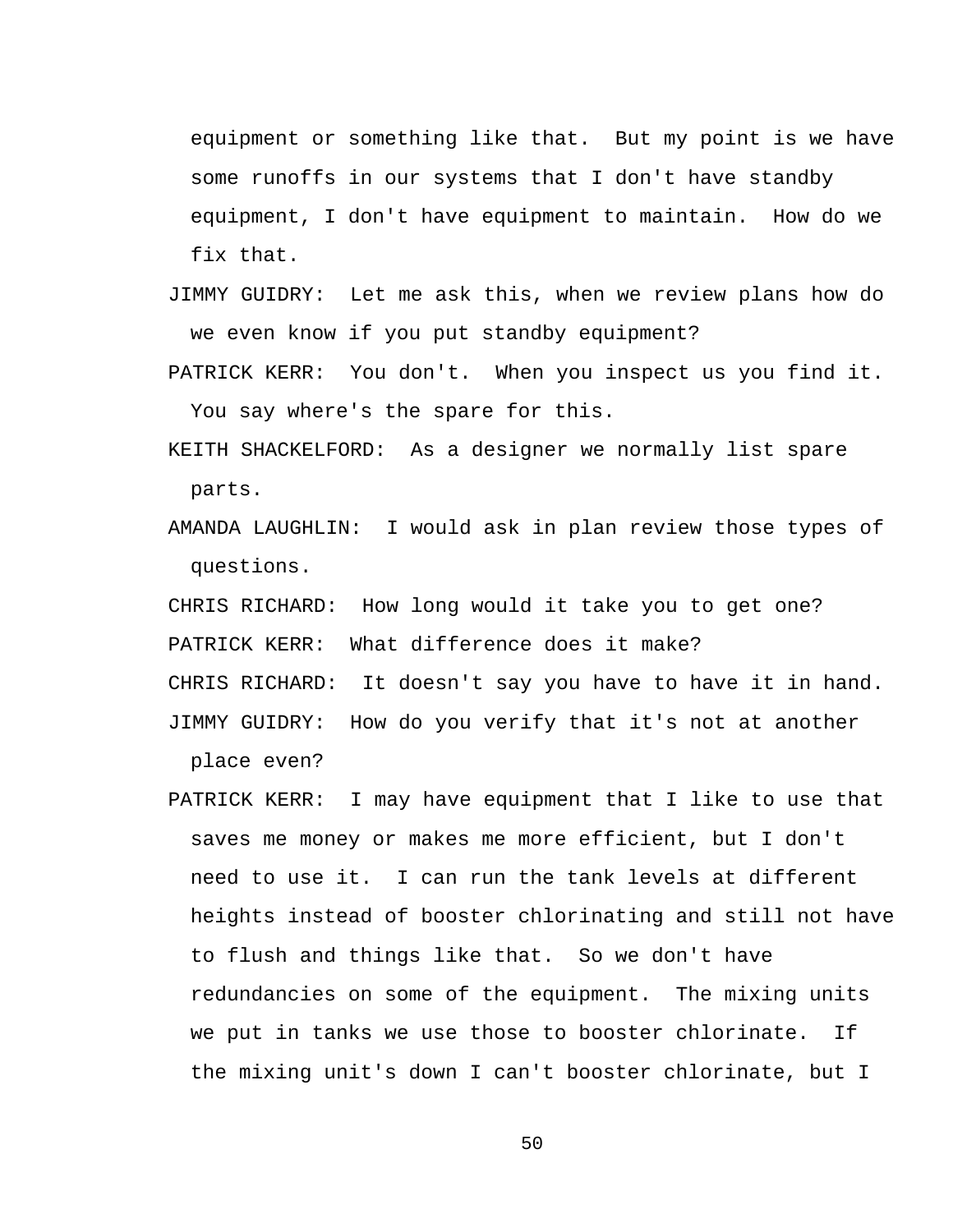equipment or something like that. But my point is we have some runoffs in our systems that I don't have standby equipment, I don't have equipment to maintain. How do we fix that.

JIMMY GUIDRY: Let me ask this, when we review plans how do we even know if you put standby equipment?

PATRICK KERR: You don't. When you inspect us you find it. You say where's the spare for this.

KEITH SHACKELFORD: As a designer we normally list spare parts.

AMANDA LAUGHLIN: I would ask in plan review those types of questions.

CHRIS RICHARD: How long would it take you to get one?

PATRICK KERR: What difference does it make?

CHRIS RICHARD: It doesn't say you have to have it in hand.

JIMMY GUIDRY: How do you verify that it's not at another place even?

PATRICK KERR: I may have equipment that I like to use that saves me money or makes me more efficient, but I don't need to use it. I can run the tank levels at different heights instead of booster chlorinating and still not have to flush and things like that. So we don't have redundancies on some of the equipment. The mixing units we put in tanks we use those to booster chlorinate. If the mixing unit's down I can't booster chlorinate, but I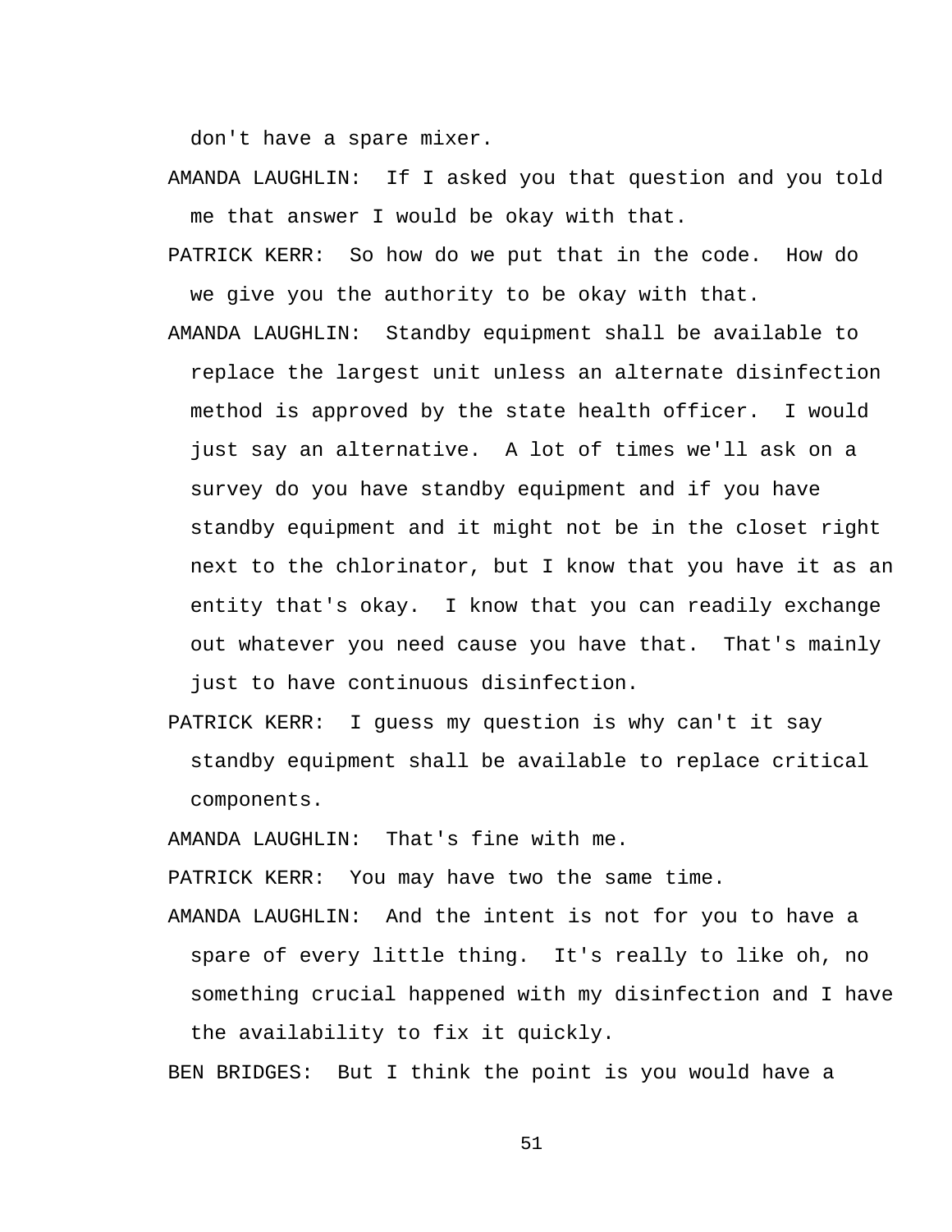don't have a spare mixer.

AMANDA LAUGHLIN: If I asked you that question and you told me that answer I would be okay with that.

PATRICK KERR: So how do we put that in the code. How do we give you the authority to be okay with that.

AMANDA LAUGHLIN: Standby equipment shall be available to replace the largest unit unless an alternate disinfection method is approved by the state health officer. I would just say an alternative. A lot of times we'll ask on a survey do you have standby equipment and if you have standby equipment and it might not be in the closet right next to the chlorinator, but I know that you have it as an entity that's okay. I know that you can readily exchange out whatever you need cause you have that. That's mainly just to have continuous disinfection.

PATRICK KERR: I guess my question is why can't it say standby equipment shall be available to replace critical components.

AMANDA LAUGHLIN: That's fine with me.

PATRICK KERR: You may have two the same time.

AMANDA LAUGHLIN: And the intent is not for you to have a spare of every little thing. It's really to like oh, no something crucial happened with my disinfection and I have the availability to fix it quickly.

BEN BRIDGES: But I think the point is you would have a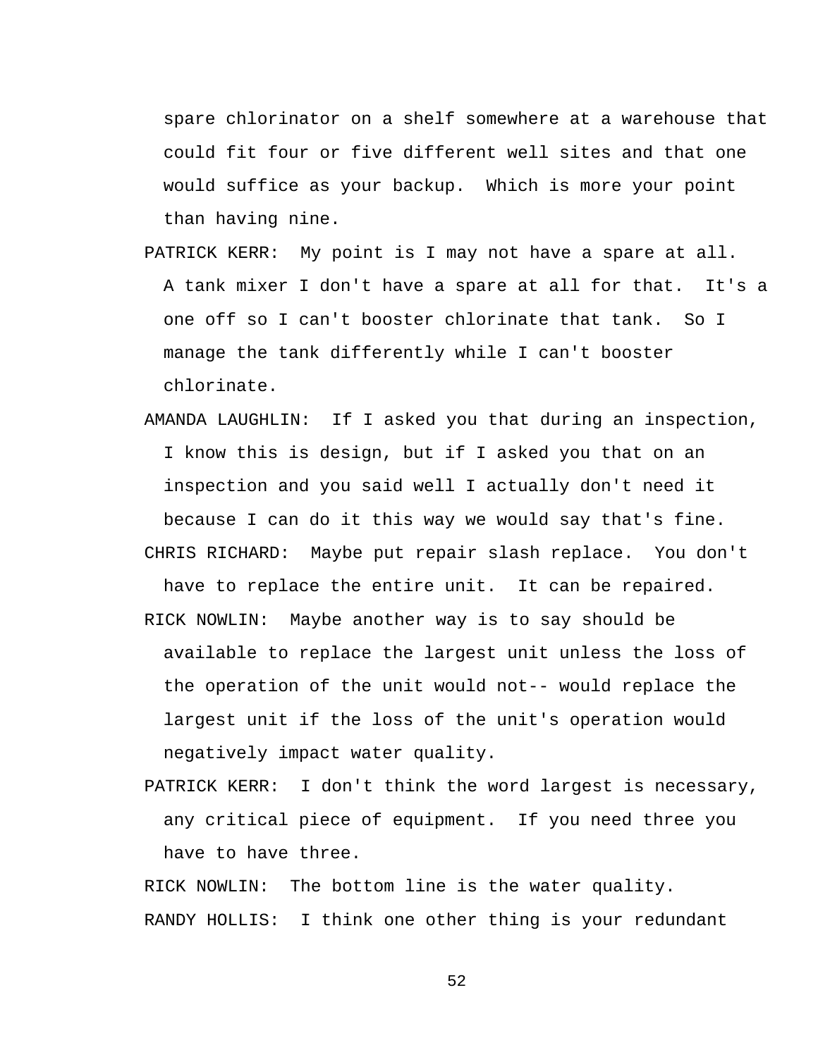spare chlorinator on a shelf somewhere at a warehouse that could fit four or five different well sites and that one would suffice as your backup. Which is more your point than having nine.

PATRICK KERR: My point is I may not have a spare at all. A tank mixer I don't have a spare at all for that. It's a one off so I can't booster chlorinate that tank. So I manage the tank differently while I can't booster chlorinate.

AMANDA LAUGHLIN: If I asked you that during an inspection, I know this is design, but if I asked you that on an inspection and you said well I actually don't need it because I can do it this way we would say that's fine.

CHRIS RICHARD: Maybe put repair slash replace. You don't have to replace the entire unit. It can be repaired.

RICK NOWLIN: Maybe another way is to say should be available to replace the largest unit unless the loss of the operation of the unit would not-- would replace the largest unit if the loss of the unit's operation would negatively impact water quality.

PATRICK KERR: I don't think the word largest is necessary, any critical piece of equipment. If you need three you have to have three.

RICK NOWLIN: The bottom line is the water quality.

RANDY HOLLIS: I think one other thing is your redundant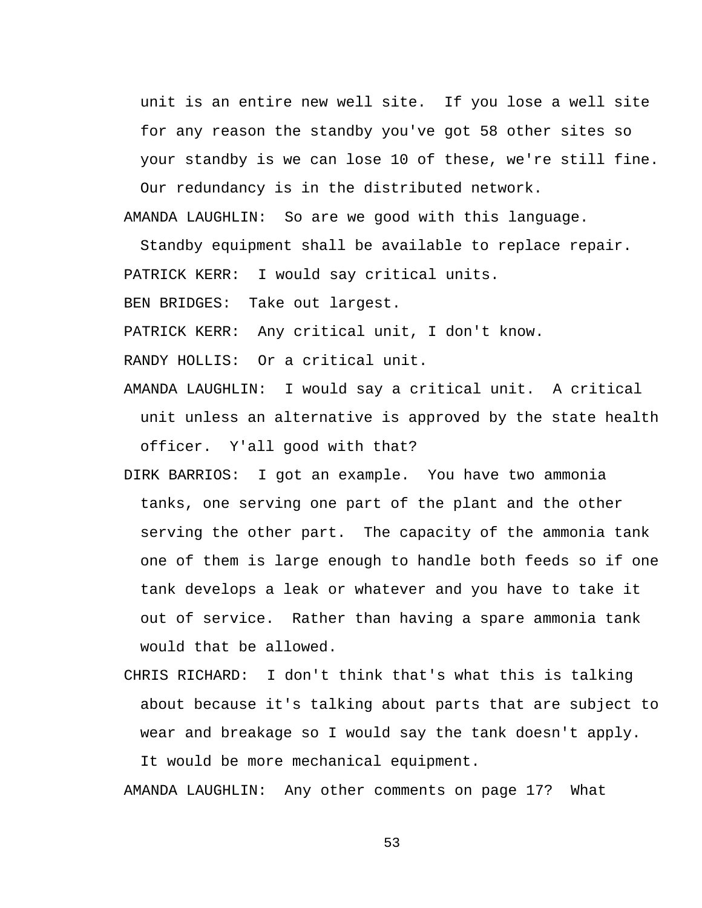unit is an entire new well site. If you lose a well site for any reason the standby you've got 58 other sites so your standby is we can lose 10 of these, we're still fine. Our redundancy is in the distributed network.

AMANDA LAUGHLIN: So are we good with this language. Standby equipment shall be available to replace repair.

PATRICK KERR: I would say critical units.

BEN BRIDGES: Take out largest.

PATRICK KERR: Any critical unit, I don't know.

RANDY HOLLIS: Or a critical unit.

AMANDA LAUGHLIN: I would say a critical unit. A critical unit unless an alternative is approved by the state health officer. Y'all good with that?

DIRK BARRIOS: I got an example. You have two ammonia tanks, one serving one part of the plant and the other serving the other part. The capacity of the ammonia tank one of them is large enough to handle both feeds so if one tank develops a leak or whatever and you have to take it out of service. Rather than having a spare ammonia tank would that be allowed.

CHRIS RICHARD: I don't think that's what this is talking about because it's talking about parts that are subject to wear and breakage so I would say the tank doesn't apply. It would be more mechanical equipment.

AMANDA LAUGHLIN: Any other comments on page 17? What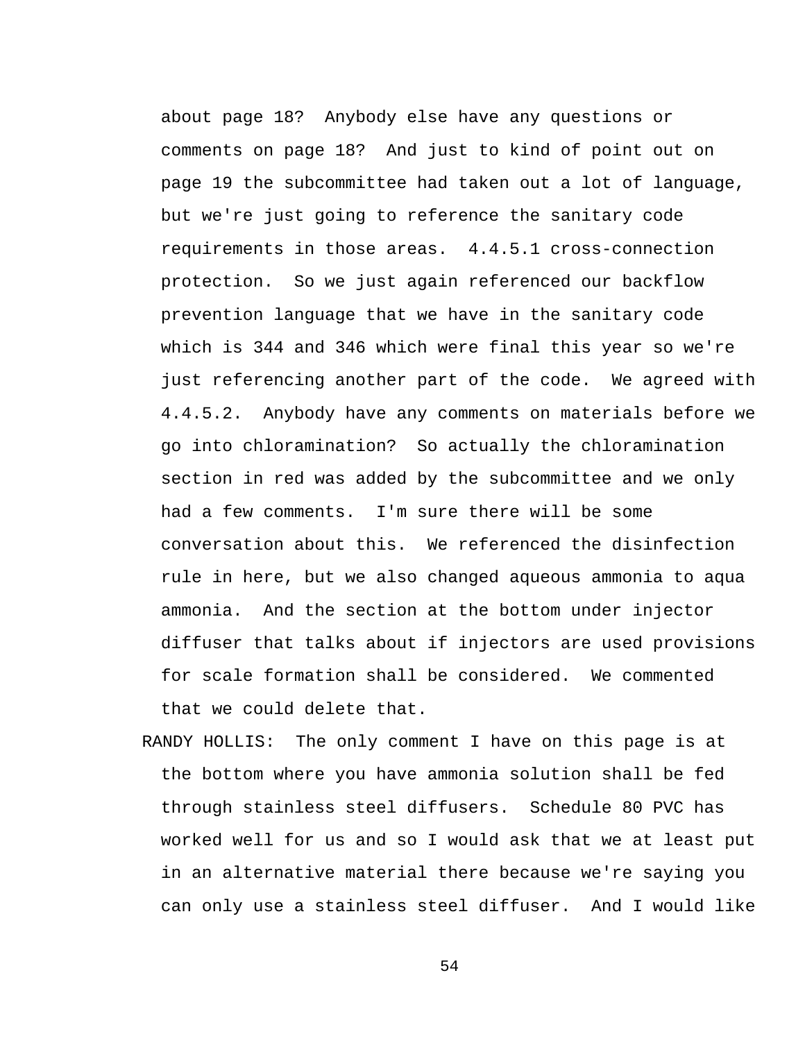about page 18? Anybody else have any questions or comments on page 18? And just to kind of point out on page 19 the subcommittee had taken out a lot of language, but we're just going to reference the sanitary code requirements in those areas. 4.4.5.1 cross-connection protection. So we just again referenced our backflow prevention language that we have in the sanitary code which is 344 and 346 which were final this year so we're just referencing another part of the code. We agreed with 4.4.5.2. Anybody have any comments on materials before we go into chloramination? So actually the chloramination section in red was added by the subcommittee and we only had a few comments. I'm sure there will be some conversation about this. We referenced the disinfection rule in here, but we also changed aqueous ammonia to aqua ammonia. And the section at the bottom under injector diffuser that talks about if injectors are used provisions for scale formation shall be considered. We commented that we could delete that.

RANDY HOLLIS: The only comment I have on this page is at the bottom where you have ammonia solution shall be fed through stainless steel diffusers. Schedule 80 PVC has worked well for us and so I would ask that we at least put in an alternative material there because we're saying you can only use a stainless steel diffuser. And I would like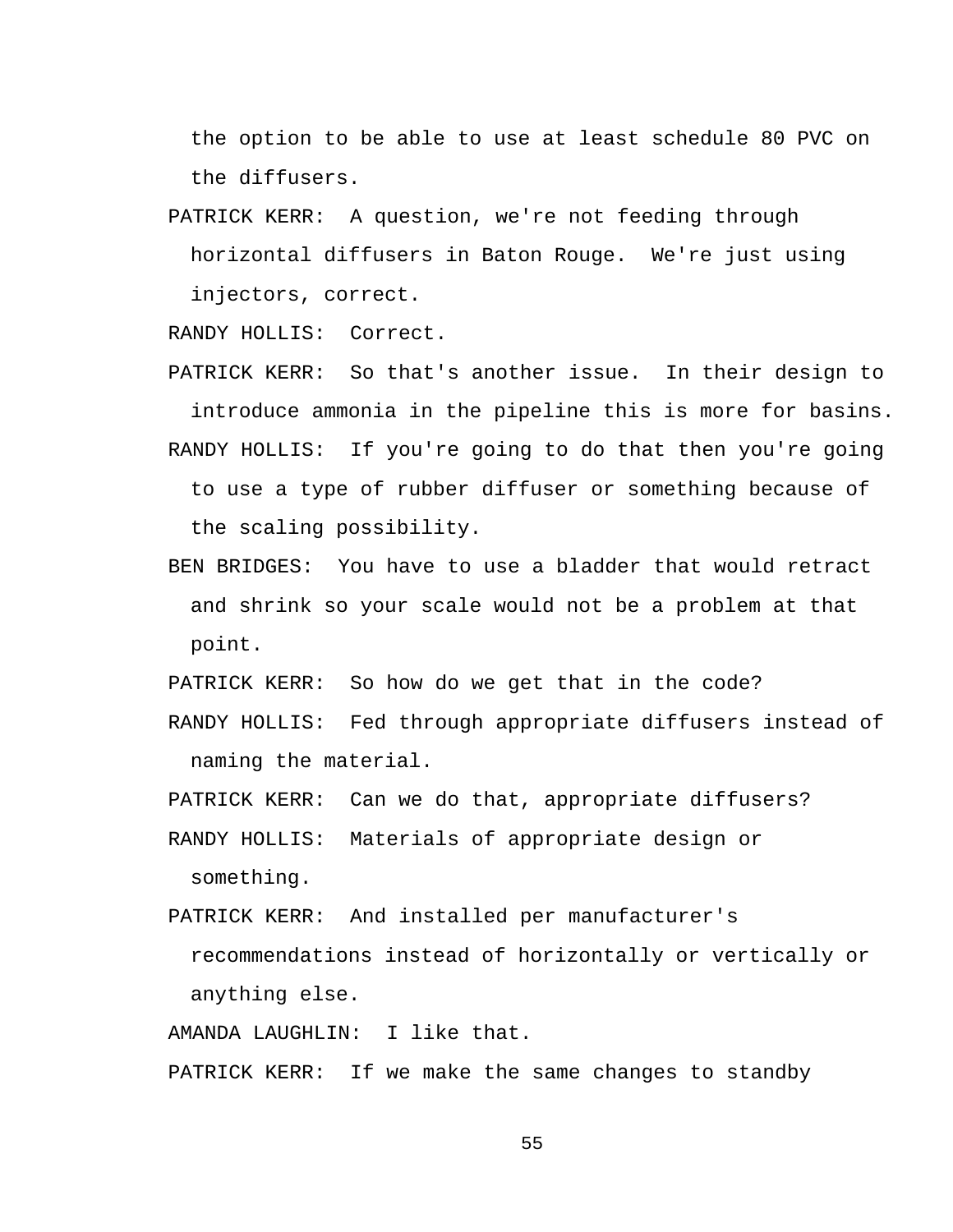the option to be able to use at least schedule 80 PVC on the diffusers.

PATRICK KERR: A question, we're not feeding through horizontal diffusers in Baton Rouge. We're just using injectors, correct.

RANDY HOLLIS: Correct.

PATRICK KERR: So that's another issue. In their design to introduce ammonia in the pipeline this is more for basins.

RANDY HOLLIS: If you're going to do that then you're going to use a type of rubber diffuser or something because of the scaling possibility.

BEN BRIDGES: You have to use a bladder that would retract and shrink so your scale would not be a problem at that point.

PATRICK KERR: So how do we get that in the code?

RANDY HOLLIS: Fed through appropriate diffusers instead of naming the material.

PATRICK KERR: Can we do that, appropriate diffusers?

RANDY HOLLIS: Materials of appropriate design or something.

PATRICK KERR: And installed per manufacturer's recommendations instead of horizontally or vertically or anything else.

AMANDA LAUGHLIN: I like that.

PATRICK KERR: If we make the same changes to standby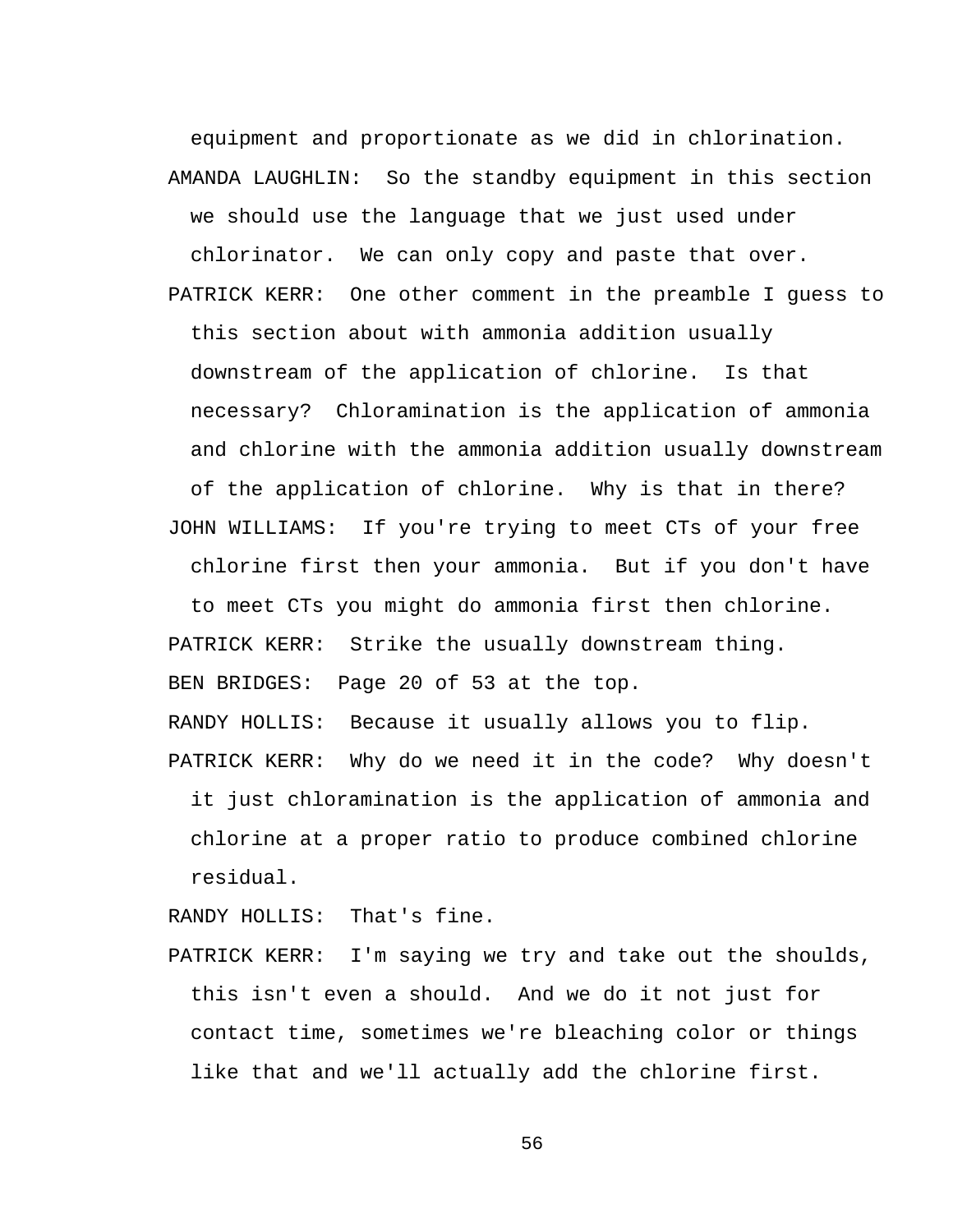equipment and proportionate as we did in chlorination.

AMANDA LAUGHLIN: So the standby equipment in this section we should use the language that we just used under chlorinator. We can only copy and paste that over.

PATRICK KERR: One other comment in the preamble I guess to this section about with ammonia addition usually downstream of the application of chlorine. Is that necessary? Chloramination is the application of ammonia and chlorine with the ammonia addition usually downstream of the application of chlorine. Why is that in there?

JOHN WILLIAMS: If you're trying to meet CTs of your free chlorine first then your ammonia. But if you don't have to meet CTs you might do ammonia first then chlorine.

PATRICK KERR: Strike the usually downstream thing.

BEN BRIDGES: Page 20 of 53 at the top.

RANDY HOLLIS: Because it usually allows you to flip.

PATRICK KERR: Why do we need it in the code? Why doesn't it just chloramination is the application of ammonia and chlorine at a proper ratio to produce combined chlorine residual.

RANDY HOLLIS: That's fine.

PATRICK KERR: I'm saying we try and take out the shoulds, this isn't even a should. And we do it not just for contact time, sometimes we're bleaching color or things like that and we'll actually add the chlorine first.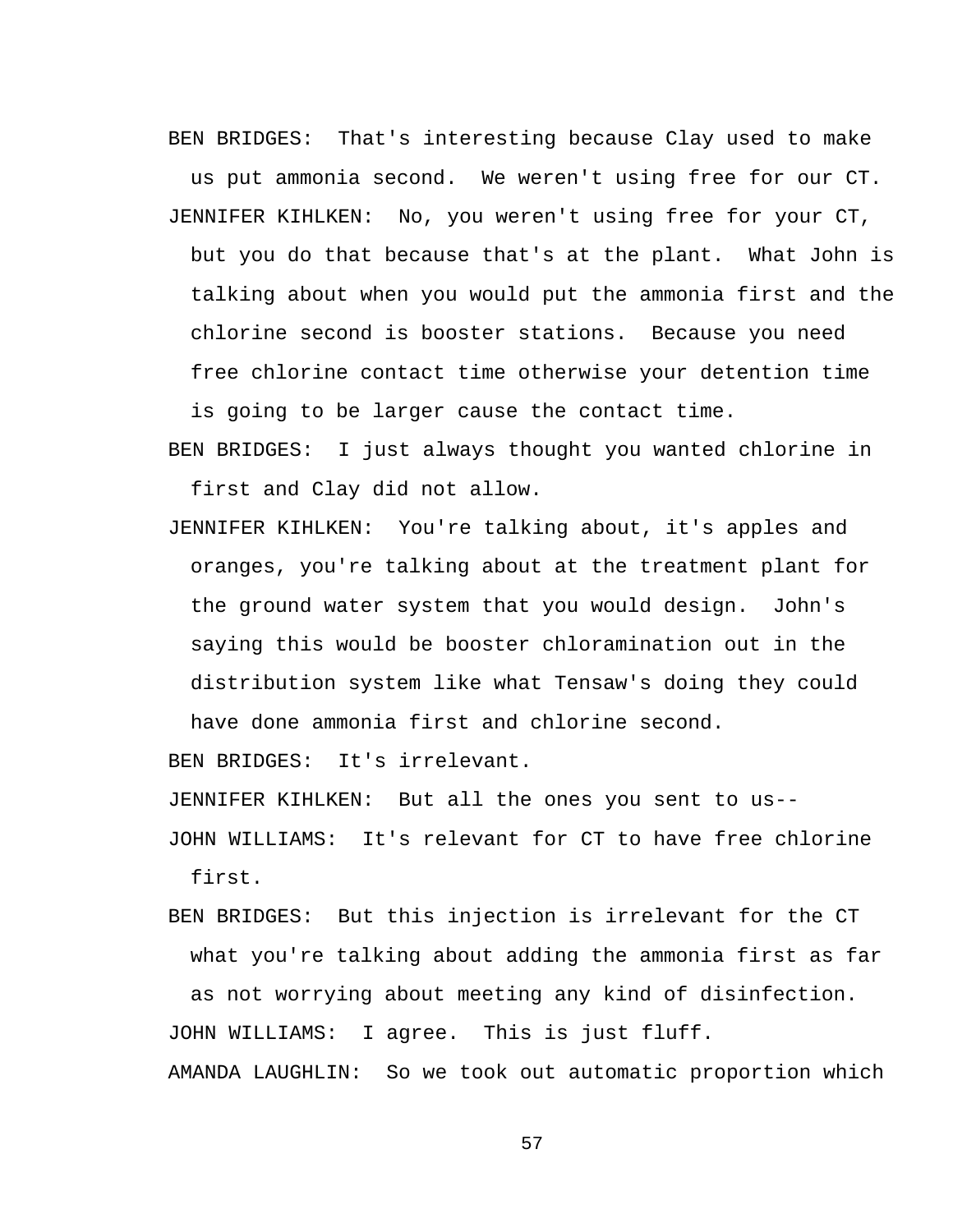BEN BRIDGES: That's interesting because Clay used to make us put ammonia second. We weren't using free for our CT.

JENNIFER KIHLKEN: No, you weren't using free for your CT, but you do that because that's at the plant. What John is talking about when you would put the ammonia first and the chlorine second is booster stations. Because you need free chlorine contact time otherwise your detention time is going to be larger cause the contact time.

BEN BRIDGES: I just always thought you wanted chlorine in first and Clay did not allow.

JENNIFER KIHLKEN: You're talking about, it's apples and oranges, you're talking about at the treatment plant for the ground water system that you would design. John's saying this would be booster chloramination out in the distribution system like what Tensaw's doing they could have done ammonia first and chlorine second.

BEN BRIDGES: It's irrelevant.

JENNIFER KIHLKEN: But all the ones you sent to us--

JOHN WILLIAMS: It's relevant for CT to have free chlorine first.

BEN BRIDGES: But this injection is irrelevant for the CT what you're talking about adding the ammonia first as far as not worrying about meeting any kind of disinfection.

JOHN WILLIAMS: I agree. This is just fluff.

AMANDA LAUGHLIN: So we took out automatic proportion which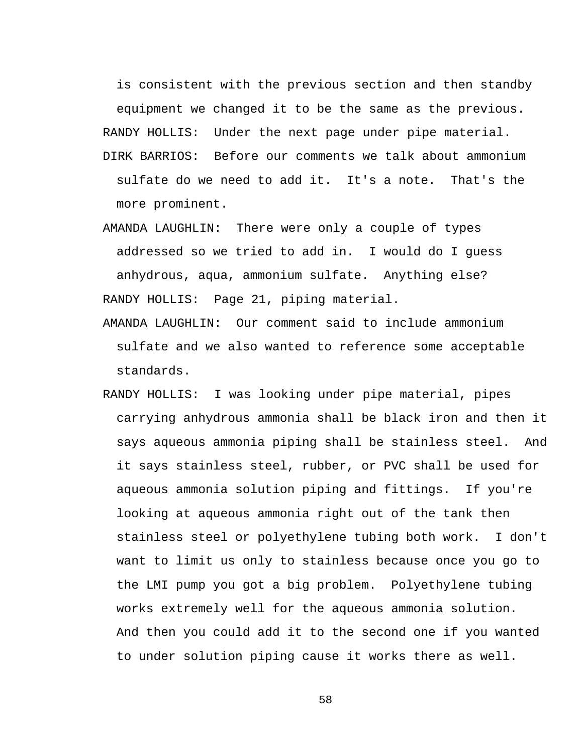is consistent with the previous section and then standby equipment we changed it to be the same as the previous.

RANDY HOLLIS: Under the next page under pipe material.

DIRK BARRIOS: Before our comments we talk about ammonium sulfate do we need to add it. It's a note. That's the more prominent.

AMANDA LAUGHLIN: There were only a couple of types addressed so we tried to add in. I would do I guess anhydrous, aqua, ammonium sulfate. Anything else?

RANDY HOLLIS: Page 21, piping material.

AMANDA LAUGHLIN: Our comment said to include ammonium sulfate and we also wanted to reference some acceptable standards.

RANDY HOLLIS: I was looking under pipe material, pipes carrying anhydrous ammonia shall be black iron and then it says aqueous ammonia piping shall be stainless steel. And it says stainless steel, rubber, or PVC shall be used for aqueous ammonia solution piping and fittings. If you're looking at aqueous ammonia right out of the tank then stainless steel or polyethylene tubing both work. I don't want to limit us only to stainless because once you go to the LMI pump you got a big problem. Polyethylene tubing works extremely well for the aqueous ammonia solution. And then you could add it to the second one if you wanted to under solution piping cause it works there as well.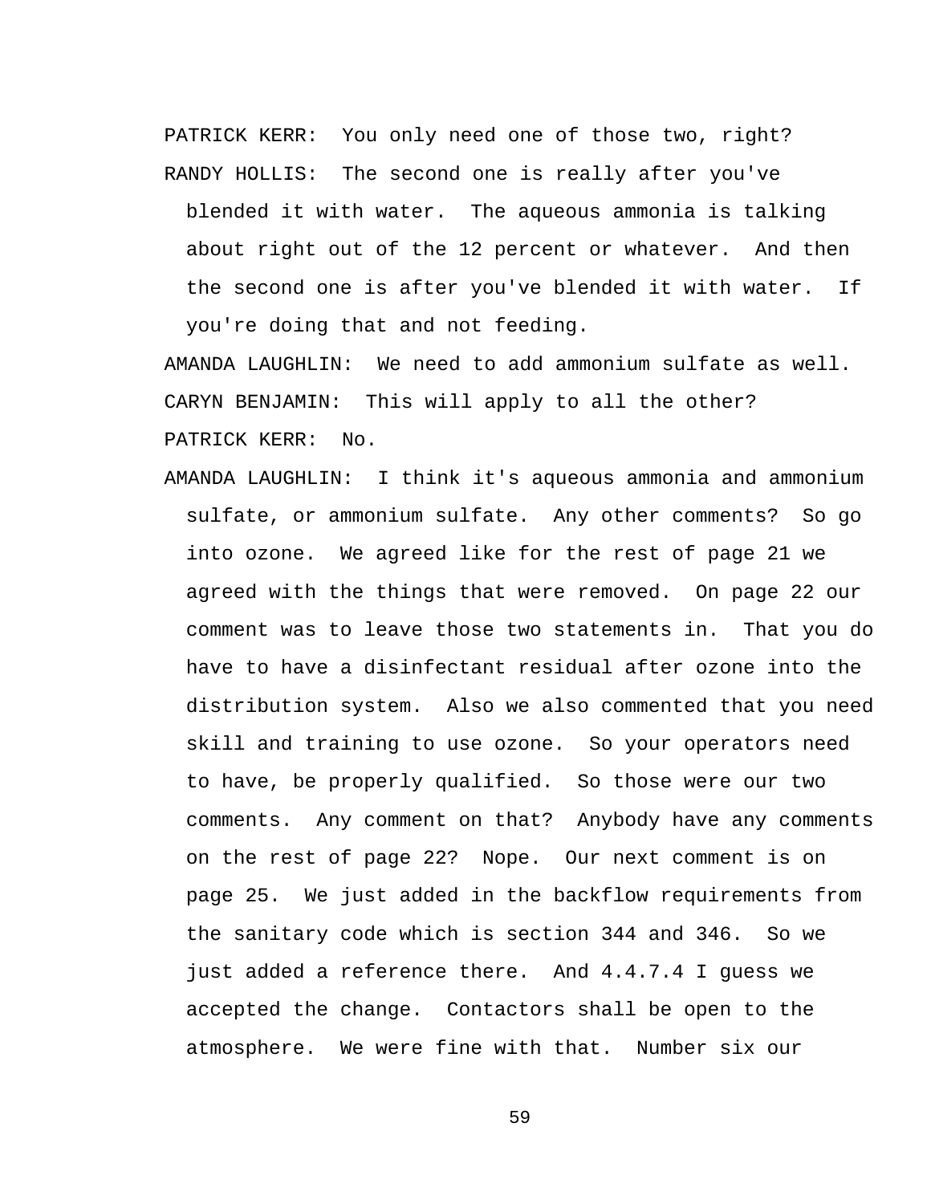PATRICK KERR: You only need one of those two, right?

RANDY HOLLIS: The second one is really after you've blended it with water. The aqueous ammonia is talking about right out of the 12 percent or whatever. And then the second one is after you've blended it with water. If you're doing that and not feeding.

AMANDA LAUGHLIN: We need to add ammonium sulfate as well.

CARYN BENJAMIN: This will apply to all the other?

PATRICK KERR: No.

AMANDA LAUGHLIN: I think it's aqueous ammonia and ammonium sulfate, or ammonium sulfate. Any other comments? So go into ozone. We agreed like for the rest of page 21 we agreed with the things that were removed. On page 22 our comment was to leave those two statements in. That you do have to have a disinfectant residual after ozone into the distribution system. Also we also commented that you need skill and training to use ozone. So your operators need to have, be properly qualified. So those were our two comments. Any comment on that? Anybody have any comments on the rest of page 22? Nope. Our next comment is on page 25. We just added in the backflow requirements from the sanitary code which is section 344 and 346. So we just added a reference there. And 4.4.7.4 I guess we accepted the change. Contactors shall be open to the atmosphere. We were fine with that. Number six our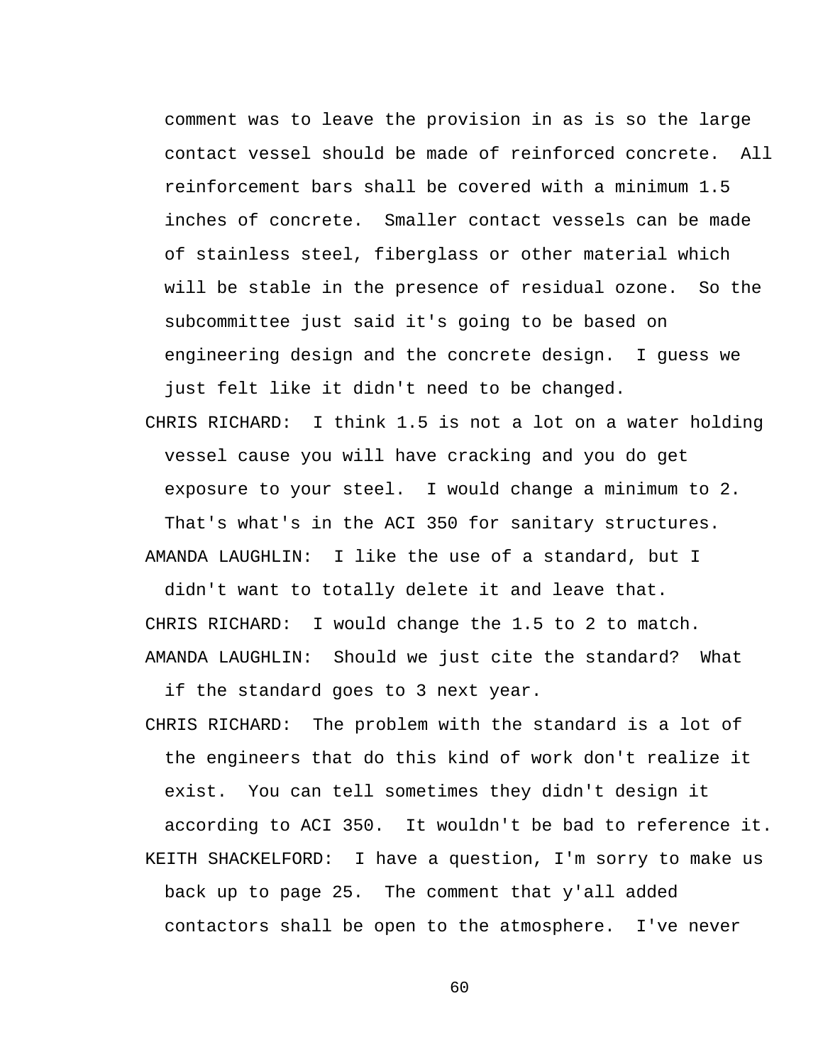comment was to leave the provision in as is so the large contact vessel should be made of reinforced concrete. All reinforcement bars shall be covered with a minimum 1.5 inches of concrete. Smaller contact vessels can be made of stainless steel, fiberglass or other material which will be stable in the presence of residual ozone. So the subcommittee just said it's going to be based on engineering design and the concrete design. I guess we just felt like it didn't need to be changed.

CHRIS RICHARD: I think 1.5 is not a lot on a water holding vessel cause you will have cracking and you do get exposure to your steel. I would change a minimum to 2. That's what's in the ACI 350 for sanitary structures.

AMANDA LAUGHLIN: I like the use of a standard, but I didn't want to totally delete it and leave that.

CHRIS RICHARD: I would change the 1.5 to 2 to match.

AMANDA LAUGHLIN: Should we just cite the standard? What if the standard goes to 3 next year.

CHRIS RICHARD: The problem with the standard is a lot of the engineers that do this kind of work don't realize it exist. You can tell sometimes they didn't design it according to ACI 350. It wouldn't be bad to reference it.

KEITH SHACKELFORD: I have a question, I'm sorry to make us back up to page 25. The comment that y'all added contactors shall be open to the atmosphere. I've never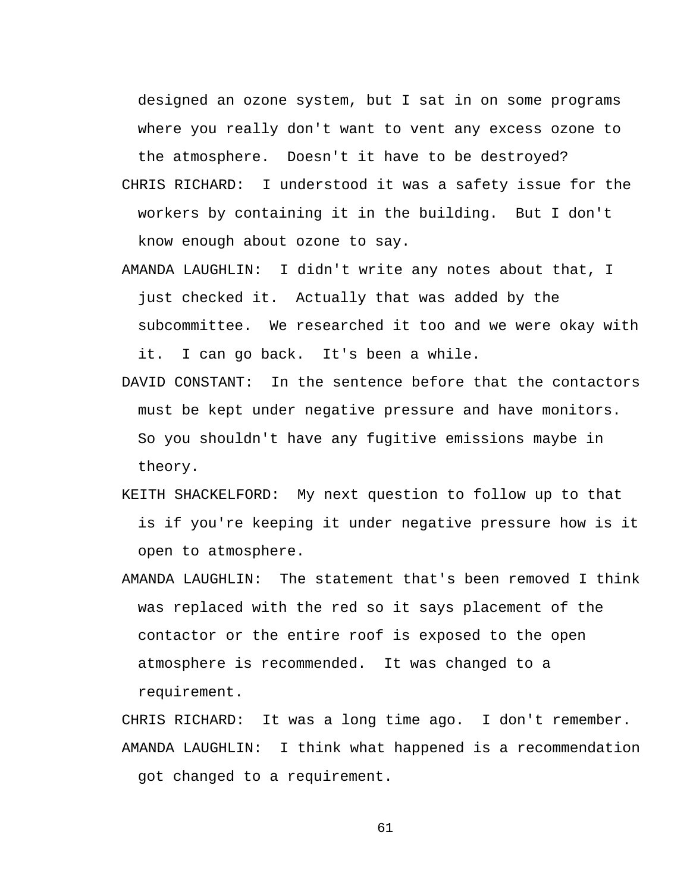designed an ozone system, but I sat in on some programs where you really don't want to vent any excess ozone to the atmosphere. Doesn't it have to be destroyed?

CHRIS RICHARD: I understood it was a safety issue for the workers by containing it in the building. But I don't know enough about ozone to say.

AMANDA LAUGHLIN: I didn't write any notes about that, I just checked it. Actually that was added by the subcommittee. We researched it too and we were okay with it. I can go back. It's been a while.

DAVID CONSTANT: In the sentence before that the contactors must be kept under negative pressure and have monitors. So you shouldn't have any fugitive emissions maybe in theory.

KEITH SHACKELFORD: My next question to follow up to that is if you're keeping it under negative pressure how is it open to atmosphere.

AMANDA LAUGHLIN: The statement that's been removed I think was replaced with the red so it says placement of the contactor or the entire roof is exposed to the open atmosphere is recommended. It was changed to a requirement.

CHRIS RICHARD: It was a long time ago. I don't remember.

AMANDA LAUGHLIN: I think what happened is a recommendation got changed to a requirement.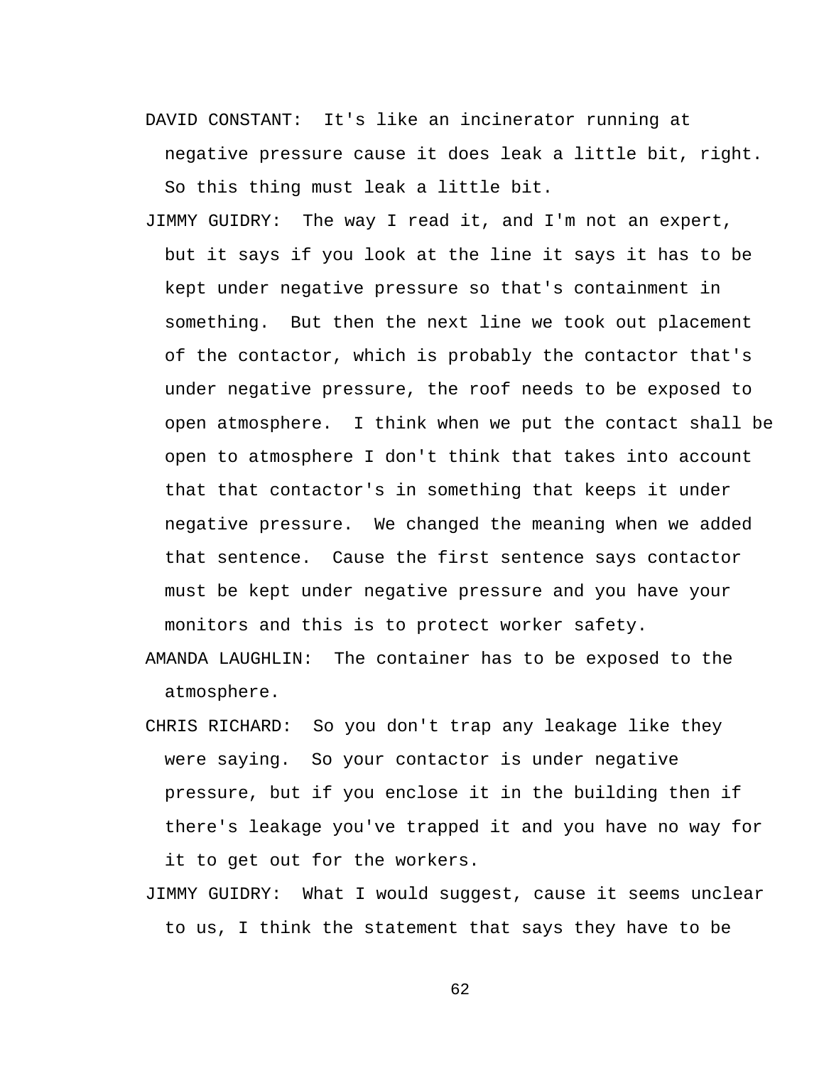DAVID CONSTANT: It's like an incinerator running at negative pressure cause it does leak a little bit, right. So this thing must leak a little bit.

JIMMY GUIDRY: The way I read it, and I'm not an expert, but it says if you look at the line it says it has to be kept under negative pressure so that's containment in something. But then the next line we took out placement of the contactor, which is probably the contactor that's under negative pressure, the roof needs to be exposed to open atmosphere. I think when we put the contact shall be open to atmosphere I don't think that takes into account that that contactor's in something that keeps it under negative pressure. We changed the meaning when we added that sentence. Cause the first sentence says contactor must be kept under negative pressure and you have your monitors and this is to protect worker safety.

AMANDA LAUGHLIN: The container has to be exposed to the atmosphere.

CHRIS RICHARD: So you don't trap any leakage like they were saying. So your contactor is under negative pressure, but if you enclose it in the building then if there's leakage you've trapped it and you have no way for it to get out for the workers.

JIMMY GUIDRY: What I would suggest, cause it seems unclear to us, I think the statement that says they have to be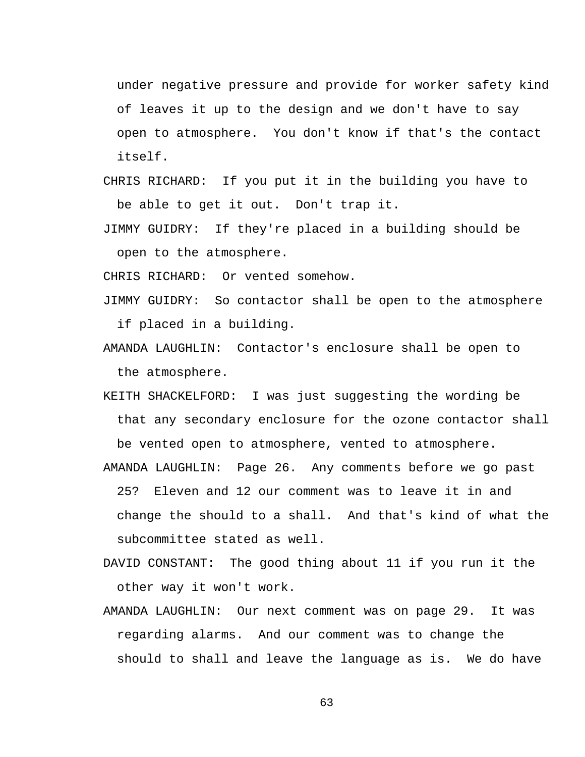under negative pressure and provide for worker safety kind of leaves it up to the design and we don't have to say open to atmosphere. You don't know if that's the contact itself.

CHRIS RICHARD: If you put it in the building you have to be able to get it out. Don't trap it.

JIMMY GUIDRY: If they're placed in a building should be open to the atmosphere.

CHRIS RICHARD: Or vented somehow.

JIMMY GUIDRY: So contactor shall be open to the atmosphere if placed in a building.

AMANDA LAUGHLIN: Contactor's enclosure shall be open to the atmosphere.

KEITH SHACKELFORD: I was just suggesting the wording be that any secondary enclosure for the ozone contactor shall be vented open to atmosphere, vented to atmosphere.

AMANDA LAUGHLIN: Page 26. Any comments before we go past 25? Eleven and 12 our comment was to leave it in and change the should to a shall. And that's kind of what the subcommittee stated as well.

DAVID CONSTANT: The good thing about 11 if you run it the other way it won't work.

AMANDA LAUGHLIN: Our next comment was on page 29. It was regarding alarms. And our comment was to change the should to shall and leave the language as is. We do have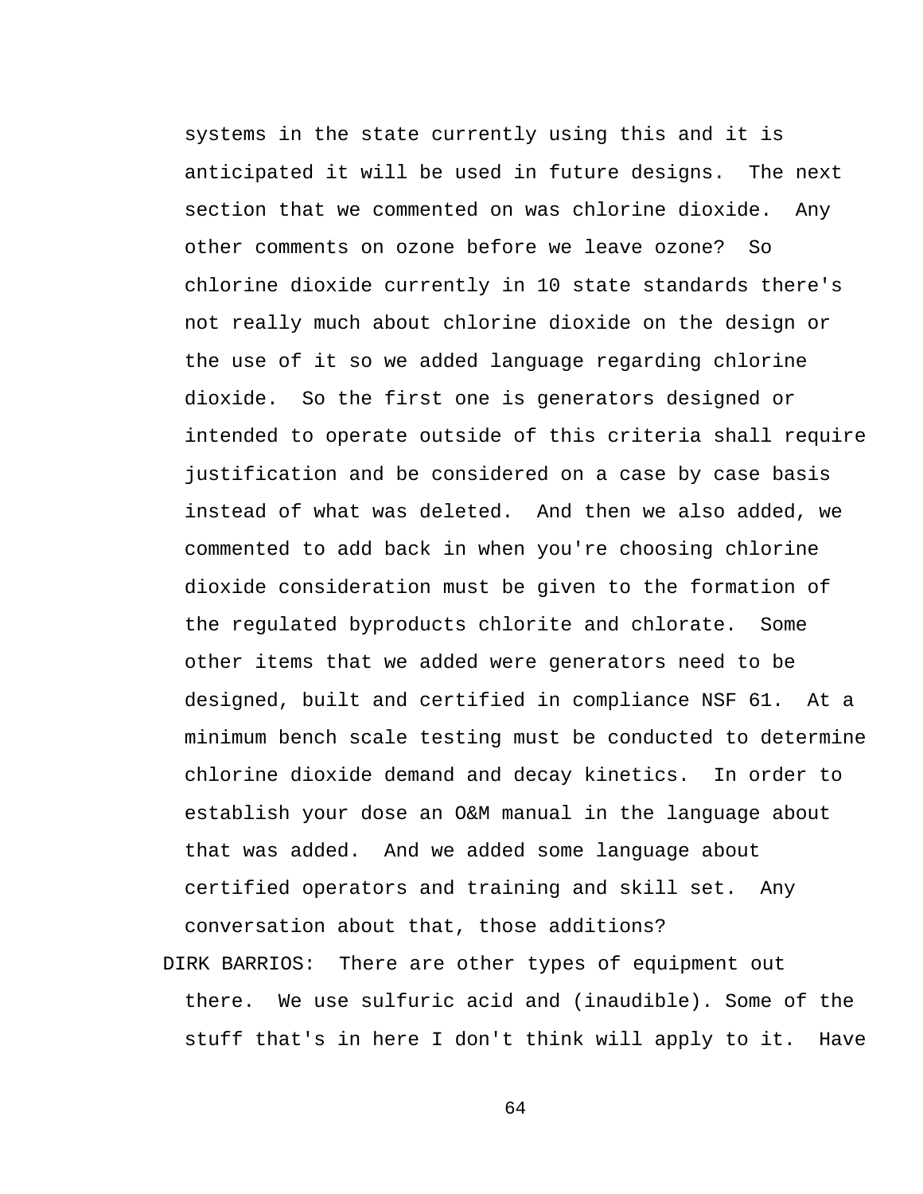systems in the state currently using this and it is anticipated it will be used in future designs. The next section that we commented on was chlorine dioxide. Any other comments on ozone before we leave ozone? So chlorine dioxide currently in 10 state standards there's not really much about chlorine dioxide on the design or the use of it so we added language regarding chlorine dioxide. So the first one is generators designed or intended to operate outside of this criteria shall require justification and be considered on a case by case basis instead of what was deleted. And then we also added, we commented to add back in when you're choosing chlorine dioxide consideration must be given to the formation of the regulated byproducts chlorite and chlorate. Some other items that we added were generators need to be designed, built and certified in compliance NSF 61. At a minimum bench scale testing must be conducted to determine chlorine dioxide demand and decay kinetics. In order to establish your dose an O&M manual in the language about that was added. And we added some language about certified operators and training and skill set. Any conversation about that, those additions?

DIRK BARRIOS: There are other types of equipment out there. We use sulfuric acid and (inaudible). Some of the stuff that's in here I don't think will apply to it. Have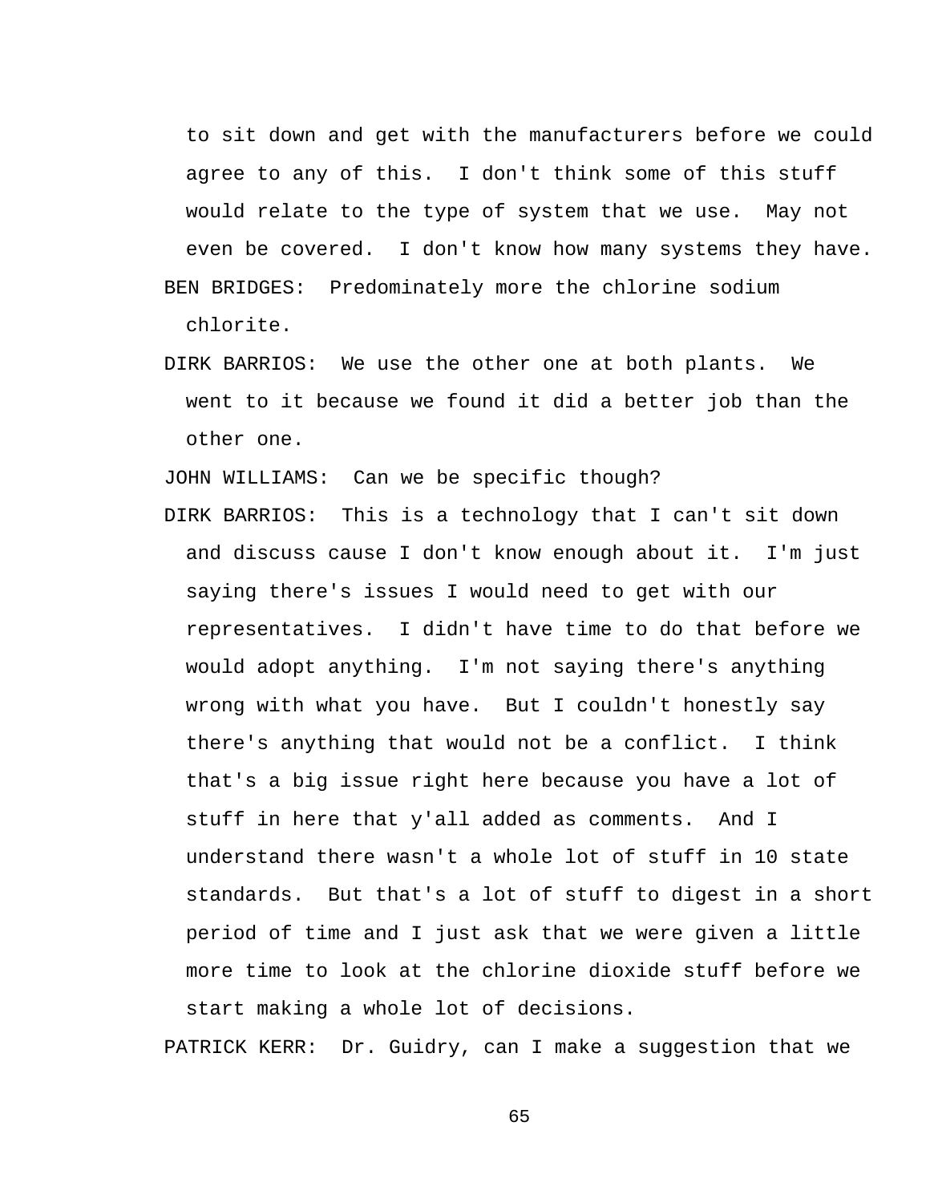to sit down and get with the manufacturers before we could agree to any of this. I don't think some of this stuff would relate to the type of system that we use. May not even be covered. I don't know how many systems they have.

BEN BRIDGES: Predominately more the chlorine sodium chlorite.

DIRK BARRIOS: We use the other one at both plants. We went to it because we found it did a better job than the other one.

JOHN WILLIAMS: Can we be specific though?

DIRK BARRIOS: This is a technology that I can't sit down and discuss cause I don't know enough about it. I'm just saying there's issues I would need to get with our representatives. I didn't have time to do that before we would adopt anything. I'm not saying there's anything wrong with what you have. But I couldn't honestly say there's anything that would not be a conflict. I think that's a big issue right here because you have a lot of stuff in here that y'all added as comments. And I understand there wasn't a whole lot of stuff in 10 state standards. But that's a lot of stuff to digest in a short period of time and I just ask that we were given a little more time to look at the chlorine dioxide stuff before we start making a whole lot of decisions.

PATRICK KERR: Dr. Guidry, can I make a suggestion that we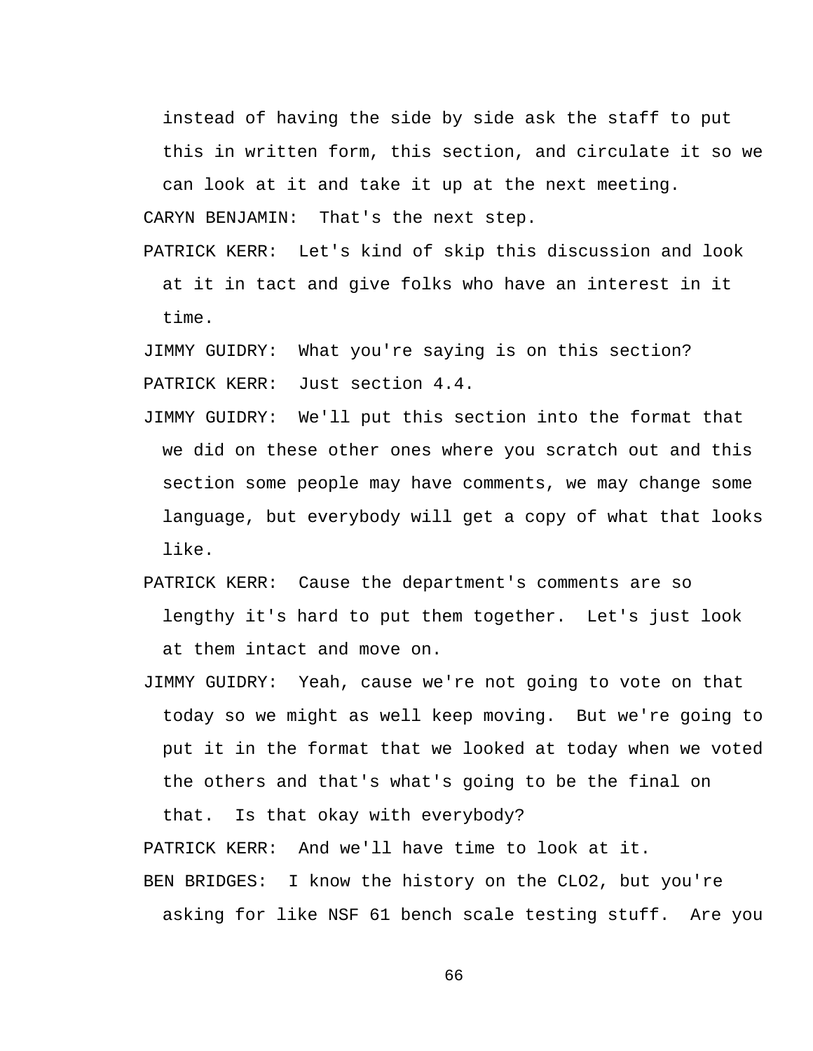instead of having the side by side ask the staff to put this in written form, this section, and circulate it so we can look at it and take it up at the next meeting.

CARYN BENJAMIN: That's the next step.

PATRICK KERR: Let's kind of skip this discussion and look at it in tact and give folks who have an interest in it time.

JIMMY GUIDRY: What you're saying is on this section?

PATRICK KERR: Just section 4.4.

JIMMY GUIDRY: We'll put this section into the format that we did on these other ones where you scratch out and this section some people may have comments, we may change some language, but everybody will get a copy of what that looks like.

PATRICK KERR: Cause the department's comments are so lengthy it's hard to put them together. Let's just look at them intact and move on.

JIMMY GUIDRY: Yeah, cause we're not going to vote on that today so we might as well keep moving. But we're going to put it in the format that we looked at today when we voted the others and that's what's going to be the final on that. Is that okay with everybody?

PATRICK KERR: And we'll have time to look at it.

BEN BRIDGES: I know the history on the CLO2, but you're asking for like NSF 61 bench scale testing stuff. Are you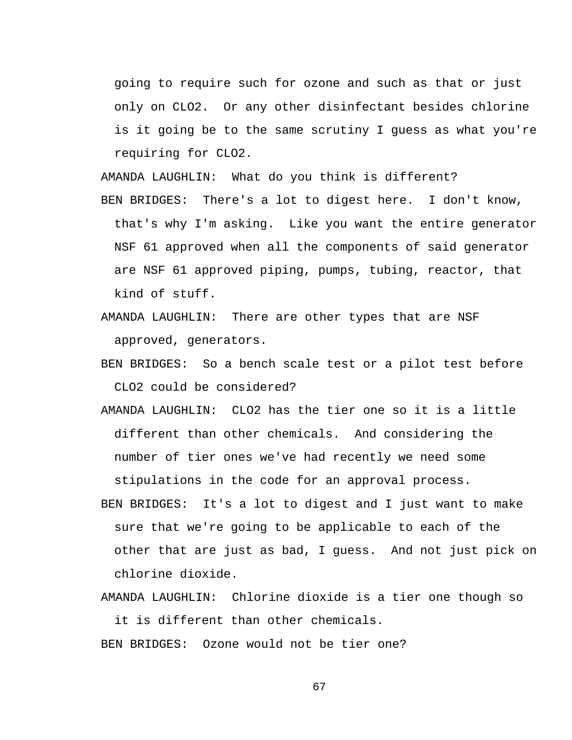going to require such for ozone and such as that or just only on CLO2. Or any other disinfectant besides chlorine is it going be to the same scrutiny I guess as what you're requiring for CLO2.

AMANDA LAUGHLIN: What do you think is different?

BEN BRIDGES: There's a lot to digest here. I don't know, that's why I'm asking. Like you want the entire generator NSF 61 approved when all the components of said generator are NSF 61 approved piping, pumps, tubing, reactor, that kind of stuff.

AMANDA LAUGHLIN: There are other types that are NSF approved, generators.

BEN BRIDGES: So a bench scale test or a pilot test before CLO2 could be considered?

AMANDA LAUGHLIN: CLO2 has the tier one so it is a little different than other chemicals. And considering the number of tier ones we've had recently we need some stipulations in the code for an approval process.

BEN BRIDGES: It's a lot to digest and I just want to make sure that we're going to be applicable to each of the other that are just as bad, I guess. And not just pick on chlorine dioxide.

AMANDA LAUGHLIN: Chlorine dioxide is a tier one though so it is different than other chemicals.

BEN BRIDGES: Ozone would not be tier one?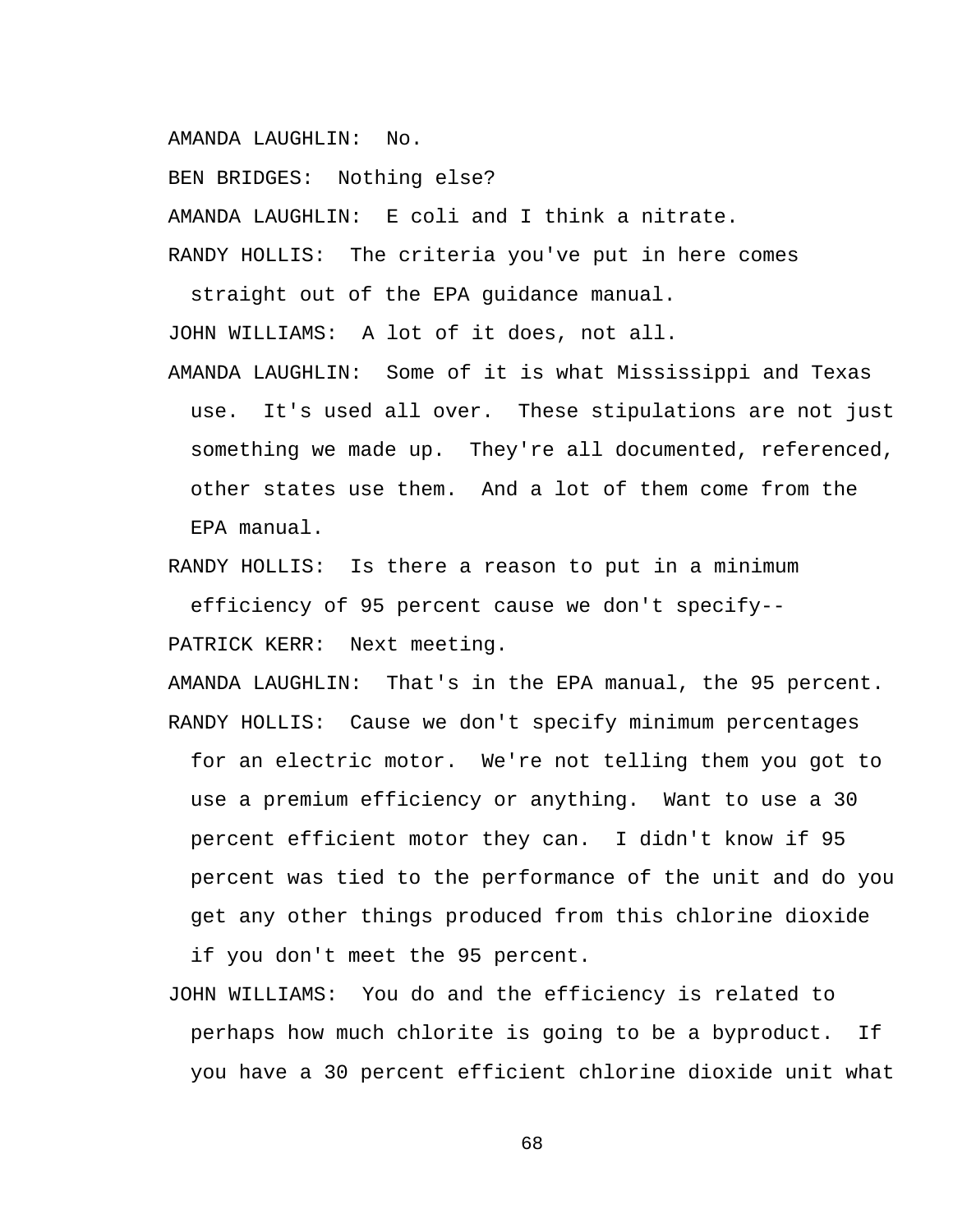AMANDA LAUGHLIN: No.

BEN BRIDGES: Nothing else?

AMANDA LAUGHLIN: E coli and I think a nitrate.

RANDY HOLLIS: The criteria you've put in here comes straight out of the EPA guidance manual.

JOHN WILLIAMS: A lot of it does, not all.

AMANDA LAUGHLIN: Some of it is what Mississippi and Texas use. It's used all over. These stipulations are not just something we made up. They're all documented, referenced, other states use them. And a lot of them come from the EPA manual.

RANDY HOLLIS: Is there a reason to put in a minimum efficiency of 95 percent cause we don't specify--

PATRICK KERR: Next meeting.

AMANDA LAUGHLIN: That's in the EPA manual, the 95 percent.

RANDY HOLLIS: Cause we don't specify minimum percentages for an electric motor. We're not telling them you got to use a premium efficiency or anything. Want to use a 30 percent efficient motor they can. I didn't know if 95 percent was tied to the performance of the unit and do you get any other things produced from this chlorine dioxide if you don't meet the 95 percent.

JOHN WILLIAMS: You do and the efficiency is related to perhaps how much chlorite is going to be a byproduct. If you have a 30 percent efficient chlorine dioxide unit what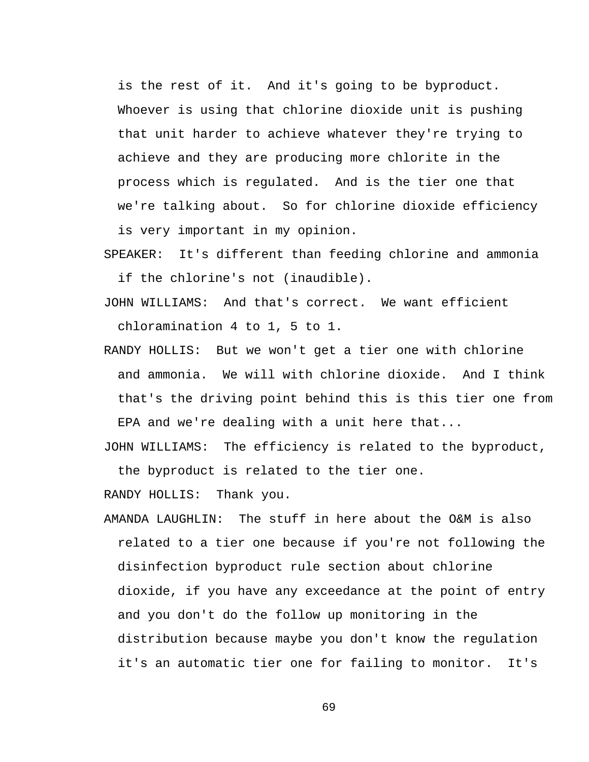is the rest of it. And it's going to be byproduct. Whoever is using that chlorine dioxide unit is pushing that unit harder to achieve whatever they're trying to achieve and they are producing more chlorite in the process which is regulated. And is the tier one that we're talking about. So for chlorine dioxide efficiency is very important in my opinion.

SPEAKER: It's different than feeding chlorine and ammonia if the chlorine's not (inaudible).

JOHN WILLIAMS: And that's correct. We want efficient chloramination 4 to 1, 5 to 1.

RANDY HOLLIS: But we won't get a tier one with chlorine and ammonia. We will with chlorine dioxide. And I think that's the driving point behind this is this tier one from EPA and we're dealing with a unit here that...

JOHN WILLIAMS: The efficiency is related to the byproduct, the byproduct is related to the tier one.

RANDY HOLLIS: Thank you.

AMANDA LAUGHLIN: The stuff in here about the O&M is also related to a tier one because if you're not following the disinfection byproduct rule section about chlorine dioxide, if you have any exceedance at the point of entry and you don't do the follow up monitoring in the distribution because maybe you don't know the regulation it's an automatic tier one for failing to monitor. It's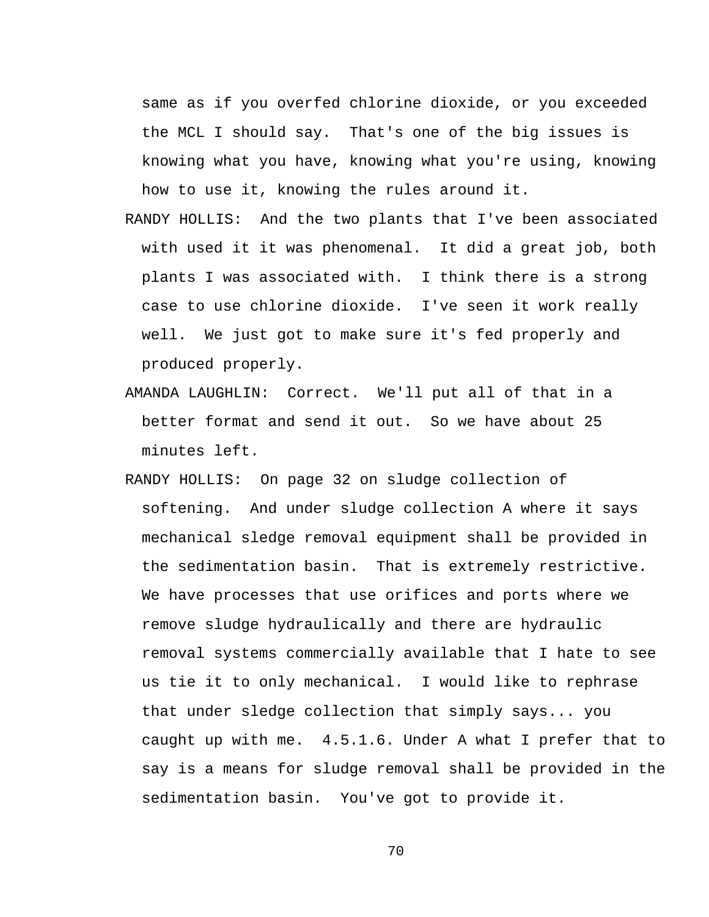same as if you overfed chlorine dioxide, or you exceeded the MCL I should say. That's one of the big issues is knowing what you have, knowing what you're using, knowing how to use it, knowing the rules around it.

RANDY HOLLIS: And the two plants that I've been associated with used it it was phenomenal. It did a great job, both plants I was associated with. I think there is a strong case to use chlorine dioxide. I've seen it work really well. We just got to make sure it's fed properly and produced properly.

AMANDA LAUGHLIN: Correct. We'll put all of that in a better format and send it out. So we have about 25 minutes left.

RANDY HOLLIS: On page 32 on sludge collection of softening. And under sludge collection A where it says mechanical sledge removal equipment shall be provided in the sedimentation basin. That is extremely restrictive. We have processes that use orifices and ports where we remove sludge hydraulically and there are hydraulic removal systems commercially available that I hate to see us tie it to only mechanical. I would like to rephrase that under sledge collection that simply says... you caught up with me. 4.5.1.6. Under A what I prefer that to say is a means for sludge removal shall be provided in the sedimentation basin. You've got to provide it.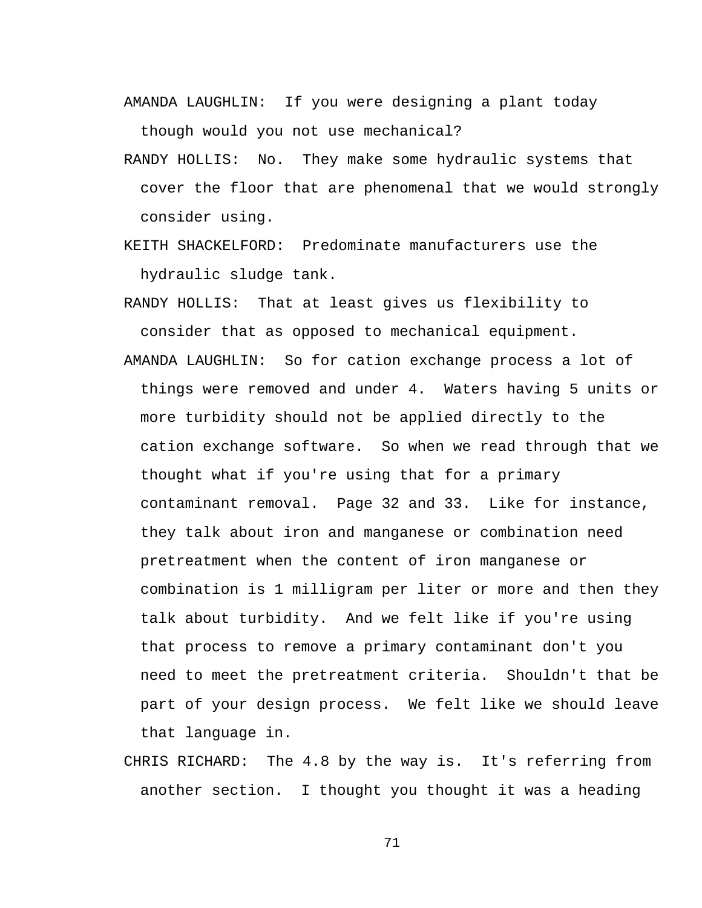AMANDA LAUGHLIN: If you were designing a plant today though would you not use mechanical?

RANDY HOLLIS: No. They make some hydraulic systems that cover the floor that are phenomenal that we would strongly consider using.

KEITH SHACKELFORD: Predominate manufacturers use the hydraulic sludge tank.

RANDY HOLLIS: That at least gives us flexibility to consider that as opposed to mechanical equipment.

AMANDA LAUGHLIN: So for cation exchange process a lot of things were removed and under 4. Waters having 5 units or more turbidity should not be applied directly to the cation exchange software. So when we read through that we thought what if you're using that for a primary contaminant removal. Page 32 and 33. Like for instance, they talk about iron and manganese or combination need pretreatment when the content of iron manganese or combination is 1 milligram per liter or more and then they talk about turbidity. And we felt like if you're using that process to remove a primary contaminant don't you need to meet the pretreatment criteria. Shouldn't that be part of your design process. We felt like we should leave that language in.

CHRIS RICHARD: The 4.8 by the way is. It's referring from another section. I thought you thought it was a heading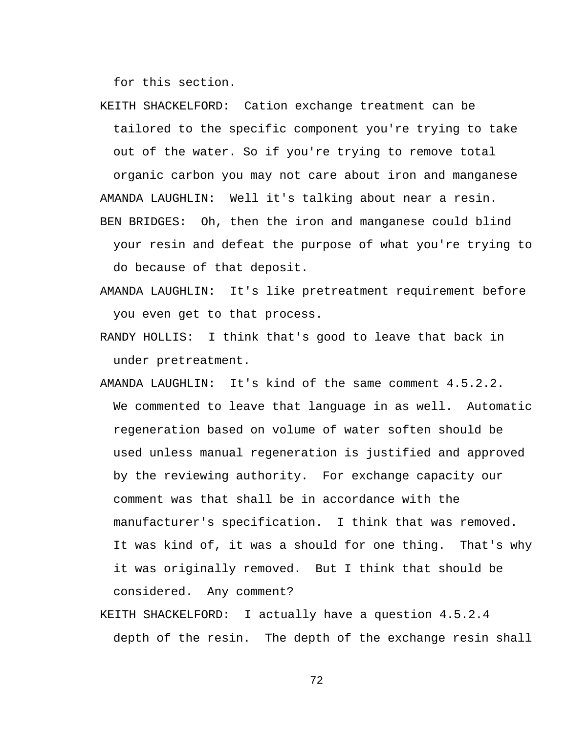for this section.

KEITH SHACKELFORD: Cation exchange treatment can be tailored to the specific component you're trying to take out of the water. So if you're trying to remove total organic carbon you may not care about iron and manganese

AMANDA LAUGHLIN: Well it's talking about near a resin.

BEN BRIDGES: Oh, then the iron and manganese could blind your resin and defeat the purpose of what you're trying to do because of that deposit.

AMANDA LAUGHLIN: It's like pretreatment requirement before you even get to that process.

RANDY HOLLIS: I think that's good to leave that back in under pretreatment.

AMANDA LAUGHLIN: It's kind of the same comment 4.5.2.2. We commented to leave that language in as well. Automatic regeneration based on volume of water soften should be used unless manual regeneration is justified and approved by the reviewing authority. For exchange capacity our comment was that shall be in accordance with the manufacturer's specification. I think that was removed. It was kind of, it was a should for one thing. That's why it was originally removed. But I think that should be considered. Any comment?

KEITH SHACKELFORD: I actually have a question 4.5.2.4 depth of the resin. The depth of the exchange resin shall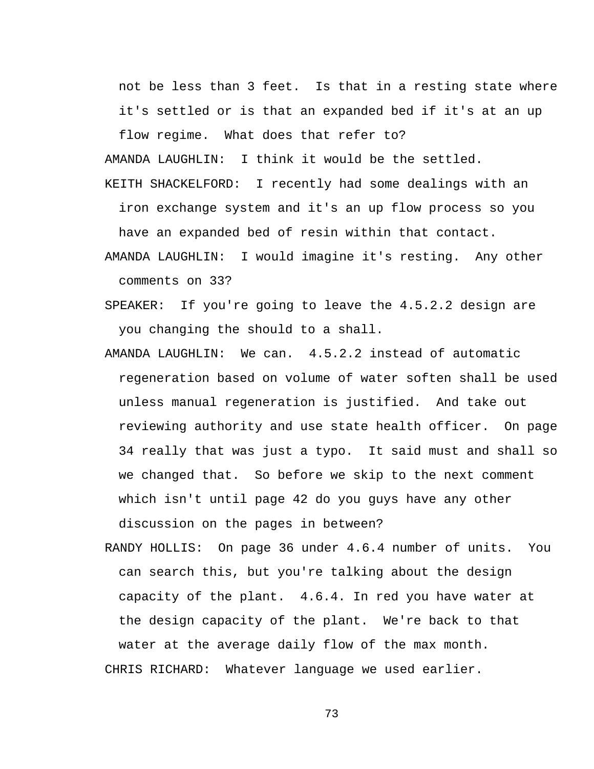not be less than 3 feet. Is that in a resting state where it's settled or is that an expanded bed if it's at an up flow regime. What does that refer to?

AMANDA LAUGHLIN: I think it would be the settled.

KEITH SHACKELFORD: I recently had some dealings with an iron exchange system and it's an up flow process so you have an expanded bed of resin within that contact.

AMANDA LAUGHLIN: I would imagine it's resting. Any other comments on 33?

SPEAKER: If you're going to leave the 4.5.2.2 design are you changing the should to a shall.

AMANDA LAUGHLIN: We can. 4.5.2.2 instead of automatic regeneration based on volume of water soften shall be used unless manual regeneration is justified. And take out reviewing authority and use state health officer. On page 34 really that was just a typo. It said must and shall so we changed that. So before we skip to the next comment which isn't until page 42 do you guys have any other discussion on the pages in between?

RANDY HOLLIS: On page 36 under 4.6.4 number of units. You can search this, but you're talking about the design capacity of the plant. 4.6.4. In red you have water at the design capacity of the plant. We're back to that water at the average daily flow of the max month.

CHRIS RICHARD: Whatever language we used earlier.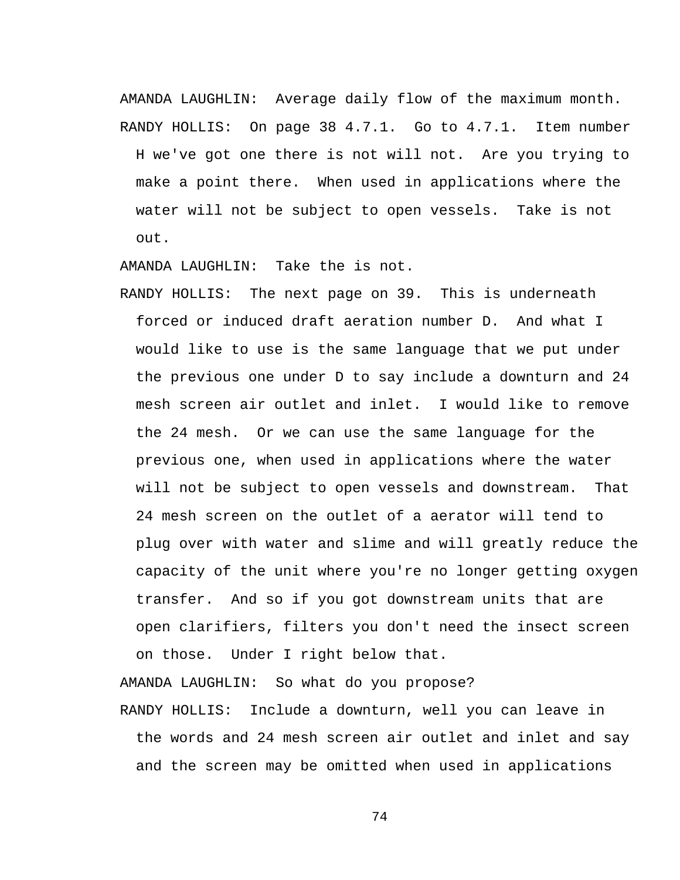AMANDA LAUGHLIN: Average daily flow of the maximum month.

RANDY HOLLIS: On page 38 4.7.1. Go to 4.7.1. Item number H we've got one there is not will not. Are you trying to make a point there. When used in applications where the water will not be subject to open vessels. Take is not out.

AMANDA LAUGHLIN: Take the is not.

RANDY HOLLIS: The next page on 39. This is underneath forced or induced draft aeration number D. And what I would like to use is the same language that we put under the previous one under D to say include a downturn and 24 mesh screen air outlet and inlet. I would like to remove the 24 mesh. Or we can use the same language for the previous one, when used in applications where the water will not be subject to open vessels and downstream. That 24 mesh screen on the outlet of a aerator will tend to plug over with water and slime and will greatly reduce the capacity of the unit where you're no longer getting oxygen transfer. And so if you got downstream units that are open clarifiers, filters you don't need the insect screen on those. Under I right below that.

AMANDA LAUGHLIN: So what do you propose?

RANDY HOLLIS: Include a downturn, well you can leave in the words and 24 mesh screen air outlet and inlet and say and the screen may be omitted when used in applications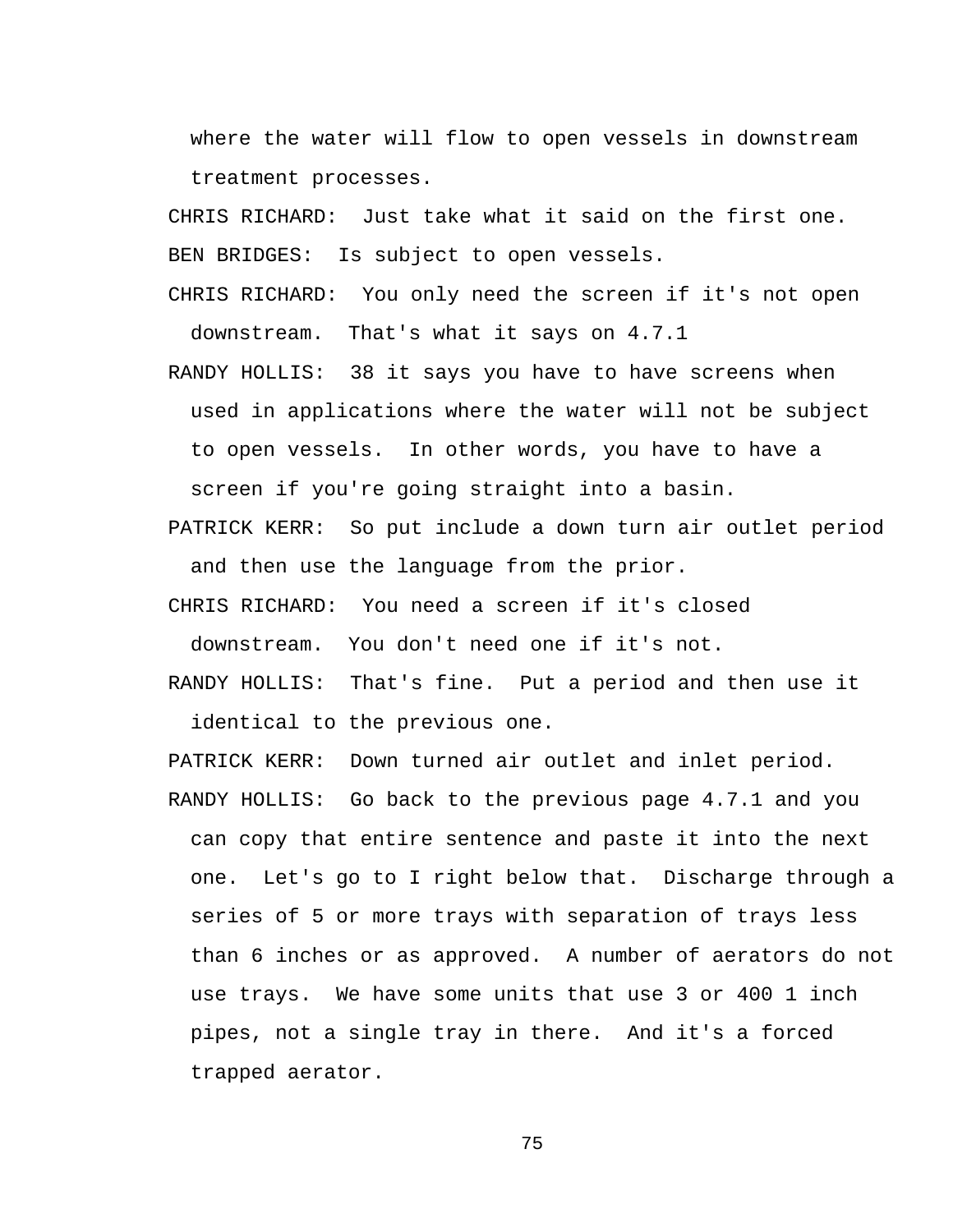where the water will flow to open vessels in downstream treatment processes.

CHRIS RICHARD: Just take what it said on the first one.

BEN BRIDGES: Is subject to open vessels.

CHRIS RICHARD: You only need the screen if it's not open downstream. That's what it says on 4.7.1

RANDY HOLLIS: 38 it says you have to have screens when used in applications where the water will not be subject to open vessels. In other words, you have to have a screen if you're going straight into a basin.

PATRICK KERR: So put include a down turn air outlet period and then use the language from the prior.

CHRIS RICHARD: You need a screen if it's closed downstream. You don't need one if it's not.

RANDY HOLLIS: That's fine. Put a period and then use it identical to the previous one.

PATRICK KERR: Down turned air outlet and inlet period.

RANDY HOLLIS: Go back to the previous page 4.7.1 and you can copy that entire sentence and paste it into the next one. Let's go to I right below that. Discharge through a series of 5 or more trays with separation of trays less than 6 inches or as approved. A number of aerators do not use trays. We have some units that use 3 or 400 1 inch pipes, not a single tray in there. And it's a forced trapped aerator.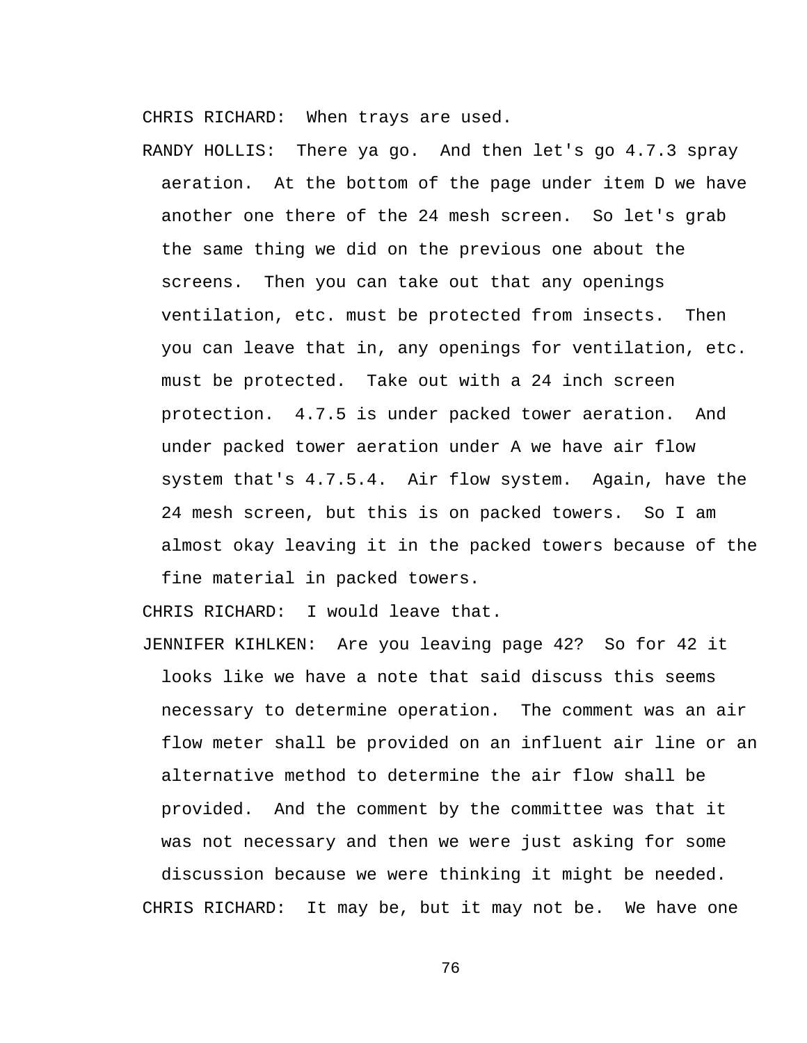CHRIS RICHARD: When trays are used.

RANDY HOLLIS: There ya go. And then let's go 4.7.3 spray aeration. At the bottom of the page under item D we have another one there of the 24 mesh screen. So let's grab the same thing we did on the previous one about the screens. Then you can take out that any openings ventilation, etc. must be protected from insects. Then you can leave that in, any openings for ventilation, etc. must be protected. Take out with a 24 inch screen protection. 4.7.5 is under packed tower aeration. And under packed tower aeration under A we have air flow system that's 4.7.5.4. Air flow system. Again, have the 24 mesh screen, but this is on packed towers. So I am almost okay leaving it in the packed towers because of the fine material in packed towers.

CHRIS RICHARD: I would leave that.

JENNIFER KIHLKEN: Are you leaving page 42? So for 42 it looks like we have a note that said discuss this seems necessary to determine operation. The comment was an air flow meter shall be provided on an influent air line or an alternative method to determine the air flow shall be provided. And the comment by the committee was that it was not necessary and then we were just asking for some discussion because we were thinking it might be needed.

CHRIS RICHARD: It may be, but it may not be. We have one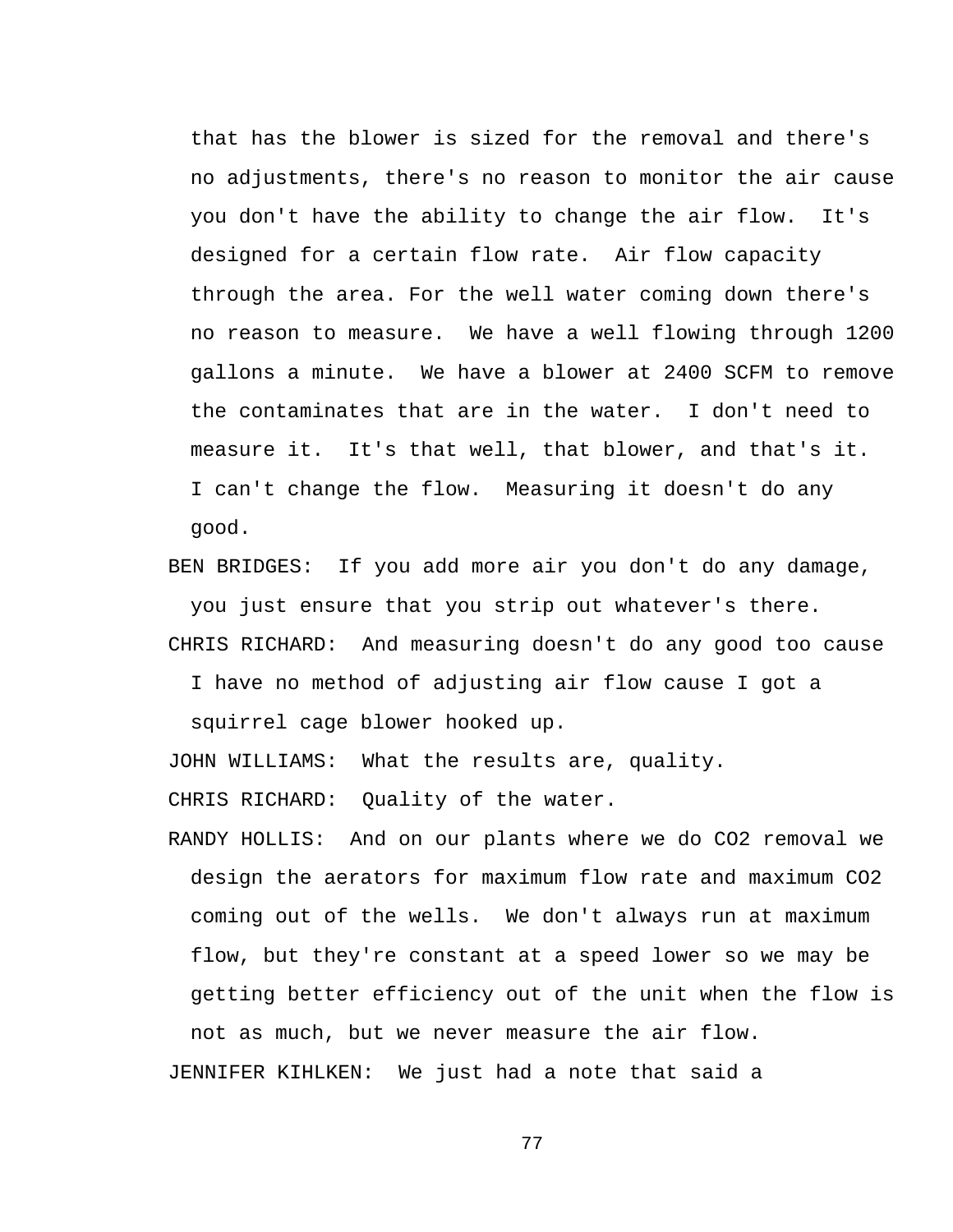that has the blower is sized for the removal and there's no adjustments, there's no reason to monitor the air cause you don't have the ability to change the air flow. It's designed for a certain flow rate. Air flow capacity through the area. For the well water coming down there's no reason to measure. We have a well flowing through 1200 gallons a minute. We have a blower at 2400 SCFM to remove the contaminates that are in the water. I don't need to measure it. It's that well, that blower, and that's it. I can't change the flow. Measuring it doesn't do any good.

BEN BRIDGES: If you add more air you don't do any damage, you just ensure that you strip out whatever's there.

CHRIS RICHARD: And measuring doesn't do any good too cause I have no method of adjusting air flow cause I got a squirrel cage blower hooked up.

JOHN WILLIAMS: What the results are, quality.

CHRIS RICHARD: Quality of the water.

RANDY HOLLIS: And on our plants where we do $CO_2$ removal we design the aerators for maximum flow rate and maximum $CO_2$ coming out of the wells. We don't always run at maximum flow, but they're constant at a speed lower so we may be getting better efficiency out of the unit when the flow is not as much, but we never measure the air flow.

JENNIFER KIHLKEN: We just had a note that said a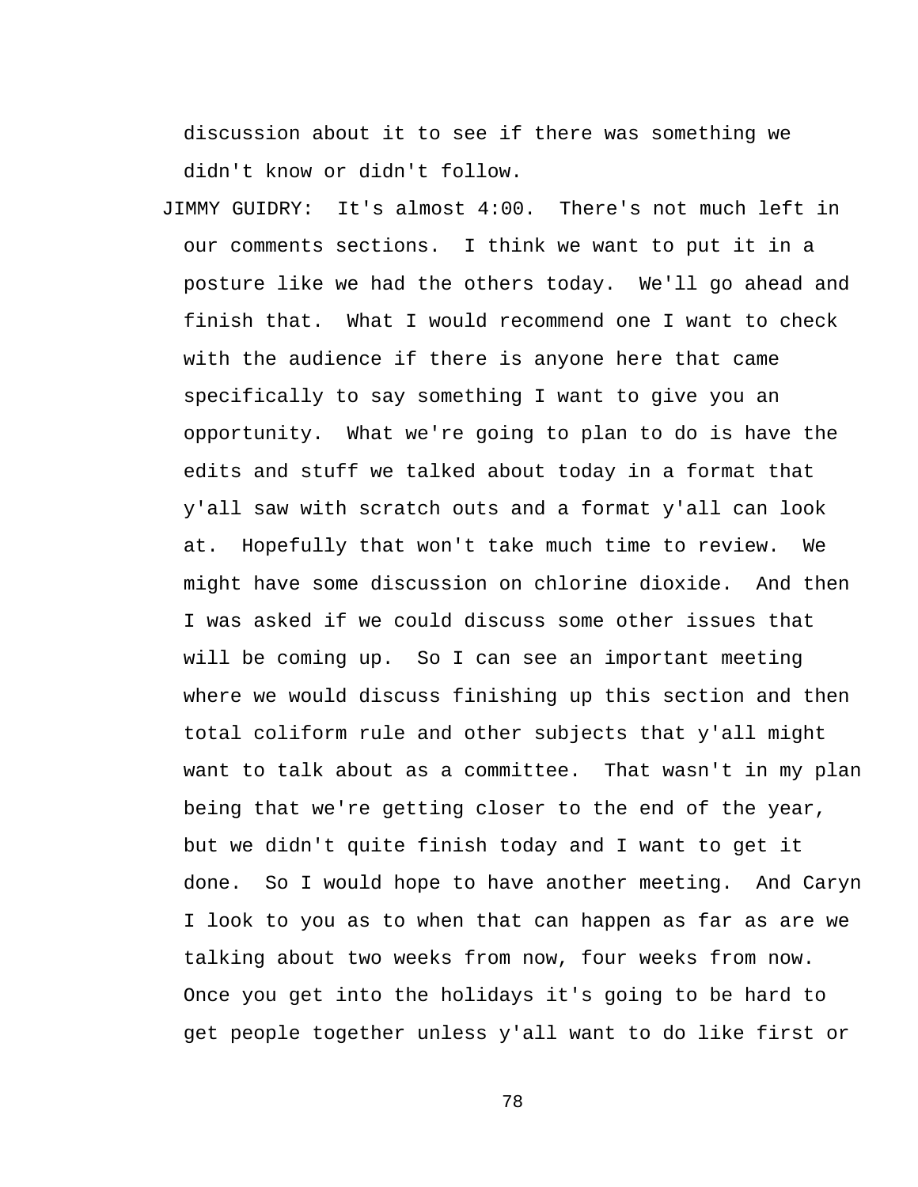discussion about it to see if there was something we didn't know or didn't follow.

JIMMY GUIDRY: It's almost 4:00. There's not much left in our comments sections. I think we want to put it in a posture like we had the others today. We'll go ahead and finish that. What I would recommend one I want to check with the audience if there is anyone here that came specifically to say something I want to give you an opportunity. What we're going to plan to do is have the edits and stuff we talked about today in a format that y'all saw with scratch outs and a format y'all can look at. Hopefully that won't take much time to review. We might have some discussion on chlorine dioxide. And then I was asked if we could discuss some other issues that will be coming up. So I can see an important meeting where we would discuss finishing up this section and then total coliform rule and other subjects that y'all might want to talk about as a committee. That wasn't in my plan being that we're getting closer to the end of the year, but we didn't quite finish today and I want to get it done. So I would hope to have another meeting. And Caryn I look to you as to when that can happen as far as are we talking about two weeks from now, four weeks from now. Once you get into the holidays it's going to be hard to get people together unless y'all want to do like first or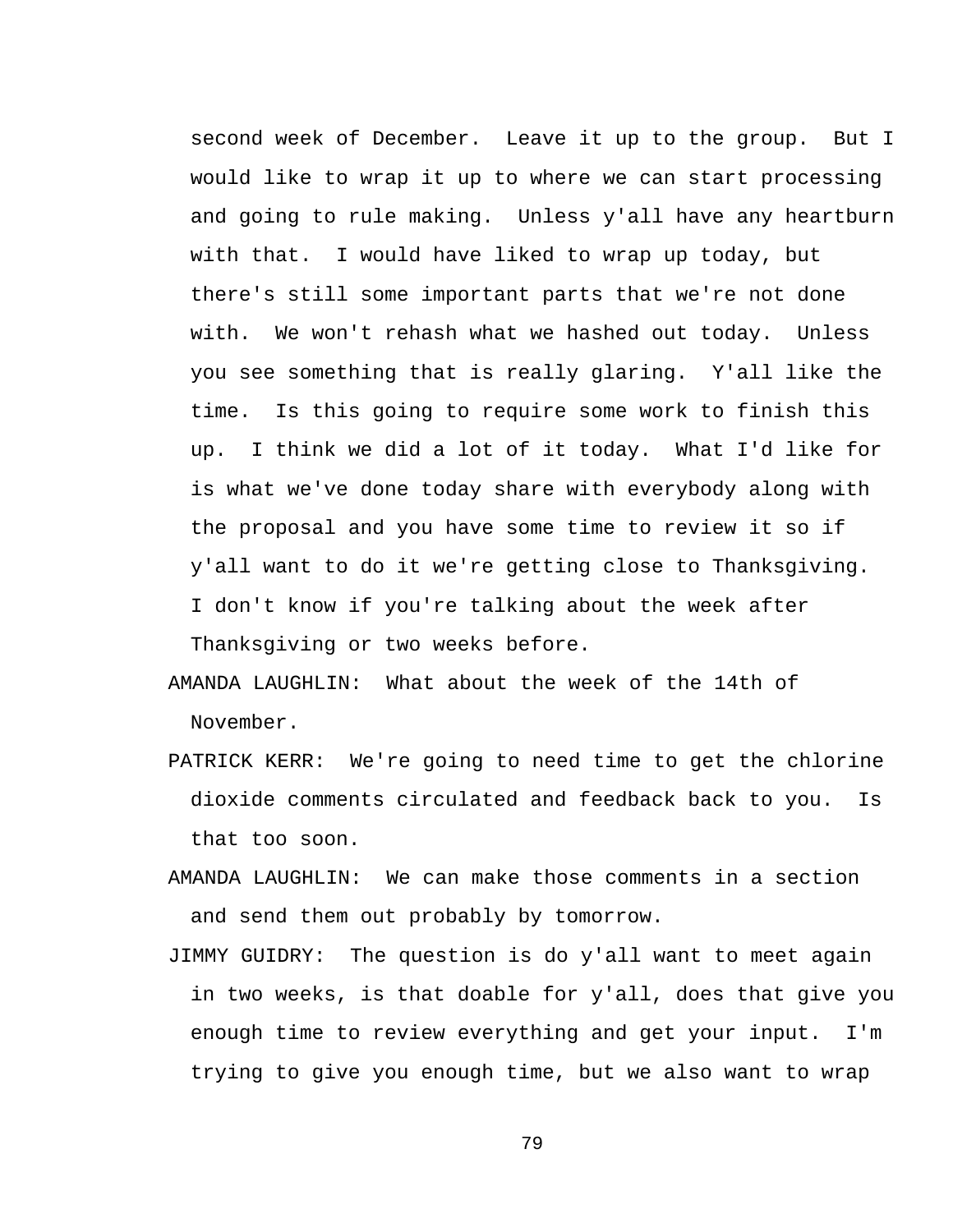second week of December. Leave it up to the group. But I would like to wrap it up to where we can start processing and going to rule making. Unless y'all have any heartburn with that. I would have liked to wrap up today, but there's still some important parts that we're not done with. We won't rehash what we hashed out today. Unless you see something that is really glaring. Y'all like the time. Is this going to require some work to finish this up. I think we did a lot of it today. What I'd like for is what we've done today share with everybody along with the proposal and you have some time to review it so if y'all want to do it we're getting close to Thanksgiving. I don't know if you're talking about the week after Thanksgiving or two weeks before.

AMANDA LAUGHLIN: What about the week of the 14th of November.

PATRICK KERR: We're going to need time to get the chlorine dioxide comments circulated and feedback back to you. Is that too soon.

AMANDA LAUGHLIN: We can make those comments in a section and send them out probably by tomorrow.

JIMMY GUIDRY: The question is do y'all want to meet again in two weeks, is that doable for y'all, does that give you enough time to review everything and get your input. I'm trying to give you enough time, but we also want to wrap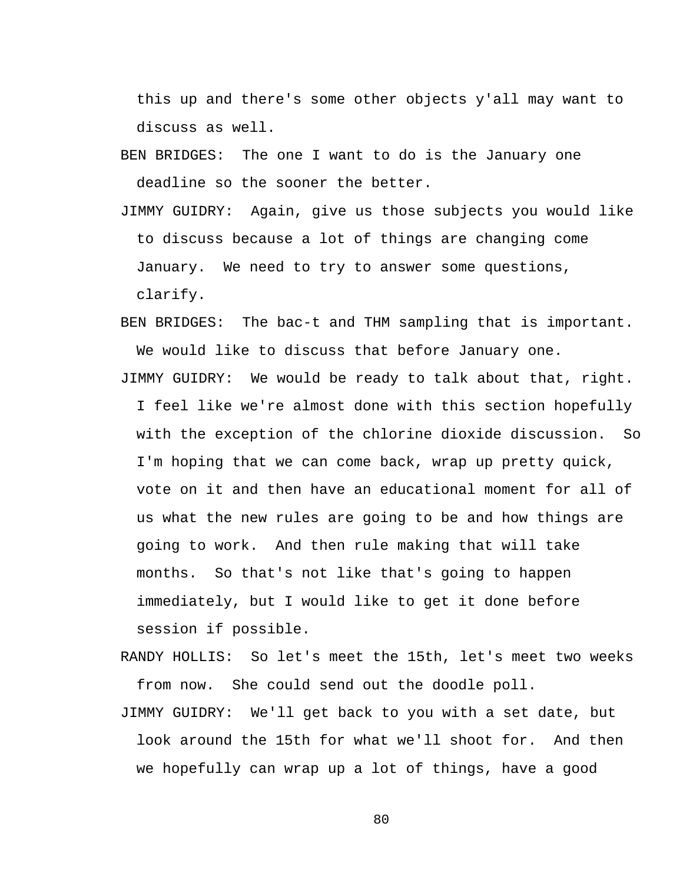this up and there's some other objects y'all may want to discuss as well.

BEN BRIDGES: The one I want to do is the January one deadline so the sooner the better.

JIMMY GUIDRY: Again, give us those subjects you would like to discuss because a lot of things are changing come January. We need to try to answer some questions, clarify.

BEN BRIDGES: The bac-t and THM sampling that is important. We would like to discuss that before January one.

JIMMY GUIDRY: We would be ready to talk about that, right. I feel like we're almost done with this section hopefully with the exception of the chlorine dioxide discussion. So I'm hoping that we can come back, wrap up pretty quick, vote on it and then have an educational moment for all of us what the new rules are going to be and how things are going to work. And then rule making that will take months. So that's not like that's going to happen immediately, but I would like to get it done before session if possible.

RANDY HOLLIS: So let's meet the 15th, let's meet two weeks from now. She could send out the doodle poll.

JIMMY GUIDRY: We'll get back to you with a set date, but look around the 15th for what we'll shoot for. And then we hopefully can wrap up a lot of things, have a good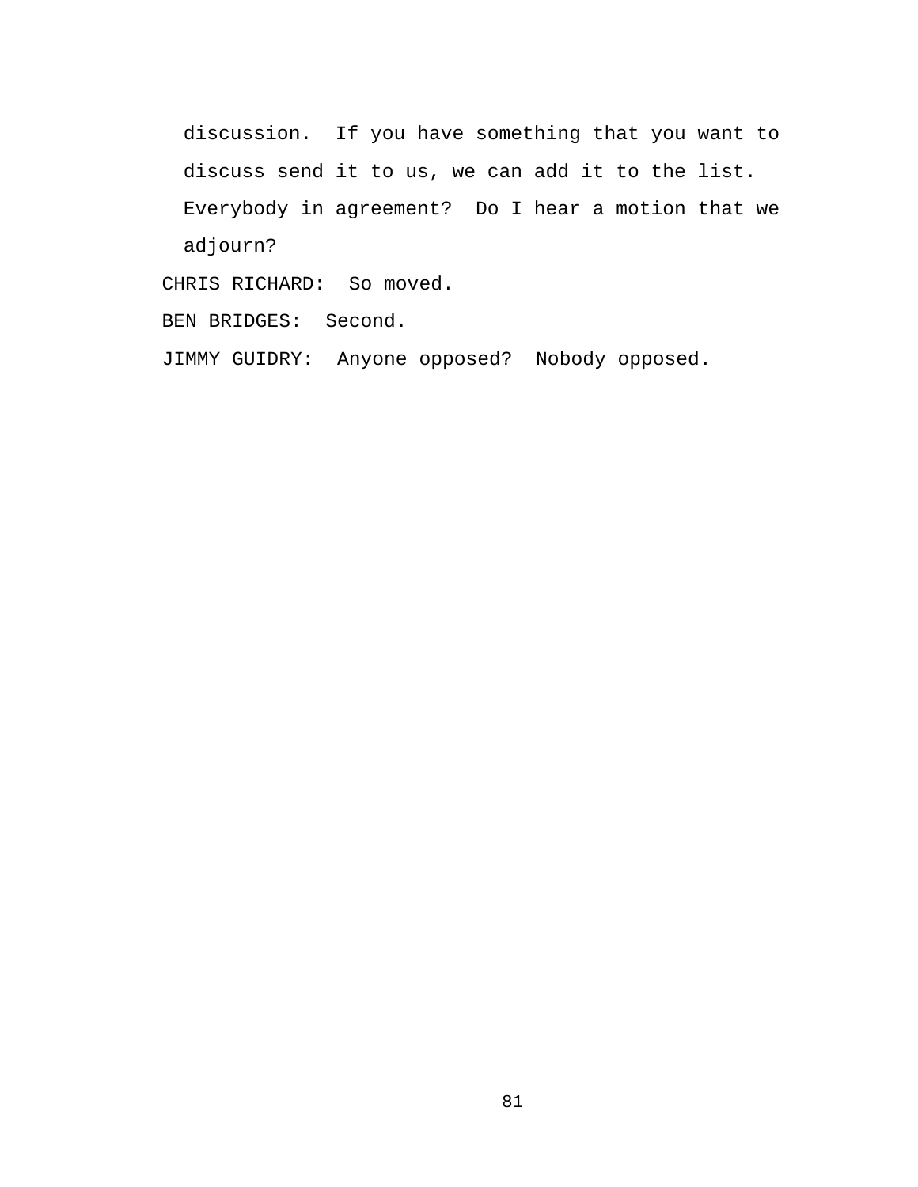discussion. If you have something that you want to discuss send it to us, we can add it to the list. Everybody in agreement? Do I hear a motion that we adjourn?

CHRIS RICHARD: So moved.

BEN BRIDGES: Second.

JIMMY GUIDRY: Anyone opposed? Nobody opposed.